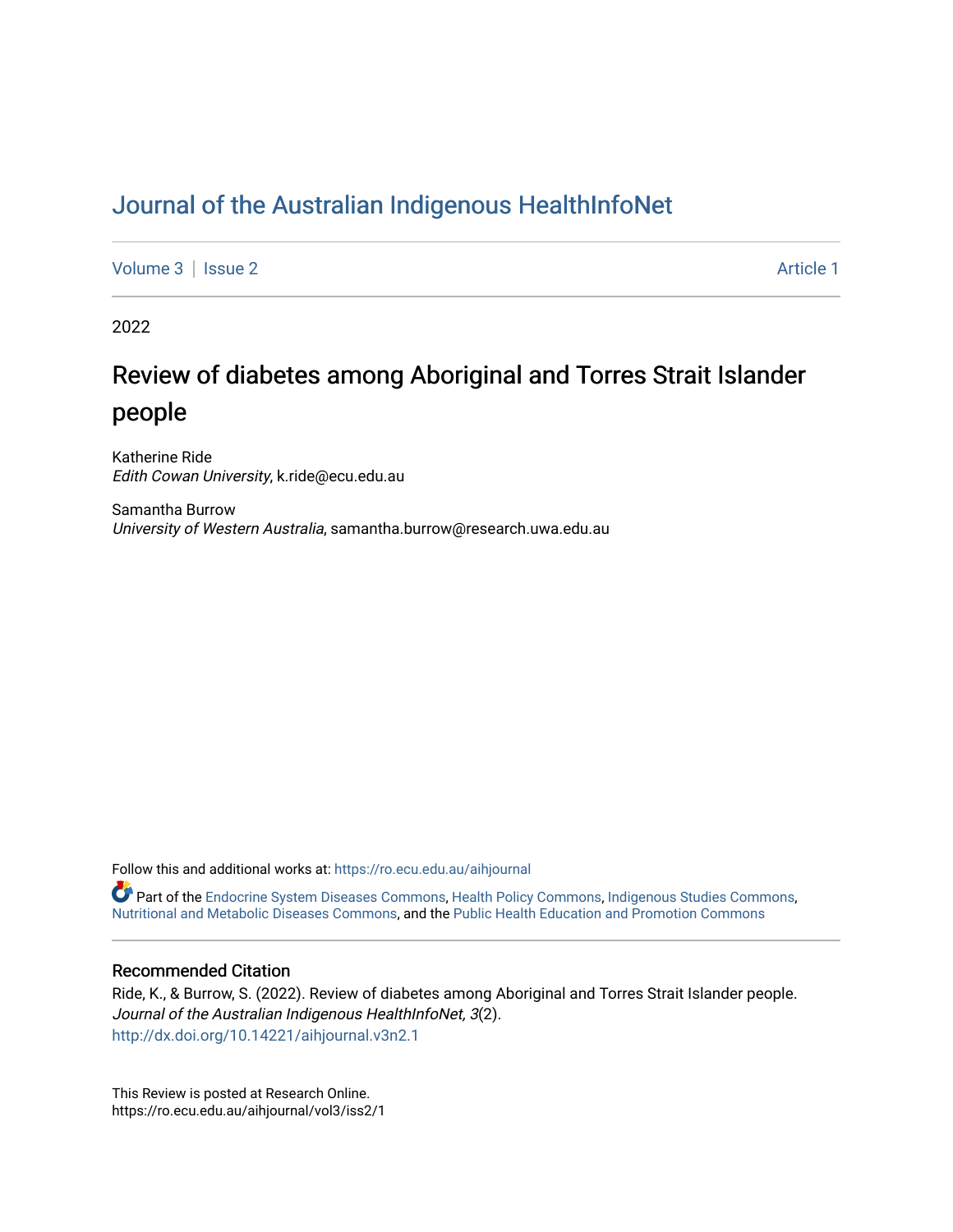Journal of the Australian Indigenous HealthInfoNet

Volume 3 | Issue 2 Article 1

2022

# Review of diabetes among Aboriginal and Torres Strait Islander people

Katherine Ride
*Edith Cowan University*, k.ride@ecu.edu.au

Samantha Burrow
*University of Western Australia*, samantha.burrow@research.uwa.edu.au

Follow this and additional works at: https://ro.ecu.edu.au/aihjournal

Part of the Endocrine System Diseases Commons, Health Policy Commons, Indigenous Studies Commons, Nutritional and Metabolic Diseases Commons, and the Public Health Education and Promotion Commons

## Recommended Citation

Ride, K., & Burrow, S. (2022). Review of diabetes among Aboriginal and Torres Strait Islander people. *Journal of the Australian Indigenous HealthInfoNet, 3*(2).
http://dx.doi.org/10.14221/aihjournal.v3n2.1

This Review is posted at Research Online.
https://ro.ecu.edu.au/aihjournal/vol3/iss2/1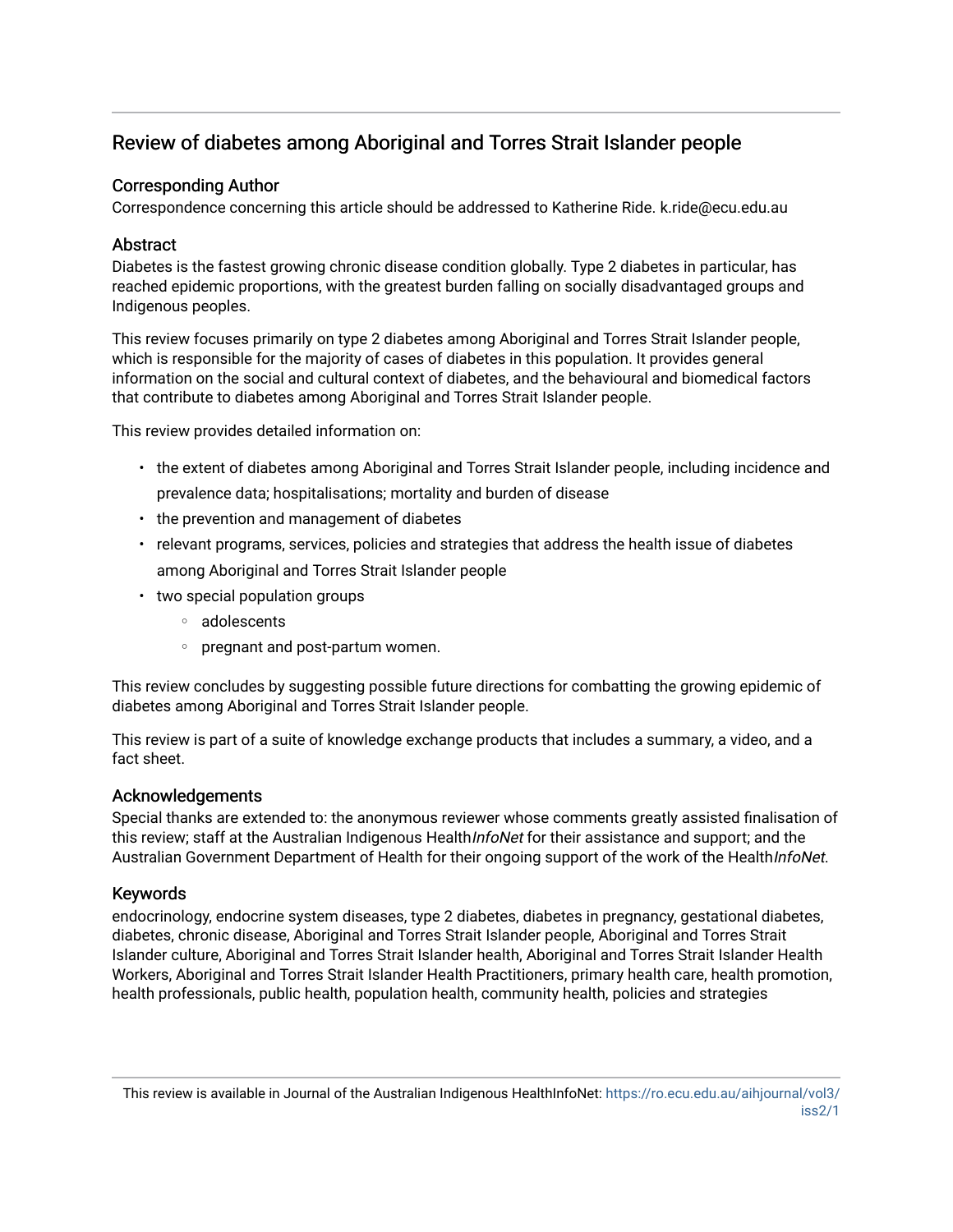# Review of diabetes among Aboriginal and Torres Strait Islander people

## Corresponding Author

Correspondence concerning this article should be addressed to Katherine Ride. k.ride@ecu.edu.au

## Abstract

Diabetes is the fastest growing chronic disease condition globally. Type 2 diabetes in particular, has reached epidemic proportions, with the greatest burden falling on socially disadvantaged groups and Indigenous peoples.

This review focuses primarily on type 2 diabetes among Aboriginal and Torres Strait Islander people, which is responsible for the majority of cases of diabetes in this population. It provides general information on the social and cultural context of diabetes, and the behavioural and biomedical factors that contribute to diabetes among Aboriginal and Torres Strait Islander people.

This review provides detailed information on:

- the extent of diabetes among Aboriginal and Torres Strait Islander people, including incidence and prevalence data; hospitalisations; mortality and burden of disease
- the prevention and management of diabetes
- relevant programs, services, policies and strategies that address the health issue of diabetes among Aboriginal and Torres Strait Islander people
- two special population groups
    - adolescents
    - pregnant and post-partum women.

This review concludes by suggesting possible future directions for combatting the growing epidemic of diabetes among Aboriginal and Torres Strait Islander people.

This review is part of a suite of knowledge exchange products that includes a summary, a video, and a fact sheet.

## Acknowledgements

Special thanks are extended to: the anonymous reviewer whose comments greatly assisted finalisation of this review; staff at the Australian Indigenous Health*InfoNet* for their assistance and support; and the Australian Government Department of Health for their ongoing support of the work of the Health*InfoNet*.

## Keywords

endocrinology, endocrine system diseases, type 2 diabetes, diabetes in pregnancy, gestational diabetes, diabetes, chronic disease, Aboriginal and Torres Strait Islander people, Aboriginal and Torres Strait Islander culture, Aboriginal and Torres Strait Islander health, Aboriginal and Torres Strait Islander Health Workers, Aboriginal and Torres Strait Islander Health Practitioners, primary health care, health promotion, health professionals, public health, population health, community health, policies and strategies

This review is available in Journal of the Australian Indigenous HealthInfoNet: https://ro.ecu.edu.au/aihjournal/vol3/iss2/1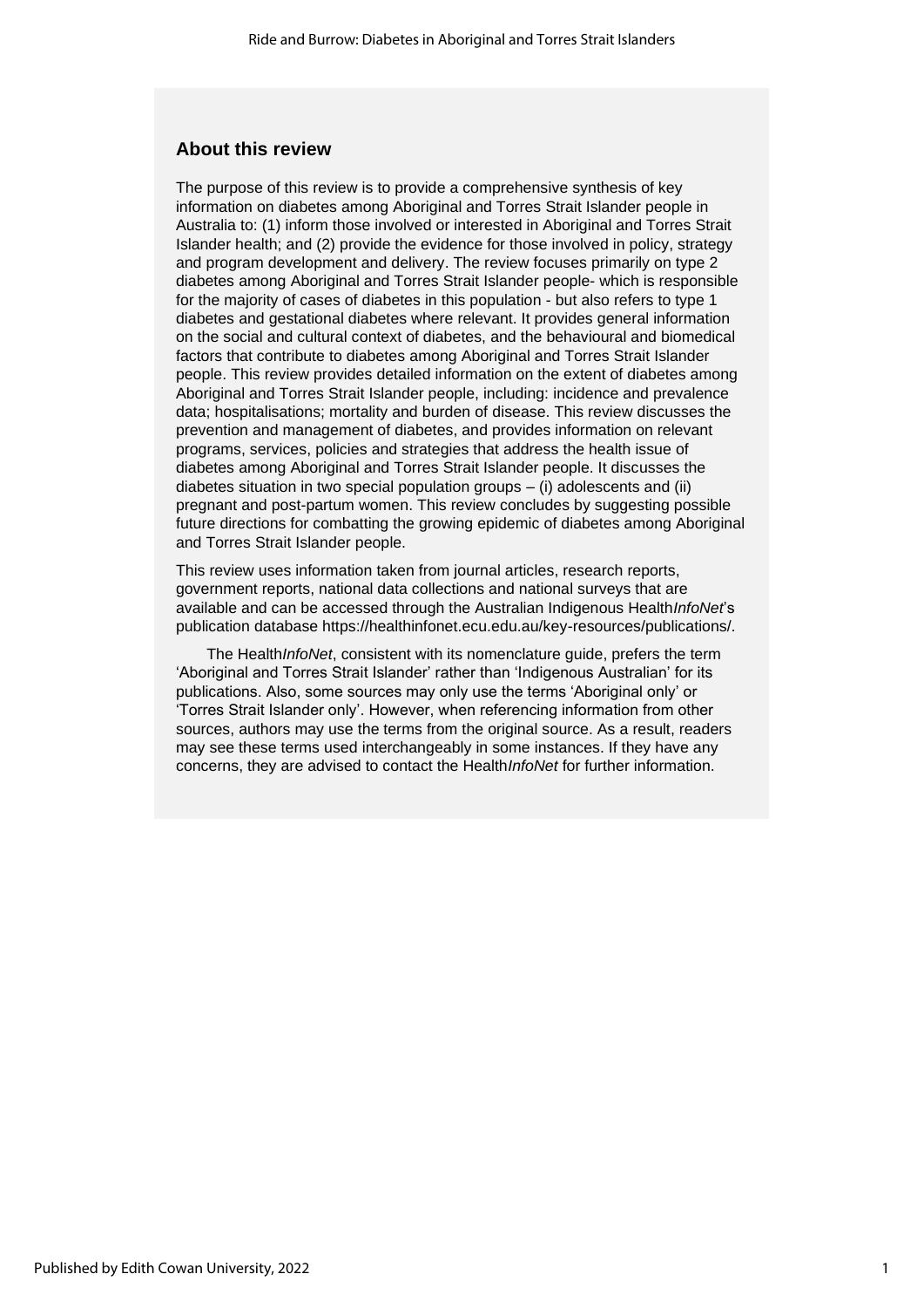## About this review

The purpose of this review is to provide a comprehensive synthesis of key information on diabetes among Aboriginal and Torres Strait Islander people in Australia to: (1) inform those involved or interested in Aboriginal and Torres Strait Islander health; and (2) provide the evidence for those involved in policy, strategy and program development and delivery. The review focuses primarily on type 2 diabetes among Aboriginal and Torres Strait Islander people- which is responsible for the majority of cases of diabetes in this population - but also refers to type 1 diabetes and gestational diabetes where relevant. It provides general information on the social and cultural context of diabetes, and the behavioural and biomedical factors that contribute to diabetes among Aboriginal and Torres Strait Islander people. This review provides detailed information on the extent of diabetes among Aboriginal and Torres Strait Islander people, including: incidence and prevalence data; hospitalisations; mortality and burden of disease. This review discusses the prevention and management of diabetes, and provides information on relevant programs, services, policies and strategies that address the health issue of diabetes among Aboriginal and Torres Strait Islander people. It discusses the diabetes situation in two special population groups – (i) adolescents and (ii) pregnant and post-partum women. This review concludes by suggesting possible future directions for combatting the growing epidemic of diabetes among Aboriginal and Torres Strait Islander people.

This review uses information taken from journal articles, research reports, government reports, national data collections and national surveys that are available and can be accessed through the Australian Indigenous Health*InfoNet*'s publication database https://healthinfonet.ecu.edu.au/key-resources/publications/.

The Health*InfoNet*, consistent with its nomenclature guide, prefers the term 'Aboriginal and Torres Strait Islander' rather than 'Indigenous Australian' for its publications. Also, some sources may only use the terms 'Aboriginal only' or 'Torres Strait Islander only'. However, when referencing information from other sources, authors may use the terms from the original source. As a result, readers may see these terms used interchangeably in some instances. If they have any concerns, they are advised to contact the Health*InfoNet* for further information.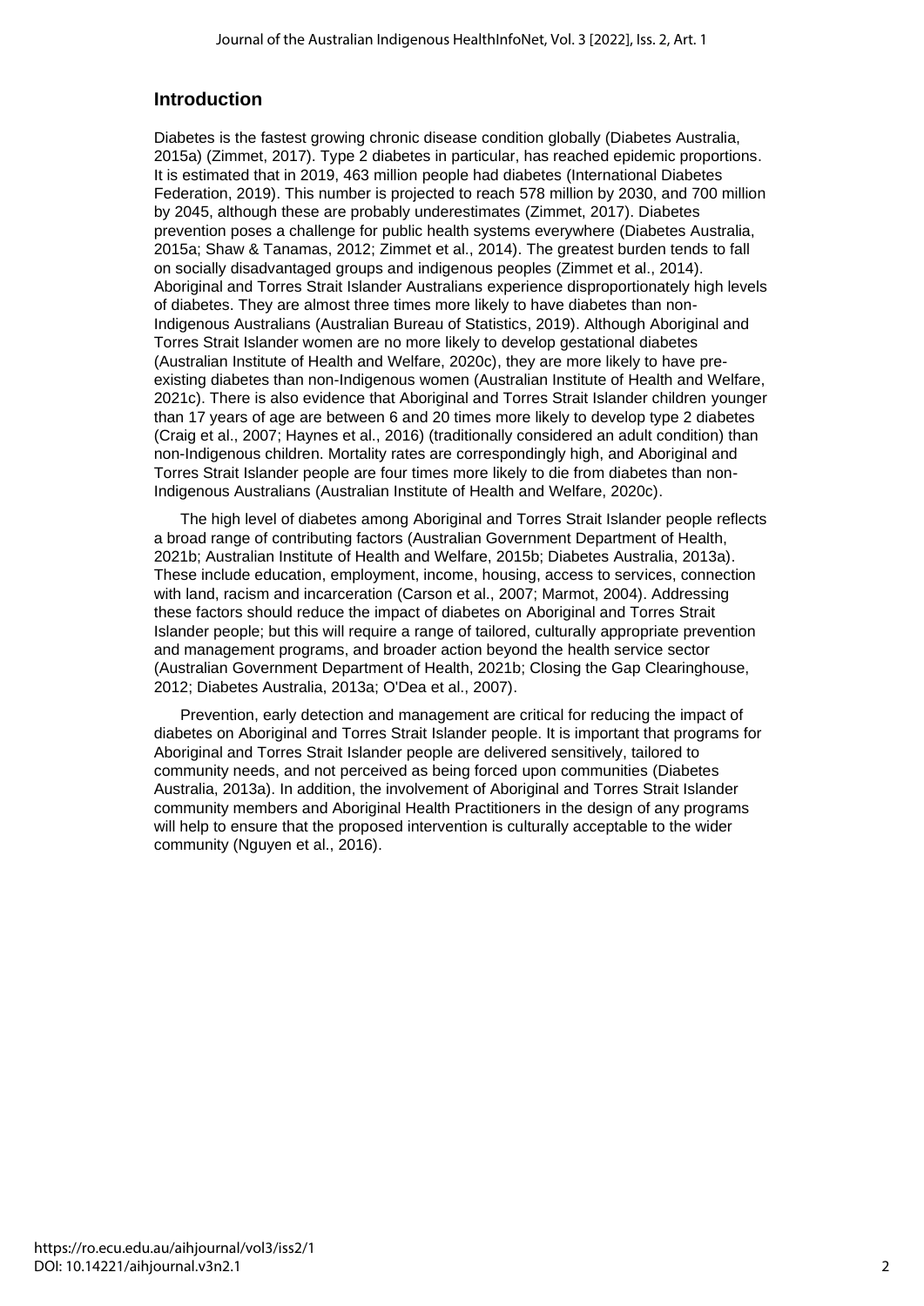## Introduction

Diabetes is the fastest growing chronic disease condition globally (Diabetes Australia, 2015a) (Zimmet, 2017). Type 2 diabetes in particular, has reached epidemic proportions. It is estimated that in 2019, 463 million people had diabetes (International Diabetes Federation, 2019). This number is projected to reach 578 million by 2030, and 700 million by 2045, although these are probably underestimates (Zimmet, 2017). Diabetes prevention poses a challenge for public health systems everywhere (Diabetes Australia, 2015a; Shaw & Tanamas, 2012; Zimmet et al., 2014). The greatest burden tends to fall on socially disadvantaged groups and indigenous peoples (Zimmet et al., 2014). Aboriginal and Torres Strait Islander Australians experience disproportionately high levels of diabetes. They are almost three times more likely to have diabetes than non-Indigenous Australians (Australian Bureau of Statistics, 2019). Although Aboriginal and Torres Strait Islander women are no more likely to develop gestational diabetes (Australian Institute of Health and Welfare, 2020c), they are more likely to have pre-existing diabetes than non-Indigenous women (Australian Institute of Health and Welfare, 2021c). There is also evidence that Aboriginal and Torres Strait Islander children younger than 17 years of age are between 6 and 20 times more likely to develop type 2 diabetes (Craig et al., 2007; Haynes et al., 2016) (traditionally considered an adult condition) than non-Indigenous children. Mortality rates are correspondingly high, and Aboriginal and Torres Strait Islander people are four times more likely to die from diabetes than non-Indigenous Australians (Australian Institute of Health and Welfare, 2020c).

The high level of diabetes among Aboriginal and Torres Strait Islander people reflects a broad range of contributing factors (Australian Government Department of Health, 2021b; Australian Institute of Health and Welfare, 2015b; Diabetes Australia, 2013a). These include education, employment, income, housing, access to services, connection with land, racism and incarceration (Carson et al., 2007; Marmot, 2004). Addressing these factors should reduce the impact of diabetes on Aboriginal and Torres Strait Islander people; but this will require a range of tailored, culturally appropriate prevention and management programs, and broader action beyond the health service sector (Australian Government Department of Health, 2021b; Closing the Gap Clearinghouse, 2012; Diabetes Australia, 2013a; O'Dea et al., 2007).

Prevention, early detection and management are critical for reducing the impact of diabetes on Aboriginal and Torres Strait Islander people. It is important that programs for Aboriginal and Torres Strait Islander people are delivered sensitively, tailored to community needs, and not perceived as being forced upon communities (Diabetes Australia, 2013a). In addition, the involvement of Aboriginal and Torres Strait Islander community members and Aboriginal Health Practitioners in the design of any programs will help to ensure that the proposed intervention is culturally acceptable to the wider community (Nguyen et al., 2016).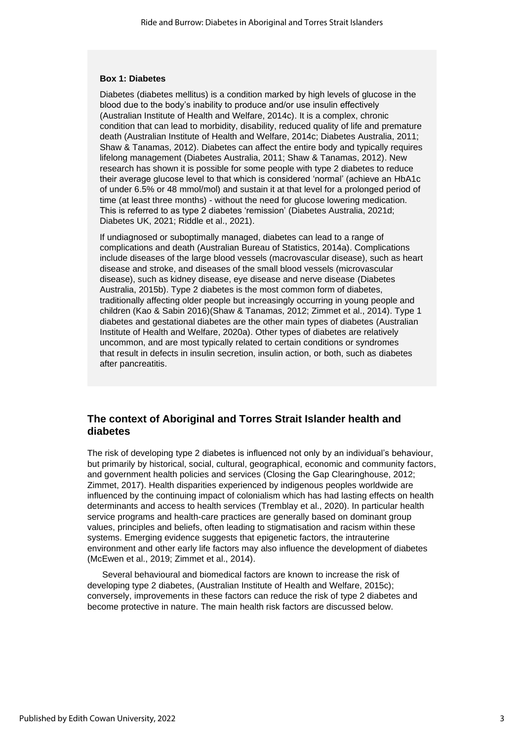**Box 1: Diabetes**

Diabetes (diabetes mellitus) is a condition marked by high levels of glucose in the blood due to the body's inability to produce and/or use insulin effectively (Australian Institute of Health and Welfare, 2014c). It is a complex, chronic condition that can lead to morbidity, disability, reduced quality of life and premature death (Australian Institute of Health and Welfare, 2014c; Diabetes Australia, 2011; Shaw & Tanamas, 2012). Diabetes can affect the entire body and typically requires lifelong management (Diabetes Australia, 2011; Shaw & Tanamas, 2012). New research has shown it is possible for some people with type 2 diabetes to reduce their average glucose level to that which is considered 'normal' (achieve an HbA1c of under 6.5% or 48 mmol/mol) and sustain it at that level for a prolonged period of time (at least three months) - without the need for glucose lowering medication. This is referred to as type 2 diabetes 'remission' (Diabetes Australia, 2021d; Diabetes UK, 2021; Riddle et al., 2021).

If undiagnosed or suboptimally managed, diabetes can lead to a range of complications and death (Australian Bureau of Statistics, 2014a). Complications include diseases of the large blood vessels (macrovascular disease), such as heart disease and stroke, and diseases of the small blood vessels (microvascular disease), such as kidney disease, eye disease and nerve disease (Diabetes Australia, 2015b). Type 2 diabetes is the most common form of diabetes, traditionally affecting older people but increasingly occurring in young people and children (Kao & Sabin 2016)(Shaw & Tanamas, 2012; Zimmet et al., 2014). Type 1 diabetes and gestational diabetes are the other main types of diabetes (Australian Institute of Health and Welfare, 2020a). Other types of diabetes are relatively uncommon, and are most typically related to certain conditions or syndromes that result in defects in insulin secretion, insulin action, or both, such as diabetes after pancreatitis.

## The context of Aboriginal and Torres Strait Islander health and diabetes

The risk of developing type 2 diabetes is influenced not only by an individual's behaviour, but primarily by historical, social, cultural, geographical, economic and community factors, and government health policies and services (Closing the Gap Clearinghouse, 2012; Zimmet, 2017). Health disparities experienced by indigenous peoples worldwide are influenced by the continuing impact of colonialism which has had lasting effects on health determinants and access to health services (Tremblay et al., 2020). In particular health service programs and health-care practices are generally based on dominant group values, principles and beliefs, often leading to stigmatisation and racism within these systems. Emerging evidence suggests that epigenetic factors, the intrauterine environment and other early life factors may also influence the development of diabetes (McEwen et al., 2019; Zimmet et al., 2014).

Several behavioural and biomedical factors are known to increase the risk of developing type 2 diabetes, (Australian Institute of Health and Welfare, 2015c); conversely, improvements in these factors can reduce the risk of type 2 diabetes and become protective in nature. The main health risk factors are discussed below.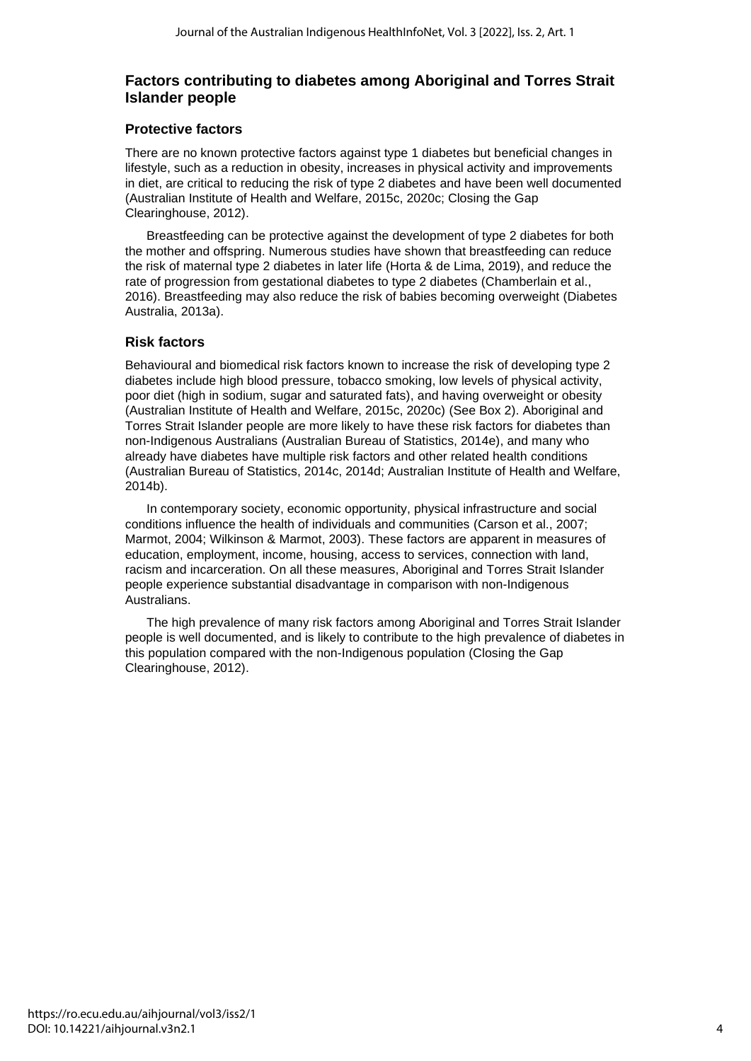## Factors contributing to diabetes among Aboriginal and Torres Strait Islander people

### Protective factors

There are no known protective factors against type 1 diabetes but beneficial changes in lifestyle, such as a reduction in obesity, increases in physical activity and improvements in diet, are critical to reducing the risk of type 2 diabetes and have been well documented (Australian Institute of Health and Welfare, 2015c, 2020c; Closing the Gap Clearinghouse, 2012).

Breastfeeding can be protective against the development of type 2 diabetes for both the mother and offspring. Numerous studies have shown that breastfeeding can reduce the risk of maternal type 2 diabetes in later life (Horta & de Lima, 2019), and reduce the rate of progression from gestational diabetes to type 2 diabetes (Chamberlain et al., 2016). Breastfeeding may also reduce the risk of babies becoming overweight (Diabetes Australia, 2013a).

### Risk factors

Behavioural and biomedical risk factors known to increase the risk of developing type 2 diabetes include high blood pressure, tobacco smoking, low levels of physical activity, poor diet (high in sodium, sugar and saturated fats), and having overweight or obesity (Australian Institute of Health and Welfare, 2015c, 2020c) (See Box 2). Aboriginal and Torres Strait Islander people are more likely to have these risk factors for diabetes than non-Indigenous Australians (Australian Bureau of Statistics, 2014e), and many who already have diabetes have multiple risk factors and other related health conditions (Australian Bureau of Statistics, 2014c, 2014d; Australian Institute of Health and Welfare, 2014b).

In contemporary society, economic opportunity, physical infrastructure and social conditions influence the health of individuals and communities (Carson et al., 2007; Marmot, 2004; Wilkinson & Marmot, 2003). These factors are apparent in measures of education, employment, income, housing, access to services, connection with land, racism and incarceration. On all these measures, Aboriginal and Torres Strait Islander people experience substantial disadvantage in comparison with non-Indigenous Australians.

The high prevalence of many risk factors among Aboriginal and Torres Strait Islander people is well documented, and is likely to contribute to the high prevalence of diabetes in this population compared with the non-Indigenous population (Closing the Gap Clearinghouse, 2012).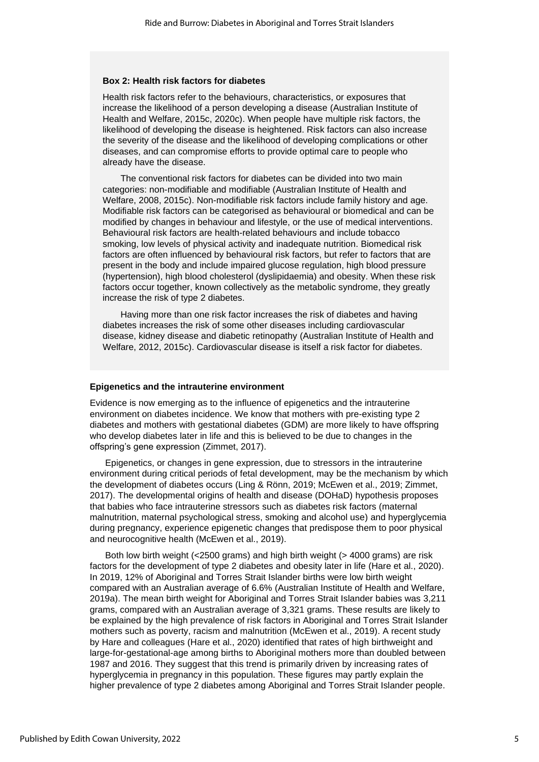**Box 2: Health risk factors for diabetes**

Health risk factors refer to the behaviours, characteristics, or exposures that increase the likelihood of a person developing a disease (Australian Institute of Health and Welfare, 2015c, 2020c). When people have multiple risk factors, the likelihood of developing the disease is heightened. Risk factors can also increase the severity of the disease and the likelihood of developing complications or other diseases, and can compromise efforts to provide optimal care to people who already have the disease.

The conventional risk factors for diabetes can be divided into two main categories: non-modifiable and modifiable (Australian Institute of Health and Welfare, 2008, 2015c). Non-modifiable risk factors include family history and age. Modifiable risk factors can be categorised as behavioural or biomedical and can be modified by changes in behaviour and lifestyle, or the use of medical interventions. Behavioural risk factors are health-related behaviours and include tobacco smoking, low levels of physical activity and inadequate nutrition. Biomedical risk factors are often influenced by behavioural risk factors, but refer to factors that are present in the body and include impaired glucose regulation, high blood pressure (hypertension), high blood cholesterol (dyslipidaemia) and obesity. When these risk factors occur together, known collectively as the metabolic syndrome, they greatly increase the risk of type 2 diabetes.

Having more than one risk factor increases the risk of diabetes and having diabetes increases the risk of some other diseases including cardiovascular disease, kidney disease and diabetic retinopathy (Australian Institute of Health and Welfare, 2012, 2015c). Cardiovascular disease is itself a risk factor for diabetes.

**Epigenetics and the intrauterine environment**

Evidence is now emerging as to the influence of epigenetics and the intrauterine environment on diabetes incidence. We know that mothers with pre-existing type 2 diabetes and mothers with gestational diabetes (GDM) are more likely to have offspring who develop diabetes later in life and this is believed to be due to changes in the offspring's gene expression (Zimmet, 2017).

Epigenetics, or changes in gene expression, due to stressors in the intrauterine environment during critical periods of fetal development, may be the mechanism by which the development of diabetes occurs (Ling & Rönn, 2019; McEwen et al., 2019; Zimmet, 2017). The developmental origins of health and disease (DOHaD) hypothesis proposes that babies who face intrauterine stressors such as diabetes risk factors (maternal malnutrition, maternal psychological stress, smoking and alcohol use) and hyperglycemia during pregnancy, experience epigenetic changes that predispose them to poor physical and neurocognitive health (McEwen et al., 2019).

Both low birth weight (<2500 grams) and high birth weight (> 4000 grams) are risk factors for the development of type 2 diabetes and obesity later in life (Hare et al., 2020). In 2019, 12% of Aboriginal and Torres Strait Islander births were low birth weight compared with an Australian average of 6.6% (Australian Institute of Health and Welfare, 2019a). The mean birth weight for Aboriginal and Torres Strait Islander babies was 3,211 grams, compared with an Australian average of 3,321 grams. These results are likely to be explained by the high prevalence of risk factors in Aboriginal and Torres Strait Islander mothers such as poverty, racism and malnutrition (McEwen et al., 2019). A recent study by Hare and colleagues (Hare et al., 2020) identified that rates of high birthweight and large-for-gestational-age among births to Aboriginal mothers more than doubled between 1987 and 2016. They suggest that this trend is primarily driven by increasing rates of hyperglycemia in pregnancy in this population. These figures may partly explain the higher prevalence of type 2 diabetes among Aboriginal and Torres Strait Islander people.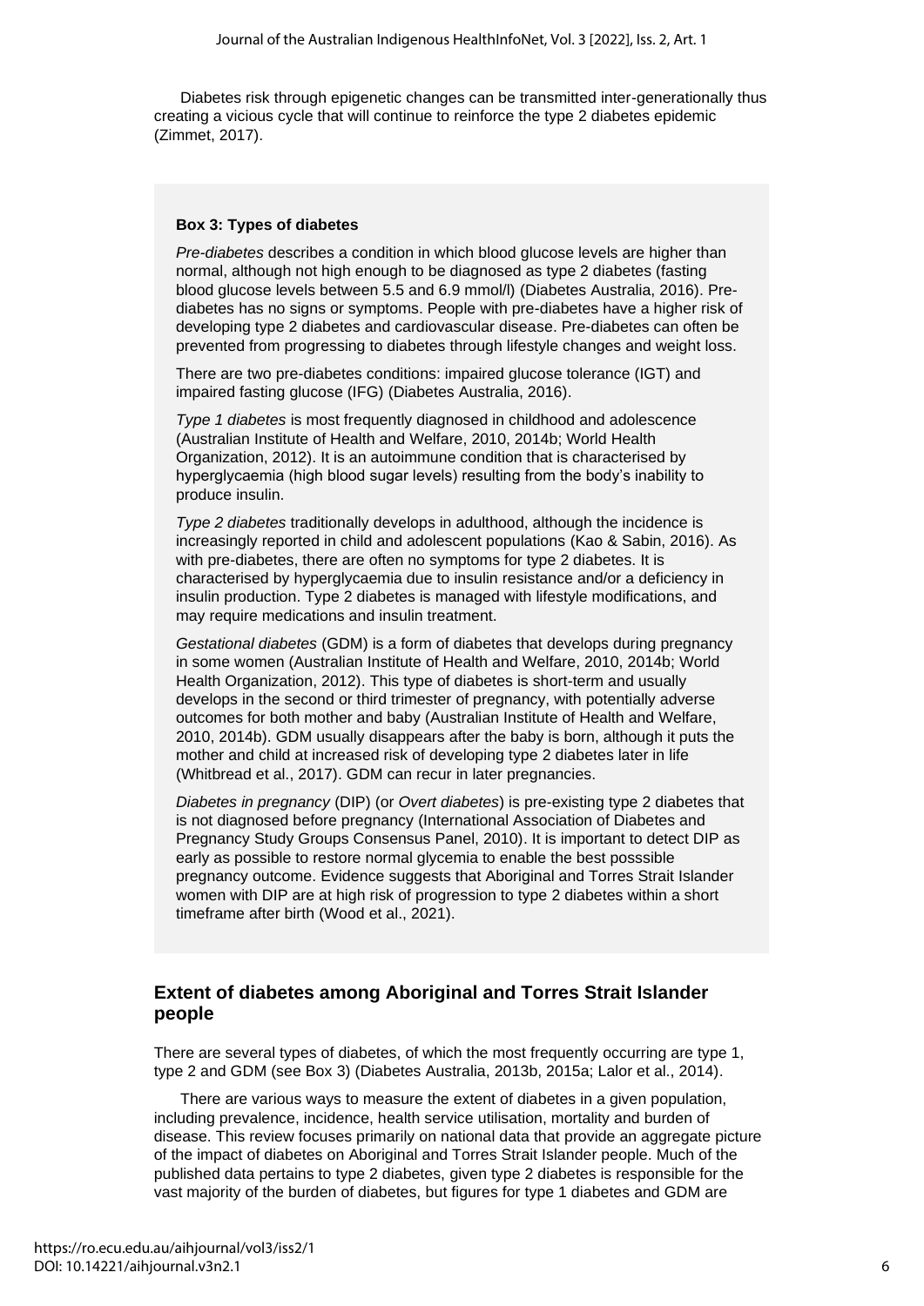Diabetes risk through epigenetic changes can be transmitted inter-generationally thus creating a vicious cycle that will continue to reinforce the type 2 diabetes epidemic (Zimmet, 2017).

> **Box 3: Types of diabetes**
>
> *Pre-diabetes* describes a condition in which blood glucose levels are higher than normal, although not high enough to be diagnosed as type 2 diabetes (fasting blood glucose levels between 5.5 and 6.9 mmol/l) (Diabetes Australia, 2016). Pre-diabetes has no signs or symptoms. People with pre-diabetes have a higher risk of developing type 2 diabetes and cardiovascular disease. Pre-diabetes can often be prevented from progressing to diabetes through lifestyle changes and weight loss.
>
> There are two pre-diabetes conditions: impaired glucose tolerance (IGT) and impaired fasting glucose (IFG) (Diabetes Australia, 2016).
>
> *Type 1 diabetes* is most frequently diagnosed in childhood and adolescence (Australian Institute of Health and Welfare, 2010, 2014b; World Health Organization, 2012). It is an autoimmune condition that is characterised by hyperglycaemia (high blood sugar levels) resulting from the body's inability to produce insulin.
>
> *Type 2 diabetes* traditionally develops in adulthood, although the incidence is increasingly reported in child and adolescent populations (Kao & Sabin, 2016). As with pre-diabetes, there are often no symptoms for type 2 diabetes. It is characterised by hyperglycaemia due to insulin resistance and/or a deficiency in insulin production. Type 2 diabetes is managed with lifestyle modifications, and may require medications and insulin treatment.
>
> *Gestational diabetes* (GDM) is a form of diabetes that develops during pregnancy in some women (Australian Institute of Health and Welfare, 2010, 2014b; World Health Organization, 2012). This type of diabetes is short-term and usually develops in the second or third trimester of pregnancy, with potentially adverse outcomes for both mother and baby (Australian Institute of Health and Welfare, 2010, 2014b). GDM usually disappears after the baby is born, although it puts the mother and child at increased risk of developing type 2 diabetes later in life (Whitbread et al., 2017). GDM can recur in later pregnancies.
>
> *Diabetes in pregnancy* (DIP) (or *Overt diabetes*) is pre-existing type 2 diabetes that is not diagnosed before pregnancy (International Association of Diabetes and Pregnancy Study Groups Consensus Panel, 2010). It is important to detect DIP as early as possible to restore normal glycemia to enable the best posssible pregnancy outcome. Evidence suggests that Aboriginal and Torres Strait Islander women with DIP are at high risk of progression to type 2 diabetes within a short timeframe after birth (Wood et al., 2021).

## Extent of diabetes among Aboriginal and Torres Strait Islander people

There are several types of diabetes, of which the most frequently occurring are type 1, type 2 and GDM (see Box 3) (Diabetes Australia, 2013b, 2015a; Lalor et al., 2014).

There are various ways to measure the extent of diabetes in a given population, including prevalence, incidence, health service utilisation, mortality and burden of disease. This review focuses primarily on national data that provide an aggregate picture of the impact of diabetes on Aboriginal and Torres Strait Islander people. Much of the published data pertains to type 2 diabetes, given type 2 diabetes is responsible for the vast majority of the burden of diabetes, but figures for type 1 diabetes and GDM are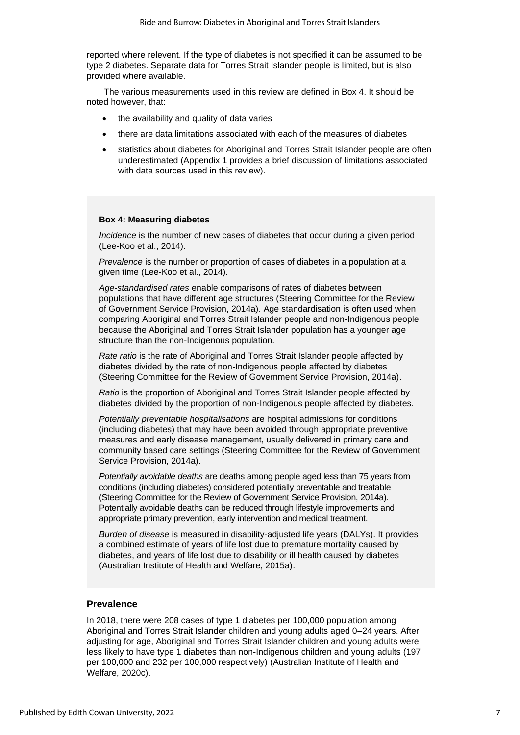reported where relevent. If the type of diabetes is not specified it can be assumed to be type 2 diabetes. Separate data for Torres Strait Islander people is limited, but is also provided where available.

The various measurements used in this review are defined in Box 4. It should be noted however, that:

- the availability and quality of data varies
- there are data limitations associated with each of the measures of diabetes
- statistics about diabetes for Aboriginal and Torres Strait Islander people are often underestimated (Appendix 1 provides a brief discussion of limitations associated with data sources used in this review).

**Box 4: Measuring diabetes**

*Incidence* is the number of new cases of diabetes that occur during a given period (Lee-Koo et al., 2014).

*Prevalence* is the number or proportion of cases of diabetes in a population at a given time (Lee-Koo et al., 2014).

*Age-standardised rates* enable comparisons of rates of diabetes between populations that have different age structures (Steering Committee for the Review of Government Service Provision, 2014a). Age standardisation is often used when comparing Aboriginal and Torres Strait Islander people and non-Indigenous people because the Aboriginal and Torres Strait Islander population has a younger age structure than the non-Indigenous population.

*Rate ratio* is the rate of Aboriginal and Torres Strait Islander people affected by diabetes divided by the rate of non-Indigenous people affected by diabetes (Steering Committee for the Review of Government Service Provision, 2014a).

*Ratio* is the proportion of Aboriginal and Torres Strait Islander people affected by diabetes divided by the proportion of non-Indigenous people affected by diabetes.

*Potentially preventable hospitalisations* are hospital admissions for conditions (including diabetes) that may have been avoided through appropriate preventive measures and early disease management, usually delivered in primary care and community based care settings (Steering Committee for the Review of Government Service Provision, 2014a).

*Potentially avoidable deaths* are deaths among people aged less than 75 years from conditions (including diabetes) considered potentially preventable and treatable (Steering Committee for the Review of Government Service Provision, 2014a). Potentially avoidable deaths can be reduced through lifestyle improvements and appropriate primary prevention, early intervention and medical treatment.

*Burden of disease* is measured in disability-adjusted life years (DALYs). It provides a combined estimate of years of life lost due to premature mortality caused by diabetes, and years of life lost due to disability or ill health caused by diabetes (Australian Institute of Health and Welfare, 2015a).

## Prevalence

In 2018, there were 208 cases of type 1 diabetes per 100,000 population among Aboriginal and Torres Strait Islander children and young adults aged 0–24 years. After adjusting for age, Aboriginal and Torres Strait Islander children and young adults were less likely to have type 1 diabetes than non-Indigenous children and young adults (197 per 100,000 and 232 per 100,000 respectively) (Australian Institute of Health and Welfare, 2020c).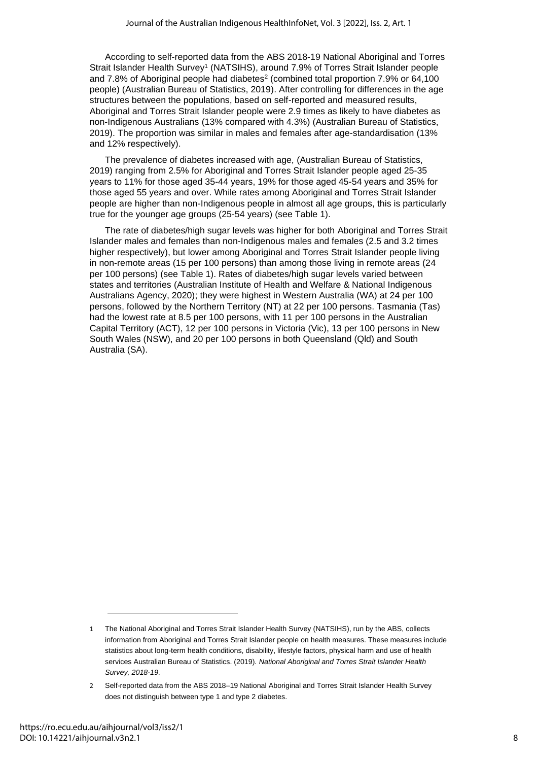According to self-reported data from the ABS 2018-19 National Aboriginal and Torres Strait Islander Health Survey[1] (NATSIHS), around 7.9% of Torres Strait Islander people and 7.8% of Aboriginal people had diabetes[2] (combined total proportion 7.9% or 64,100 people) (Australian Bureau of Statistics, 2019). After controlling for differences in the age structures between the populations, based on self-reported and measured results, Aboriginal and Torres Strait Islander people were 2.9 times as likely to have diabetes as non-Indigenous Australians (13% compared with 4.3%) (Australian Bureau of Statistics, 2019). The proportion was similar in males and females after age-standardisation (13% and 12% respectively).

The prevalence of diabetes increased with age, (Australian Bureau of Statistics, 2019) ranging from 2.5% for Aboriginal and Torres Strait Islander people aged 25-35 years to 11% for those aged 35-44 years, 19% for those aged 45-54 years and 35% for those aged 55 years and over. While rates among Aboriginal and Torres Strait Islander people are higher than non-Indigenous people in almost all age groups, this is particularly true for the younger age groups (25-54 years) (see Table 1).

The rate of diabetes/high sugar levels was higher for both Aboriginal and Torres Strait Islander males and females than non-Indigenous males and females (2.5 and 3.2 times higher respectively), but lower among Aboriginal and Torres Strait Islander people living in non-remote areas (15 per 100 persons) than among those living in remote areas (24 per 100 persons) (see Table 1). Rates of diabetes/high sugar levels varied between states and territories (Australian Institute of Health and Welfare & National Indigenous Australians Agency, 2020); they were highest in Western Australia (WA) at 24 per 100 persons, followed by the Northern Territory (NT) at 22 per 100 persons. Tasmania (Tas) had the lowest rate at 8.5 per 100 persons, with 11 per 100 persons in the Australian Capital Territory (ACT), 12 per 100 persons in Victoria (Vic), 13 per 100 persons in New South Wales (NSW), and 20 per 100 persons in both Queensland (Qld) and South Australia (SA).

---

1 The National Aboriginal and Torres Strait Islander Health Survey (NATSIHS), run by the ABS, collects information from Aboriginal and Torres Strait Islander people on health measures. These measures include statistics about long-term health conditions, disability, lifestyle factors, physical harm and use of health services Australian Bureau of Statistics. (2019). *National Aboriginal and Torres Strait Islander Health Survey, 2018-19*.

2 Self-reported data from the ABS 2018–19 National Aboriginal and Torres Strait Islander Health Survey does not distinguish between type 1 and type 2 diabetes.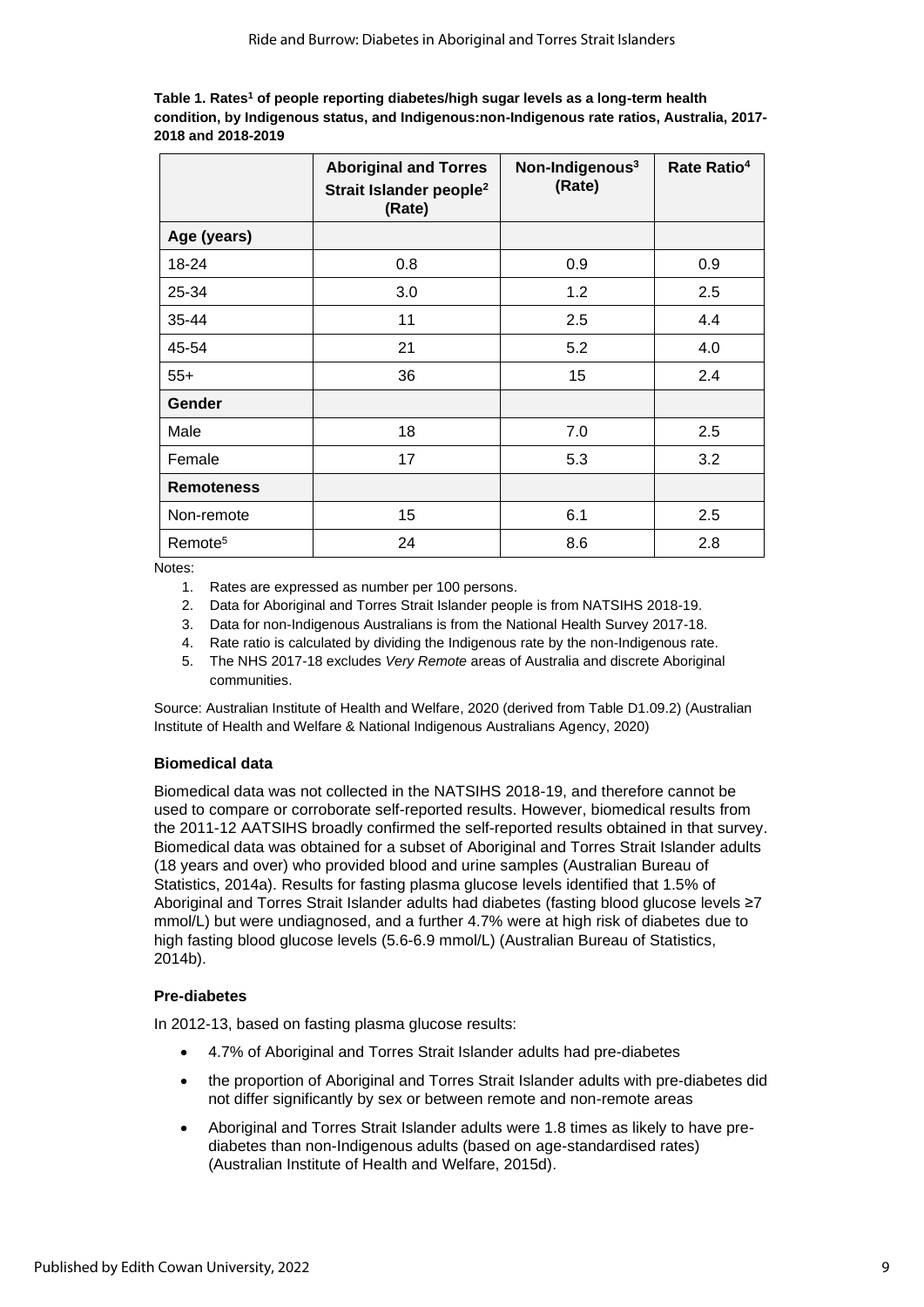**Table 1. Rates[1] of people reporting diabetes/high sugar levels as a long-term health condition, by Indigenous status, and Indigenous:non-Indigenous rate ratios, Australia, 2017-2018 and 2018-2019**

| | Aboriginal and Torres Strait Islander people[2] (Rate) | Non-Indigenous[3] (Rate) | Rate Ratio[4] |
|---|---|---|---|
| **Age (years)** | | | |
| 18-24 | 0.8 | 0.9 | 0.9 |
| 25-34 | 3.0 | 1.2 | 2.5 |
| 35-44 | 11 | 2.5 | 4.4 |
| 45-54 | 21 | 5.2 | 4.0 |
| 55+ | 36 | 15 | 2.4 |
| **Gender** | | | |
| Male | 18 | 7.0 | 2.5 |
| Female | 17 | 5.3 | 3.2 |
| **Remoteness** | | | |
| Non-remote | 15 | 6.1 | 2.5 |
| Remote[5] | 24 | 8.6 | 2.8 |

Notes:

1. Rates are expressed as number per 100 persons.
2. Data for Aboriginal and Torres Strait Islander people is from NATSIHS 2018-19.
3. Data for non-Indigenous Australians is from the National Health Survey 2017-18.
4. Rate ratio is calculated by dividing the Indigenous rate by the non-Indigenous rate.
5. The NHS 2017-18 excludes *Very Remote* areas of Australia and discrete Aboriginal communities.

Source: Australian Institute of Health and Welfare, 2020 (derived from Table D1.09.2) (Australian Institute of Health and Welfare & National Indigenous Australians Agency, 2020)

#### Biomedical data

Biomedical data was not collected in the NATSIHS 2018-19, and therefore cannot be used to compare or corroborate self-reported results. However, biomedical results from the 2011-12 AATSIHS broadly confirmed the self-reported results obtained in that survey. Biomedical data was obtained for a subset of Aboriginal and Torres Strait Islander adults (18 years and over) who provided blood and urine samples (Australian Bureau of Statistics, 2014a). Results for fasting plasma glucose levels identified that 1.5% of Aboriginal and Torres Strait Islander adults had diabetes (fasting blood glucose levels ≥7 mmol/L) but were undiagnosed, and a further 4.7% were at high risk of diabetes due to high fasting blood glucose levels (5.6-6.9 mmol/L) (Australian Bureau of Statistics, 2014b).

#### Pre-diabetes

In 2012-13, based on fasting plasma glucose results:

- 4.7% of Aboriginal and Torres Strait Islander adults had pre-diabetes
- the proportion of Aboriginal and Torres Strait Islander adults with pre-diabetes did not differ significantly by sex or between remote and non-remote areas
- Aboriginal and Torres Strait Islander adults were 1.8 times as likely to have pre-diabetes than non-Indigenous adults (based on age-standardised rates) (Australian Institute of Health and Welfare, 2015d).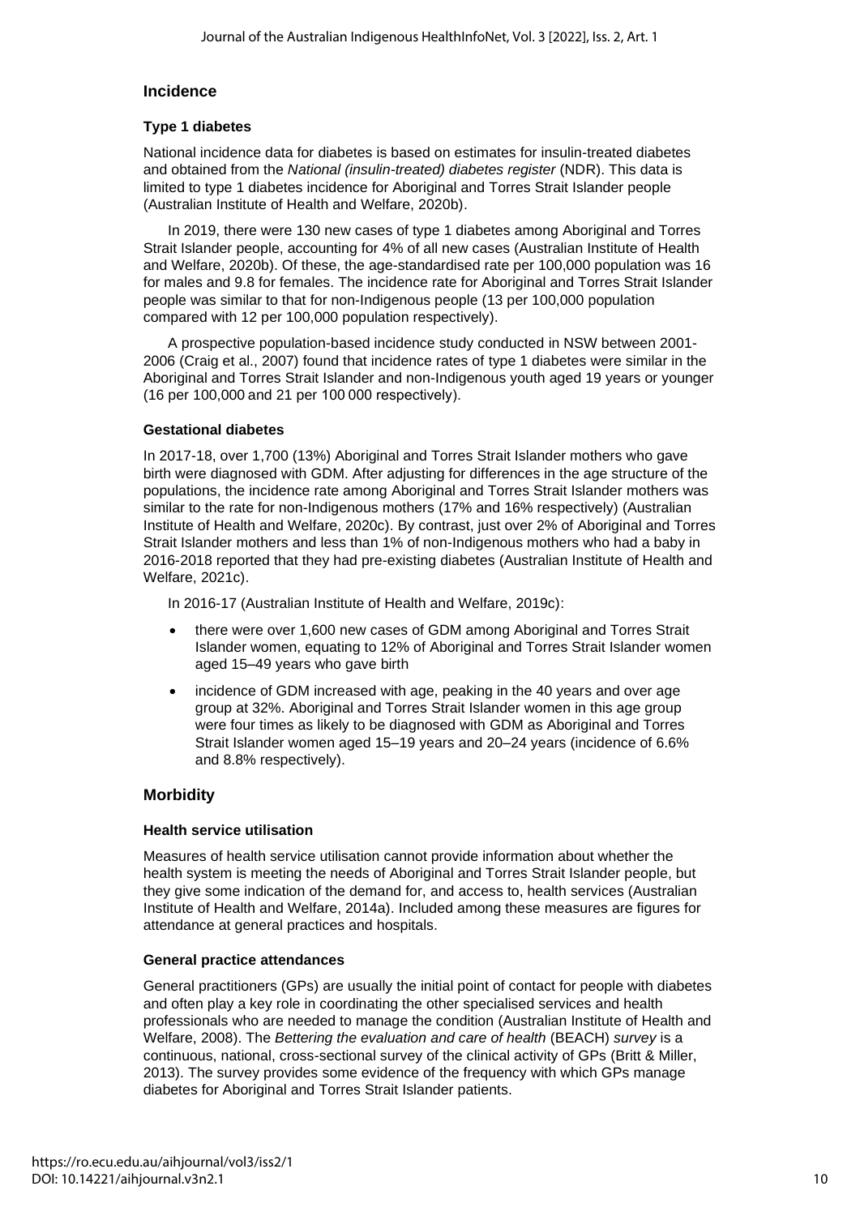## Incidence

### Type 1 diabetes

National incidence data for diabetes is based on estimates for insulin-treated diabetes and obtained from the *National (insulin-treated) diabetes register* (NDR). This data is limited to type 1 diabetes incidence for Aboriginal and Torres Strait Islander people (Australian Institute of Health and Welfare, 2020b).

In 2019, there were 130 new cases of type 1 diabetes among Aboriginal and Torres Strait Islander people, accounting for 4% of all new cases (Australian Institute of Health and Welfare, 2020b). Of these, the age-standardised rate per 100,000 population was 16 for males and 9.8 for females. The incidence rate for Aboriginal and Torres Strait Islander people was similar to that for non-Indigenous people (13 per 100,000 population compared with 12 per 100,000 population respectively).

A prospective population-based incidence study conducted in NSW between 2001-2006 (Craig et al., 2007) found that incidence rates of type 1 diabetes were similar in the Aboriginal and Torres Strait Islander and non-Indigenous youth aged 19 years or younger (16 per 100,000 and 21 per 100 000 respectively).

### Gestational diabetes

In 2017-18, over 1,700 (13%) Aboriginal and Torres Strait Islander mothers who gave birth were diagnosed with GDM. After adjusting for differences in the age structure of the populations, the incidence rate among Aboriginal and Torres Strait Islander mothers was similar to the rate for non-Indigenous mothers (17% and 16% respectively) (Australian Institute of Health and Welfare, 2020c). By contrast, just over 2% of Aboriginal and Torres Strait Islander mothers and less than 1% of non-Indigenous mothers who had a baby in 2016-2018 reported that they had pre-existing diabetes (Australian Institute of Health and Welfare, 2021c).

In 2016-17 (Australian Institute of Health and Welfare, 2019c):

- there were over 1,600 new cases of GDM among Aboriginal and Torres Strait Islander women, equating to 12% of Aboriginal and Torres Strait Islander women aged 15–49 years who gave birth
- incidence of GDM increased with age, peaking in the 40 years and over age group at 32%. Aboriginal and Torres Strait Islander women in this age group were four times as likely to be diagnosed with GDM as Aboriginal and Torres Strait Islander women aged 15–19 years and 20–24 years (incidence of 6.6% and 8.8% respectively).

## Morbidity

### Health service utilisation

Measures of health service utilisation cannot provide information about whether the health system is meeting the needs of Aboriginal and Torres Strait Islander people, but they give some indication of the demand for, and access to, health services (Australian Institute of Health and Welfare, 2014a). Included among these measures are figures for attendance at general practices and hospitals.

### General practice attendances

General practitioners (GPs) are usually the initial point of contact for people with diabetes and often play a key role in coordinating the other specialised services and health professionals who are needed to manage the condition (Australian Institute of Health and Welfare, 2008). The *Bettering the evaluation and care of health* (BEACH) *survey* is a continuous, national, cross-sectional survey of the clinical activity of GPs (Britt & Miller, 2013). The survey provides some evidence of the frequency with which GPs manage diabetes for Aboriginal and Torres Strait Islander patients.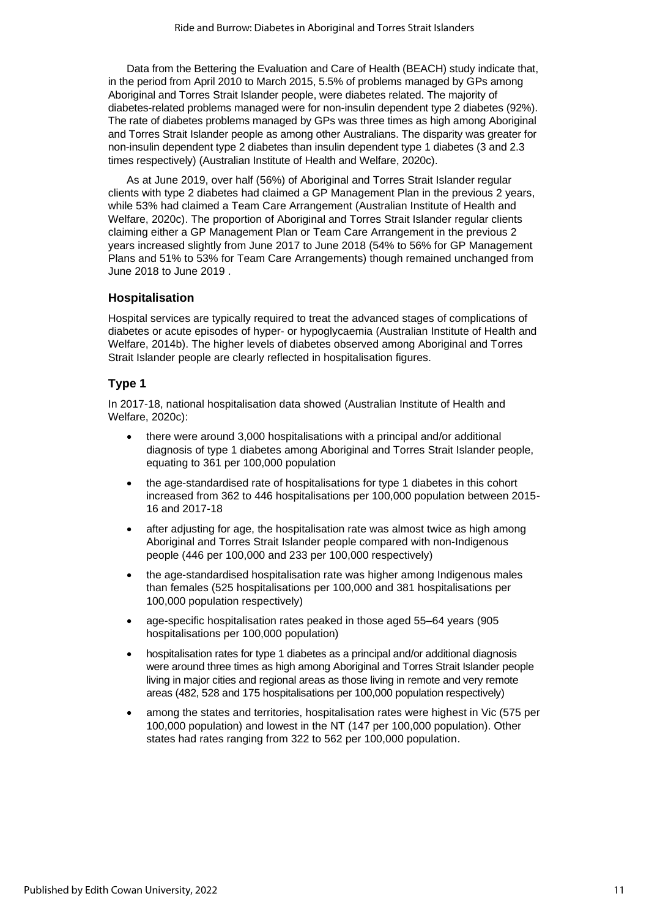Data from the Bettering the Evaluation and Care of Health (BEACH) study indicate that, in the period from April 2010 to March 2015, 5.5% of problems managed by GPs among Aboriginal and Torres Strait Islander people, were diabetes related. The majority of diabetes-related problems managed were for non-insulin dependent type 2 diabetes (92%). The rate of diabetes problems managed by GPs was three times as high among Aboriginal and Torres Strait Islander people as among other Australians. The disparity was greater for non-insulin dependent type 2 diabetes than insulin dependent type 1 diabetes (3 and 2.3 times respectively) (Australian Institute of Health and Welfare, 2020c).

As at June 2019, over half (56%) of Aboriginal and Torres Strait Islander regular clients with type 2 diabetes had claimed a GP Management Plan in the previous 2 years, while 53% had claimed a Team Care Arrangement (Australian Institute of Health and Welfare, 2020c). The proportion of Aboriginal and Torres Strait Islander regular clients claiming either a GP Management Plan or Team Care Arrangement in the previous 2 years increased slightly from June 2017 to June 2018 (54% to 56% for GP Management Plans and 51% to 53% for Team Care Arrangements) though remained unchanged from June 2018 to June 2019 .

### Hospitalisation

Hospital services are typically required to treat the advanced stages of complications of diabetes or acute episodes of hyper- or hypoglycaemia (Australian Institute of Health and Welfare, 2014b). The higher levels of diabetes observed among Aboriginal and Torres Strait Islander people are clearly reflected in hospitalisation figures.

### Type 1

In 2017-18, national hospitalisation data showed (Australian Institute of Health and Welfare, 2020c):

- there were around 3,000 hospitalisations with a principal and/or additional diagnosis of type 1 diabetes among Aboriginal and Torres Strait Islander people, equating to 361 per 100,000 population
- the age-standardised rate of hospitalisations for type 1 diabetes in this cohort increased from 362 to 446 hospitalisations per 100,000 population between 2015-16 and 2017-18
- after adjusting for age, the hospitalisation rate was almost twice as high among Aboriginal and Torres Strait Islander people compared with non-Indigenous people (446 per 100,000 and 233 per 100,000 respectively)
- the age-standardised hospitalisation rate was higher among Indigenous males than females (525 hospitalisations per 100,000 and 381 hospitalisations per 100,000 population respectively)
- age-specific hospitalisation rates peaked in those aged 55–64 years (905 hospitalisations per 100,000 population)
- hospitalisation rates for type 1 diabetes as a principal and/or additional diagnosis were around three times as high among Aboriginal and Torres Strait Islander people living in major cities and regional areas as those living in remote and very remote areas (482, 528 and 175 hospitalisations per 100,000 population respectively)
- among the states and territories, hospitalisation rates were highest in Vic (575 per 100,000 population) and lowest in the NT (147 per 100,000 population). Other states had rates ranging from 322 to 562 per 100,000 population.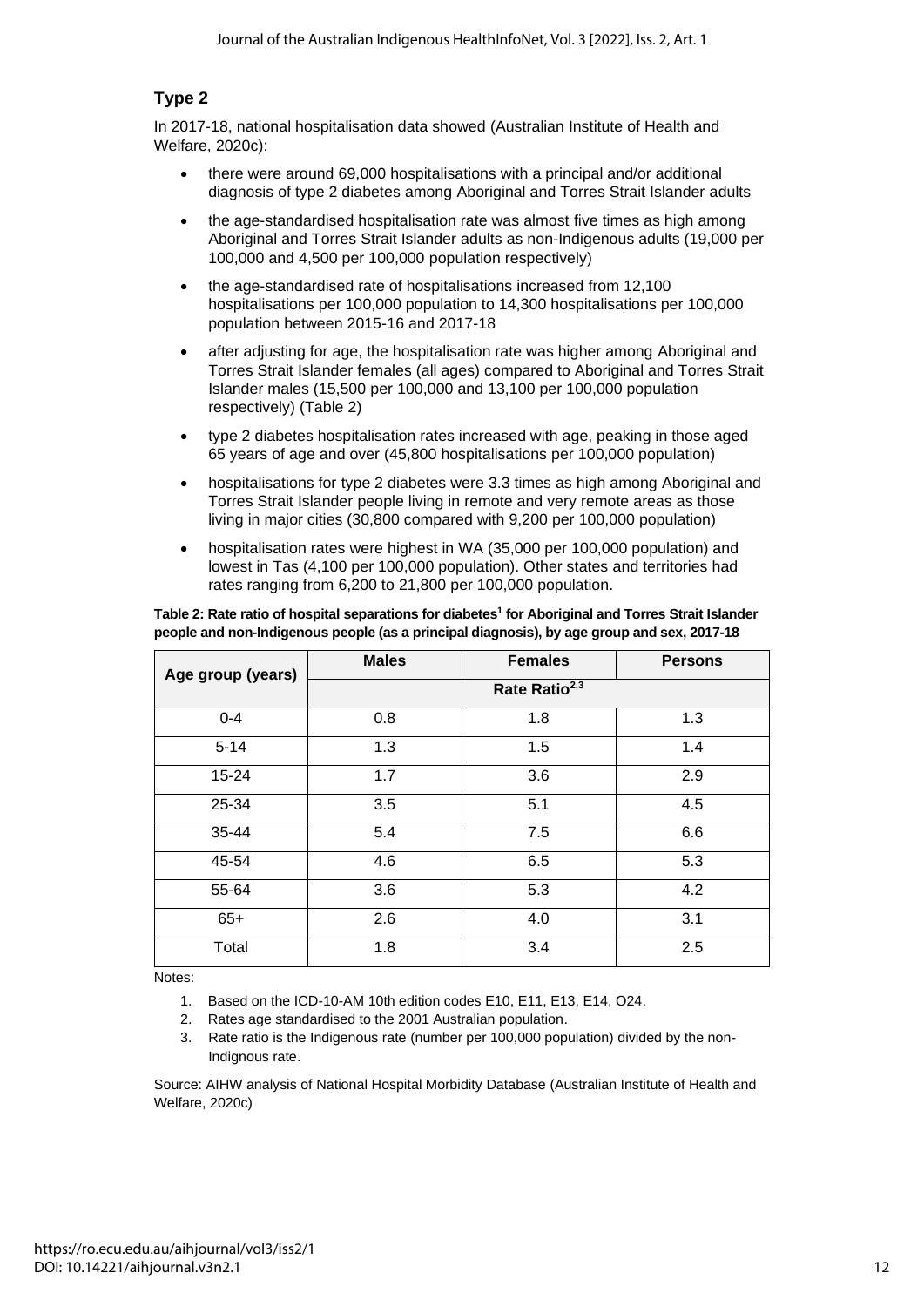### Type 2

In 2017-18, national hospitalisation data showed (Australian Institute of Health and Welfare, 2020c):

- there were around 69,000 hospitalisations with a principal and/or additional diagnosis of type 2 diabetes among Aboriginal and Torres Strait Islander adults
- the age-standardised hospitalisation rate was almost five times as high among Aboriginal and Torres Strait Islander adults as non-Indigenous adults (19,000 per 100,000 and 4,500 per 100,000 population respectively)
- the age-standardised rate of hospitalisations increased from 12,100 hospitalisations per 100,000 population to 14,300 hospitalisations per 100,000 population between 2015-16 and 2017-18
- after adjusting for age, the hospitalisation rate was higher among Aboriginal and Torres Strait Islander females (all ages) compared to Aboriginal and Torres Strait Islander males (15,500 per 100,000 and 13,100 per 100,000 population respectively) (Table 2)
- type 2 diabetes hospitalisation rates increased with age, peaking in those aged 65 years of age and over (45,800 hospitalisations per 100,000 population)
- hospitalisations for type 2 diabetes were 3.3 times as high among Aboriginal and Torres Strait Islander people living in remote and very remote areas as those living in major cities (30,800 compared with 9,200 per 100,000 population)
- hospitalisation rates were highest in WA (35,000 per 100,000 population) and lowest in Tas (4,100 per 100,000 population). Other states and territories had rates ranging from 6,200 to 21,800 per 100,000 population.

**Table 2: Rate ratio of hospital separations for diabetes[1] for Aboriginal and Torres Strait Islander people and non-Indigenous people (as a principal diagnosis), by age group and sex, 2017-18**

| Age group (years) | Males | Females | Persons |
|---|---|---|---|
| | Rate Ratio[2,3] | | |
| 0-4 | 0.8 | 1.8 | 1.3 |
| 5-14 | 1.3 | 1.5 | 1.4 |
| 15-24 | 1.7 | 3.6 | 2.9 |
| 25-34 | 3.5 | 5.1 | 4.5 |
| 35-44 | 5.4 | 7.5 | 6.6 |
| 45-54 | 4.6 | 6.5 | 5.3 |
| 55-64 | 3.6 | 5.3 | 4.2 |
| 65+ | 2.6 | 4.0 | 3.1 |
| Total | 1.8 | 3.4 | 2.5 |

Notes:

1. Based on the ICD-10-AM 10th edition codes E10, E11, E13, E14, O24.
2. Rates age standardised to the 2001 Australian population.
3. Rate ratio is the Indigenous rate (number per 100,000 population) divided by the non-Indignous rate.

Source: AIHW analysis of National Hospital Morbidity Database (Australian Institute of Health and Welfare, 2020c)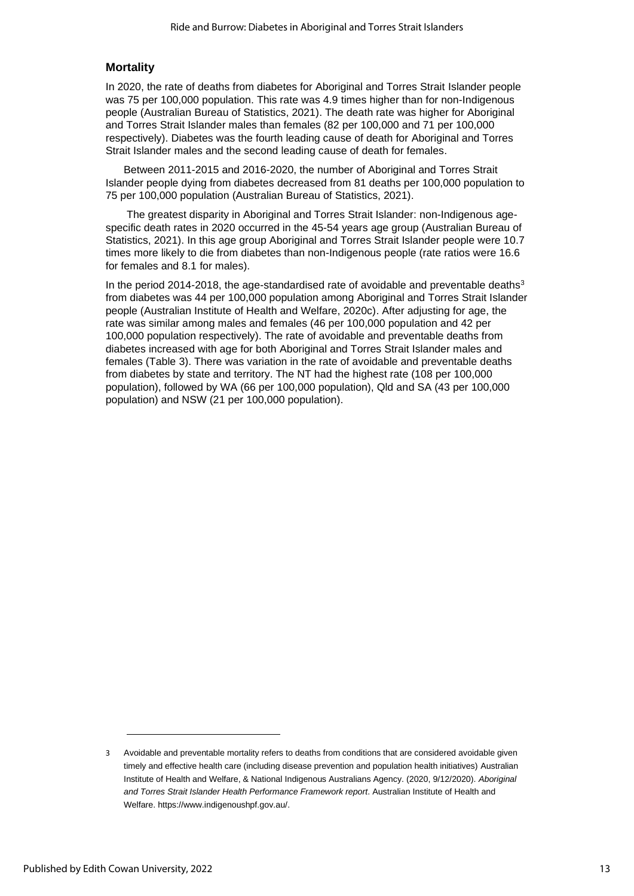## Mortality

In 2020, the rate of deaths from diabetes for Aboriginal and Torres Strait Islander people was 75 per 100,000 population. This rate was 4.9 times higher than for non-Indigenous people (Australian Bureau of Statistics, 2021). The death rate was higher for Aboriginal and Torres Strait Islander males than females (82 per 100,000 and 71 per 100,000 respectively). Diabetes was the fourth leading cause of death for Aboriginal and Torres Strait Islander males and the second leading cause of death for females.

Between 2011-2015 and 2016-2020, the number of Aboriginal and Torres Strait Islander people dying from diabetes decreased from 81 deaths per 100,000 population to 75 per 100,000 population (Australian Bureau of Statistics, 2021).

The greatest disparity in Aboriginal and Torres Strait Islander: non-Indigenous age-specific death rates in 2020 occurred in the 45-54 years age group (Australian Bureau of Statistics, 2021). In this age group Aboriginal and Torres Strait Islander people were 10.7 times more likely to die from diabetes than non-Indigenous people (rate ratios were 16.6 for females and 8.1 for males).

In the period 2014-2018, the age-standardised rate of avoidable and preventable deaths[3] from diabetes was 44 per 100,000 population among Aboriginal and Torres Strait Islander people (Australian Institute of Health and Welfare, 2020c). After adjusting for age, the rate was similar among males and females (46 per 100,000 population and 42 per 100,000 population respectively). The rate of avoidable and preventable deaths from diabetes increased with age for both Aboriginal and Torres Strait Islander males and females (Table 3). There was variation in the rate of avoidable and preventable deaths from diabetes by state and territory. The NT had the highest rate (108 per 100,000 population), followed by WA (66 per 100,000 population), Qld and SA (43 per 100,000 population) and NSW (21 per 100,000 population).

---

3 Avoidable and preventable mortality refers to deaths from conditions that are considered avoidable given timely and effective health care (including disease prevention and population health initiatives) Australian Institute of Health and Welfare, & National Indigenous Australians Agency. (2020, 9/12/2020). *Aboriginal and Torres Strait Islander Health Performance Framework report*. Australian Institute of Health and Welfare. https://www.indigenoushpf.gov.au/.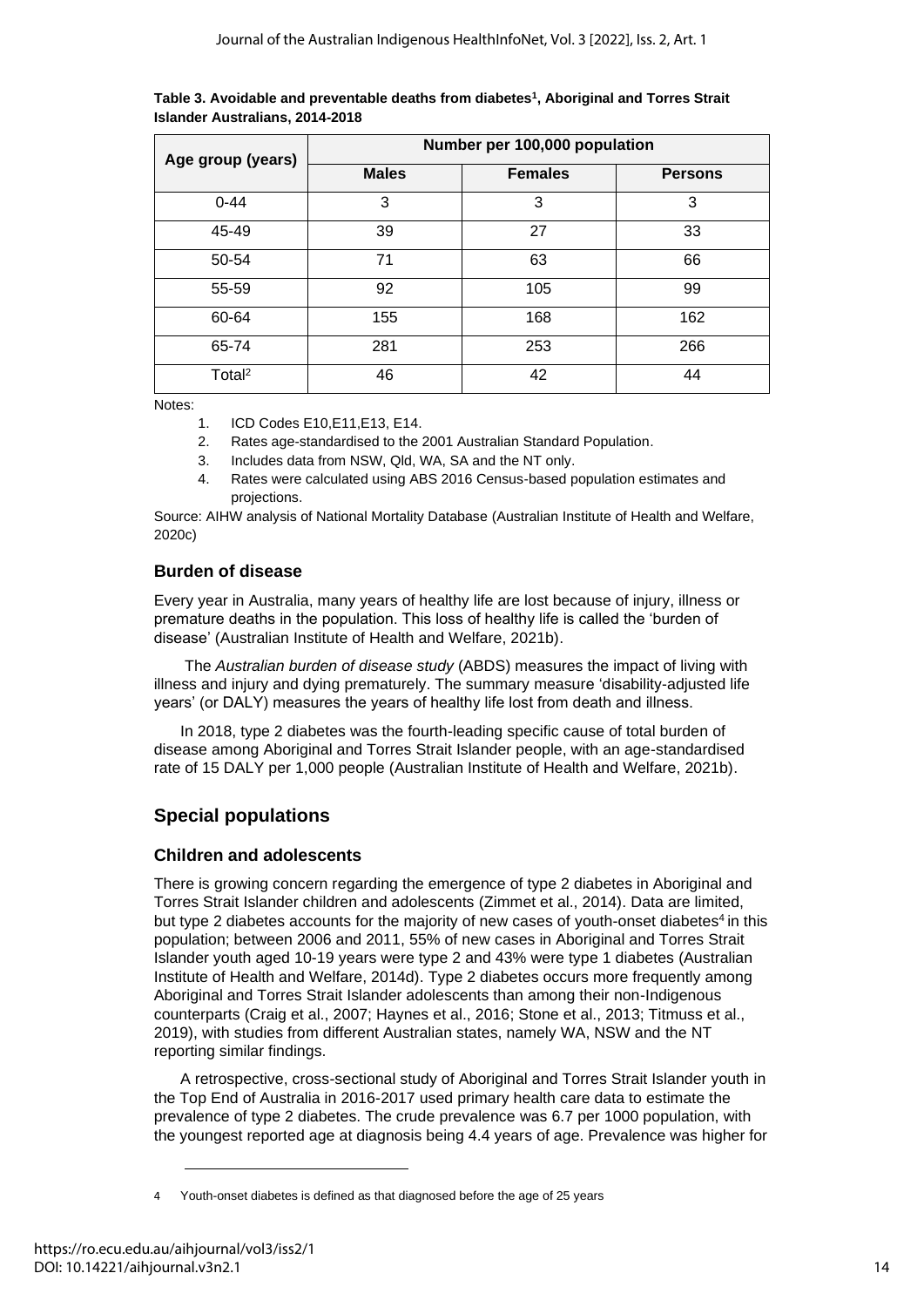**Table 3. Avoidable and preventable deaths from diabetes[1], Aboriginal and Torres Strait Islander Australians, 2014-2018**

| Age group (years) | Number per 100,000 population | | |
|---|---|---|---|
| | **Males** | **Females** | **Persons** |
| 0-44 | 3 | 3 | 3 |
| 45-49 | 39 | 27 | 33 |
| 50-54 | 71 | 63 | 66 |
| 55-59 | 92 | 105 | 99 |
| 60-64 | 155 | 168 | 162 |
| 65-74 | 281 | 253 | 266 |
| Total[2] | 46 | 42 | 44 |

Notes:

1. ICD Codes E10,E11,E13, E14.
2. Rates age-standardised to the 2001 Australian Standard Population.
3. Includes data from NSW, Qld, WA, SA and the NT only.
4. Rates were calculated using ABS 2016 Census-based population estimates and projections.

Source: AIHW analysis of National Mortality Database (Australian Institute of Health and Welfare, 2020c)

### Burden of disease

Every year in Australia, many years of healthy life are lost because of injury, illness or premature deaths in the population. This loss of healthy life is called the 'burden of disease' (Australian Institute of Health and Welfare, 2021b).

The *Australian burden of disease study* (ABDS) measures the impact of living with illness and injury and dying prematurely. The summary measure 'disability-adjusted life years' (or DALY) measures the years of healthy life lost from death and illness.

In 2018, type 2 diabetes was the fourth-leading specific cause of total burden of disease among Aboriginal and Torres Strait Islander people, with an age-standardised rate of 15 DALY per 1,000 people (Australian Institute of Health and Welfare, 2021b).

## Special populations

### Children and adolescents

There is growing concern regarding the emergence of type 2 diabetes in Aboriginal and Torres Strait Islander children and adolescents (Zimmet et al., 2014). Data are limited, but type 2 diabetes accounts for the majority of new cases of youth-onset diabetes[4] in this population; between 2006 and 2011, 55% of new cases in Aboriginal and Torres Strait Islander youth aged 10-19 years were type 2 and 43% were type 1 diabetes (Australian Institute of Health and Welfare, 2014d). Type 2 diabetes occurs more frequently among Aboriginal and Torres Strait Islander adolescents than among their non-Indigenous counterparts (Craig et al., 2007; Haynes et al., 2016; Stone et al., 2013; Titmuss et al., 2019), with studies from different Australian states, namely WA, NSW and the NT reporting similar findings.

A retrospective, cross-sectional study of Aboriginal and Torres Strait Islander youth in the Top End of Australia in 2016-2017 used primary health care data to estimate the prevalence of type 2 diabetes. The crude prevalence was 6.7 per 1000 population, with the youngest reported age at diagnosis being 4.4 years of age. Prevalence was higher for

4 Youth-onset diabetes is defined as that diagnosed before the age of 25 years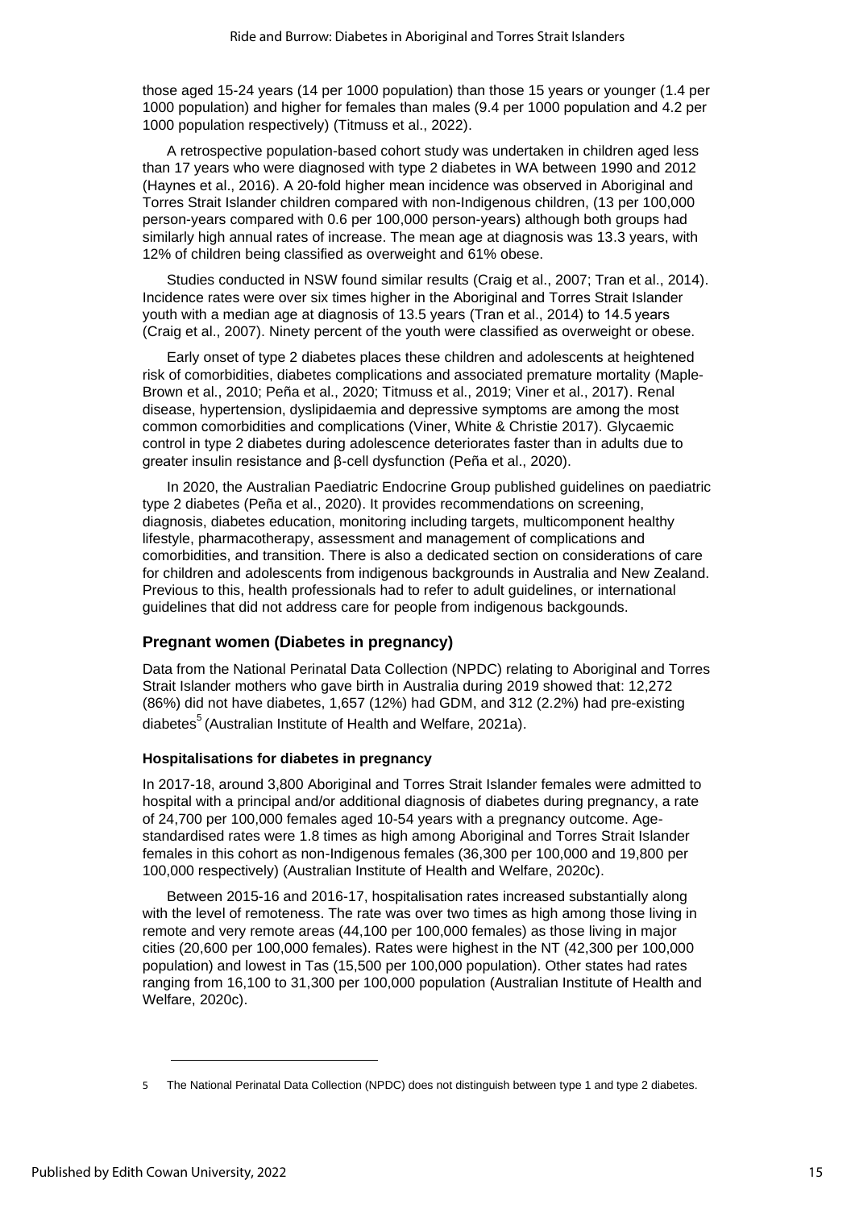those aged 15-24 years (14 per 1000 population) than those 15 years or younger (1.4 per 1000 population) and higher for females than males (9.4 per 1000 population and 4.2 per 1000 population respectively) (Titmuss et al., 2022).

A retrospective population-based cohort study was undertaken in children aged less than 17 years who were diagnosed with type 2 diabetes in WA between 1990 and 2012 (Haynes et al., 2016). A 20-fold higher mean incidence was observed in Aboriginal and Torres Strait Islander children compared with non-Indigenous children, (13 per 100,000 person-years compared with 0.6 per 100,000 person-years) although both groups had similarly high annual rates of increase. The mean age at diagnosis was 13.3 years, with 12% of children being classified as overweight and 61% obese.

Studies conducted in NSW found similar results (Craig et al., 2007; Tran et al., 2014). Incidence rates were over six times higher in the Aboriginal and Torres Strait Islander youth with a median age at diagnosis of 13.5 years (Tran et al., 2014) to 14.5 years (Craig et al., 2007). Ninety percent of the youth were classified as overweight or obese.

Early onset of type 2 diabetes places these children and adolescents at heightened risk of comorbidities, diabetes complications and associated premature mortality (Maple-Brown et al., 2010; Peña et al., 2020; Titmuss et al., 2019; Viner et al., 2017). Renal disease, hypertension, dyslipidaemia and depressive symptoms are among the most common comorbidities and complications (Viner, White & Christie 2017). Glycaemic control in type 2 diabetes during adolescence deteriorates faster than in adults due to greater insulin resistance and β-cell dysfunction (Peña et al., 2020).

In 2020, the Australian Paediatric Endocrine Group published guidelines on paediatric type 2 diabetes (Peña et al., 2020). It provides recommendations on screening, diagnosis, diabetes education, monitoring including targets, multicomponent healthy lifestyle, pharmacotherapy, assessment and management of complications and comorbidities, and transition. There is also a dedicated section on considerations of care for children and adolescents from indigenous backgrounds in Australia and New Zealand. Previous to this, health professionals had to refer to adult guidelines, or international guidelines that did not address care for people from indigenous backgounds.

## Pregnant women (Diabetes in pregnancy)

Data from the National Perinatal Data Collection (NPDC) relating to Aboriginal and Torres Strait Islander mothers who gave birth in Australia during 2019 showed that: 12,272 (86%) did not have diabetes, 1,657 (12%) had GDM, and 312 (2.2%) had pre-existing diabetes[5] (Australian Institute of Health and Welfare, 2021a).

### Hospitalisations for diabetes in pregnancy

In 2017-18, around 3,800 Aboriginal and Torres Strait Islander females were admitted to hospital with a principal and/or additional diagnosis of diabetes during pregnancy, a rate of 24,700 per 100,000 females aged 10-54 years with a pregnancy outcome. Age-standardised rates were 1.8 times as high among Aboriginal and Torres Strait Islander females in this cohort as non-Indigenous females (36,300 per 100,000 and 19,800 per 100,000 respectively) (Australian Institute of Health and Welfare, 2020c).

Between 2015-16 and 2016-17, hospitalisation rates increased substantially along with the level of remoteness. The rate was over two times as high among those living in remote and very remote areas (44,100 per 100,000 females) as those living in major cities (20,600 per 100,000 females). Rates were highest in the NT (42,300 per 100,000 population) and lowest in Tas (15,500 per 100,000 population). Other states had rates ranging from 16,100 to 31,300 per 100,000 population (Australian Institute of Health and Welfare, 2020c).

---

5 The National Perinatal Data Collection (NPDC) does not distinguish between type 1 and type 2 diabetes.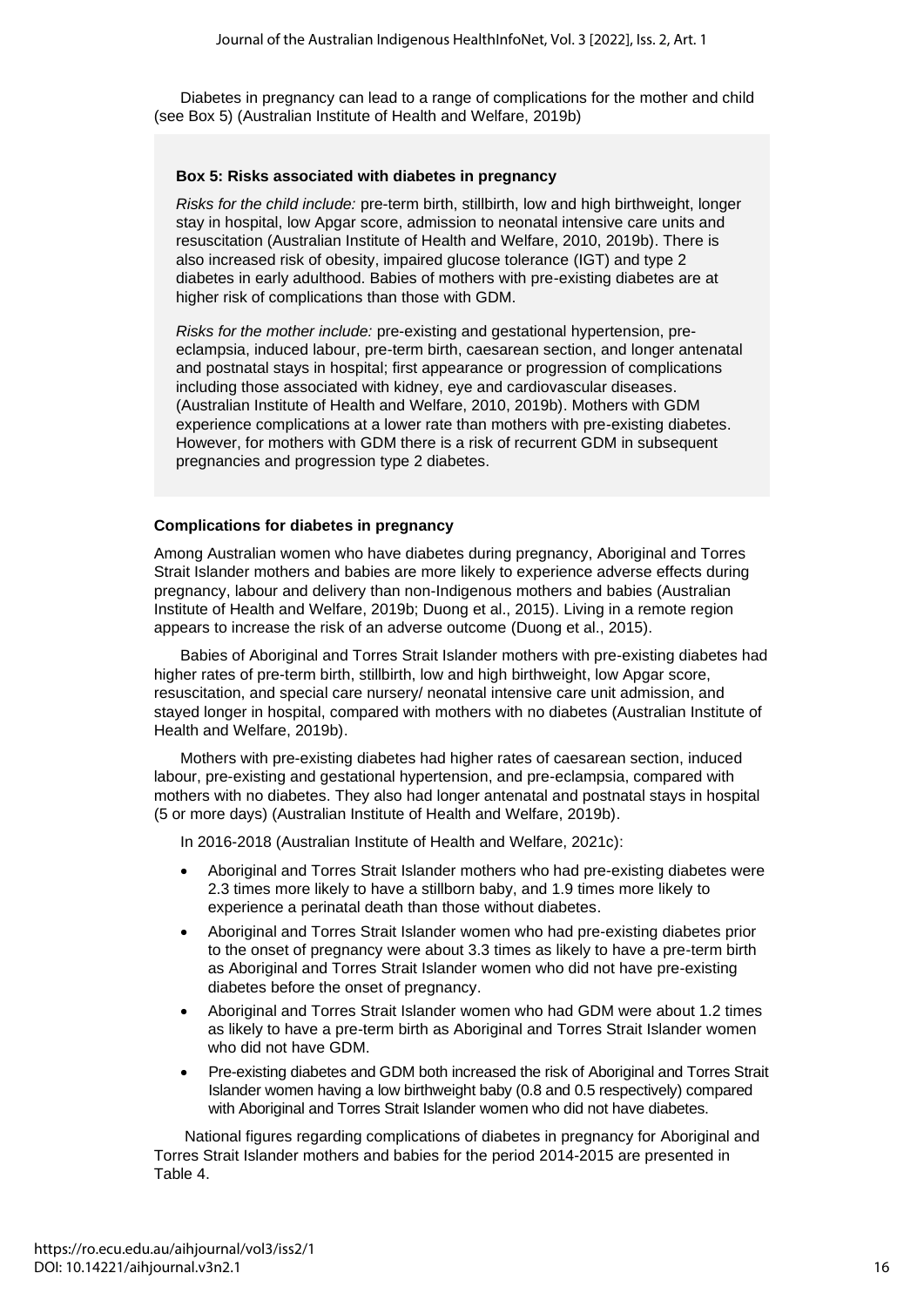Diabetes in pregnancy can lead to a range of complications for the mother and child (see Box 5) (Australian Institute of Health and Welfare, 2019b)

**Box 5: Risks associated with diabetes in pregnancy**

*Risks for the child include:* pre-term birth, stillbirth, low and high birthweight, longer stay in hospital, low Apgar score, admission to neonatal intensive care units and resuscitation (Australian Institute of Health and Welfare, 2010, 2019b). There is also increased risk of obesity, impaired glucose tolerance (IGT) and type 2 diabetes in early adulthood. Babies of mothers with pre-existing diabetes are at higher risk of complications than those with GDM.

*Risks for the mother include:* pre-existing and gestational hypertension, pre-eclampsia, induced labour, pre-term birth, caesarean section, and longer antenatal and postnatal stays in hospital; first appearance or progression of complications including those associated with kidney, eye and cardiovascular diseases. (Australian Institute of Health and Welfare, 2010, 2019b). Mothers with GDM experience complications at a lower rate than mothers with pre-existing diabetes. However, for mothers with GDM there is a risk of recurrent GDM in subsequent pregnancies and progression type 2 diabetes.

**Complications for diabetes in pregnancy**

Among Australian women who have diabetes during pregnancy, Aboriginal and Torres Strait Islander mothers and babies are more likely to experience adverse effects during pregnancy, labour and delivery than non-Indigenous mothers and babies (Australian Institute of Health and Welfare, 2019b; Duong et al., 2015). Living in a remote region appears to increase the risk of an adverse outcome (Duong et al., 2015).

Babies of Aboriginal and Torres Strait Islander mothers with pre-existing diabetes had higher rates of pre-term birth, stillbirth, low and high birthweight, low Apgar score, resuscitation, and special care nursery/ neonatal intensive care unit admission, and stayed longer in hospital, compared with mothers with no diabetes (Australian Institute of Health and Welfare, 2019b).

Mothers with pre-existing diabetes had higher rates of caesarean section, induced labour, pre-existing and gestational hypertension, and pre-eclampsia, compared with mothers with no diabetes. They also had longer antenatal and postnatal stays in hospital (5 or more days) (Australian Institute of Health and Welfare, 2019b).

In 2016-2018 (Australian Institute of Health and Welfare, 2021c):

- Aboriginal and Torres Strait Islander mothers who had pre-existing diabetes were 2.3 times more likely to have a stillborn baby, and 1.9 times more likely to experience a perinatal death than those without diabetes.
- Aboriginal and Torres Strait Islander women who had pre-existing diabetes prior to the onset of pregnancy were about 3.3 times as likely to have a pre-term birth as Aboriginal and Torres Strait Islander women who did not have pre-existing diabetes before the onset of pregnancy.
- Aboriginal and Torres Strait Islander women who had GDM were about 1.2 times as likely to have a pre-term birth as Aboriginal and Torres Strait Islander women who did not have GDM.
- Pre-existing diabetes and GDM both increased the risk of Aboriginal and Torres Strait Islander women having a low birthweight baby (0.8 and 0.5 respectively) compared with Aboriginal and Torres Strait Islander women who did not have diabetes.

National figures regarding complications of diabetes in pregnancy for Aboriginal and Torres Strait Islander mothers and babies for the period 2014-2015 are presented in Table 4.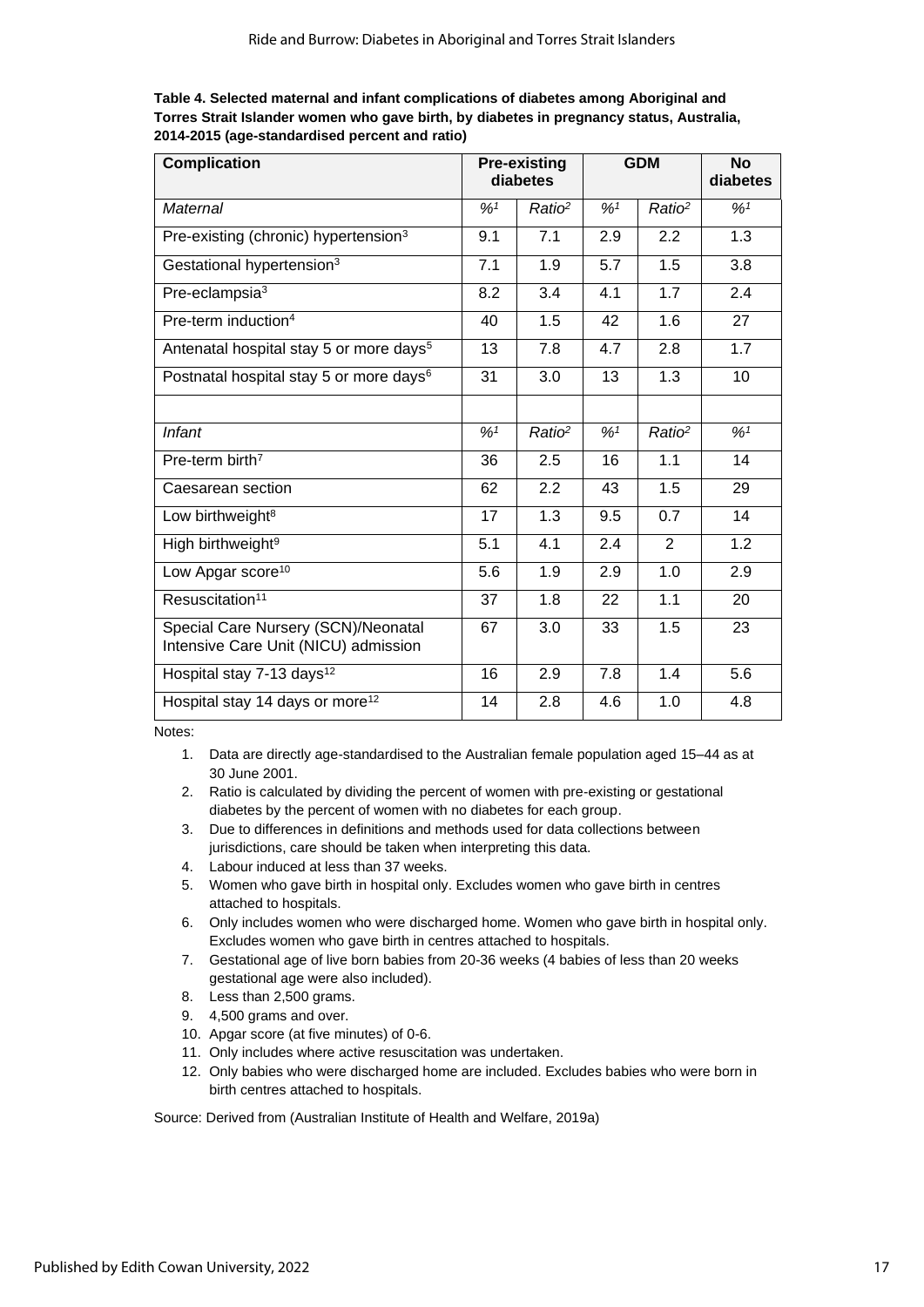**Table 4. Selected maternal and infant complications of diabetes among Aboriginal and Torres Strait Islander women who gave birth, by diabetes in pregnancy status, Australia, 2014-2015 (age-standardised percent and ratio)**

| Complication | Pre-existing diabetes | | GDM | | No diabetes |
|---|---|---|---|---|---|
| *Maternal* | *%[1]* | *Ratio[2]* | *%[1]* | *Ratio[2]* | *%[1]* |
| Pre-existing (chronic) hypertension[3] | 9.1 | 7.1 | 2.9 | 2.2 | 1.3 |
| Gestational hypertension[3] | 7.1 | 1.9 | 5.7 | 1.5 | 3.8 |
| Pre-eclampsia[3] | 8.2 | 3.4 | 4.1 | 1.7 | 2.4 |
| Pre-term induction[4] | 40 | 1.5 | 42 | 1.6 | 27 |
| Antenatal hospital stay 5 or more days[5] | 13 | 7.8 | 4.7 | 2.8 | 1.7 |
| Postnatal hospital stay 5 or more days[6] | 31 | 3.0 | 13 | 1.3 | 10 |
| | | | | | |
| *Infant* | *%[1]* | *Ratio[2]* | *%[1]* | *Ratio[2]* | *%[1]* |
| Pre-term birth[7] | 36 | 2.5 | 16 | 1.1 | 14 |
| Caesarean section | 62 | 2.2 | 43 | 1.5 | 29 |
| Low birthweight[8] | 17 | 1.3 | 9.5 | 0.7 | 14 |
| High birthweight[9] | 5.1 | 4.1 | 2.4 | 2 | 1.2 |
| Low Apgar score[10] | 5.6 | 1.9 | 2.9 | 1.0 | 2.9 |
| Resuscitation[11] | 37 | 1.8 | 22 | 1.1 | 20 |
| Special Care Nursery (SCN)/Neonatal Intensive Care Unit (NICU) admission | 67 | 3.0 | 33 | 1.5 | 23 |
| Hospital stay 7-13 days[12] | 16 | 2.9 | 7.8 | 1.4 | 5.6 |
| Hospital stay 14 days or more[12] | 14 | 2.8 | 4.6 | 1.0 | 4.8 |

Notes:

1. Data are directly age-standardised to the Australian female population aged 15–44 as at 30 June 2001.
2. Ratio is calculated by dividing the percent of women with pre-existing or gestational diabetes by the percent of women with no diabetes for each group.
3. Due to differences in definitions and methods used for data collections between jurisdictions, care should be taken when interpreting this data.
4. Labour induced at less than 37 weeks.
5. Women who gave birth in hospital only. Excludes women who gave birth in centres attached to hospitals.
6. Only includes women who were discharged home. Women who gave birth in hospital only. Excludes women who gave birth in centres attached to hospitals.
7. Gestational age of live born babies from 20-36 weeks (4 babies of less than 20 weeks gestational age were also included).
8. Less than 2,500 grams.
9. 4,500 grams and over.
10. Apgar score (at five minutes) of 0-6.
11. Only includes where active resuscitation was undertaken.
12. Only babies who were discharged home are included. Excludes babies who were born in birth centres attached to hospitals.

Source: Derived from (Australian Institute of Health and Welfare, 2019a)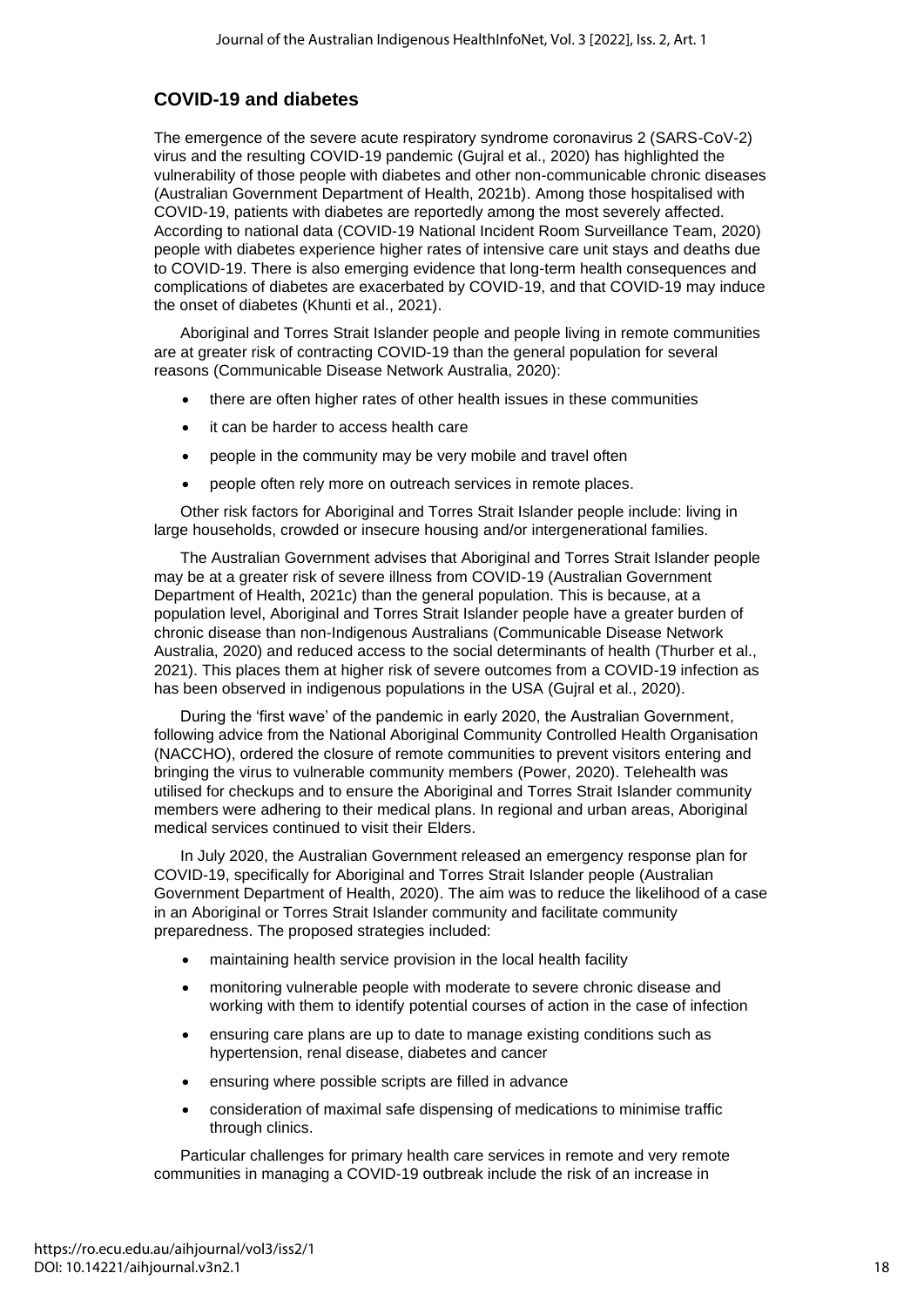## COVID-19 and diabetes

The emergence of the severe acute respiratory syndrome coronavirus 2 (SARS-CoV-2) virus and the resulting COVID-19 pandemic (Gujral et al., 2020) has highlighted the vulnerability of those people with diabetes and other non-communicable chronic diseases (Australian Government Department of Health, 2021b). Among those hospitalised with COVID-19, patients with diabetes are reportedly among the most severely affected. According to national data (COVID-19 National Incident Room Surveillance Team, 2020) people with diabetes experience higher rates of intensive care unit stays and deaths due to COVID-19. There is also emerging evidence that long-term health consequences and complications of diabetes are exacerbated by COVID-19, and that COVID-19 may induce the onset of diabetes (Khunti et al., 2021).

Aboriginal and Torres Strait Islander people and people living in remote communities are at greater risk of contracting COVID-19 than the general population for several reasons (Communicable Disease Network Australia, 2020):

- there are often higher rates of other health issues in these communities
- it can be harder to access health care
- people in the community may be very mobile and travel often
- people often rely more on outreach services in remote places.

Other risk factors for Aboriginal and Torres Strait Islander people include: living in large households, crowded or insecure housing and/or intergenerational families.

The Australian Government advises that Aboriginal and Torres Strait Islander people may be at a greater risk of severe illness from COVID-19 (Australian Government Department of Health, 2021c) than the general population. This is because, at a population level, Aboriginal and Torres Strait Islander people have a greater burden of chronic disease than non-Indigenous Australians (Communicable Disease Network Australia, 2020) and reduced access to the social determinants of health (Thurber et al., 2021). This places them at higher risk of severe outcomes from a COVID-19 infection as has been observed in indigenous populations in the USA (Gujral et al., 2020).

During the 'first wave' of the pandemic in early 2020, the Australian Government, following advice from the National Aboriginal Community Controlled Health Organisation (NACCHO), ordered the closure of remote communities to prevent visitors entering and bringing the virus to vulnerable community members (Power, 2020). Telehealth was utilised for checkups and to ensure the Aboriginal and Torres Strait Islander community members were adhering to their medical plans. In regional and urban areas, Aboriginal medical services continued to visit their Elders.

In July 2020, the Australian Government released an emergency response plan for COVID-19, specifically for Aboriginal and Torres Strait Islander people (Australian Government Department of Health, 2020). The aim was to reduce the likelihood of a case in an Aboriginal or Torres Strait Islander community and facilitate community preparedness. The proposed strategies included:

- maintaining health service provision in the local health facility
- monitoring vulnerable people with moderate to severe chronic disease and working with them to identify potential courses of action in the case of infection
- ensuring care plans are up to date to manage existing conditions such as hypertension, renal disease, diabetes and cancer
- ensuring where possible scripts are filled in advance
- consideration of maximal safe dispensing of medications to minimise traffic through clinics.

Particular challenges for primary health care services in remote and very remote communities in managing a COVID-19 outbreak include the risk of an increase in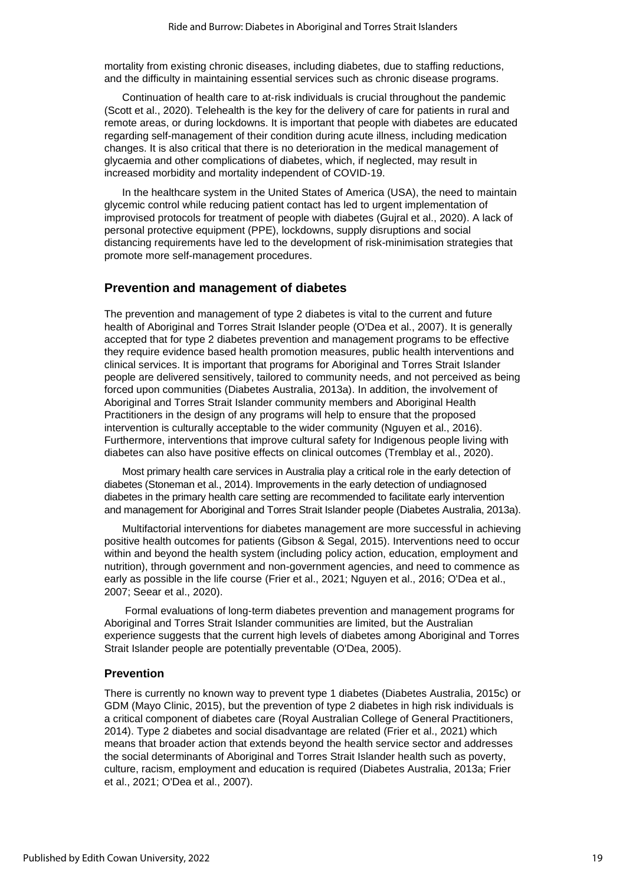mortality from existing chronic diseases, including diabetes, due to staffing reductions, and the difficulty in maintaining essential services such as chronic disease programs.

Continuation of health care to at-risk individuals is crucial throughout the pandemic (Scott et al., 2020). Telehealth is the key for the delivery of care for patients in rural and remote areas, or during lockdowns. It is important that people with diabetes are educated regarding self-management of their condition during acute illness, including medication changes. It is also critical that there is no deterioration in the medical management of glycaemia and other complications of diabetes, which, if neglected, may result in increased morbidity and mortality independent of COVID-19.

In the healthcare system in the United States of America (USA), the need to maintain glycemic control while reducing patient contact has led to urgent implementation of improvised protocols for treatment of people with diabetes (Gujral et al., 2020). A lack of personal protective equipment (PPE), lockdowns, supply disruptions and social distancing requirements have led to the development of risk-minimisation strategies that promote more self-management procedures.

## Prevention and management of diabetes

The prevention and management of type 2 diabetes is vital to the current and future health of Aboriginal and Torres Strait Islander people (O'Dea et al., 2007). It is generally accepted that for type 2 diabetes prevention and management programs to be effective they require evidence based health promotion measures, public health interventions and clinical services. It is important that programs for Aboriginal and Torres Strait Islander people are delivered sensitively, tailored to community needs, and not perceived as being forced upon communities (Diabetes Australia, 2013a). In addition, the involvement of Aboriginal and Torres Strait Islander community members and Aboriginal Health Practitioners in the design of any programs will help to ensure that the proposed intervention is culturally acceptable to the wider community (Nguyen et al., 2016). Furthermore, interventions that improve cultural safety for Indigenous people living with diabetes can also have positive effects on clinical outcomes (Tremblay et al., 2020).

Most primary health care services in Australia play a critical role in the early detection of diabetes (Stoneman et al., 2014). Improvements in the early detection of undiagnosed diabetes in the primary health care setting are recommended to facilitate early intervention and management for Aboriginal and Torres Strait Islander people (Diabetes Australia, 2013a).

Multifactorial interventions for diabetes management are more successful in achieving positive health outcomes for patients (Gibson & Segal, 2015). Interventions need to occur within and beyond the health system (including policy action, education, employment and nutrition), through government and non-government agencies, and need to commence as early as possible in the life course (Frier et al., 2021; Nguyen et al., 2016; O'Dea et al., 2007; Seear et al., 2020).

Formal evaluations of long-term diabetes prevention and management programs for Aboriginal and Torres Strait Islander communities are limited, but the Australian experience suggests that the current high levels of diabetes among Aboriginal and Torres Strait Islander people are potentially preventable (O'Dea, 2005).

### Prevention

There is currently no known way to prevent type 1 diabetes (Diabetes Australia, 2015c) or GDM (Mayo Clinic, 2015), but the prevention of type 2 diabetes in high risk individuals is a critical component of diabetes care (Royal Australian College of General Practitioners, 2014). Type 2 diabetes and social disadvantage are related (Frier et al., 2021) which means that broader action that extends beyond the health service sector and addresses the social determinants of Aboriginal and Torres Strait Islander health such as poverty, culture, racism, employment and education is required (Diabetes Australia, 2013a; Frier et al., 2021; O'Dea et al., 2007).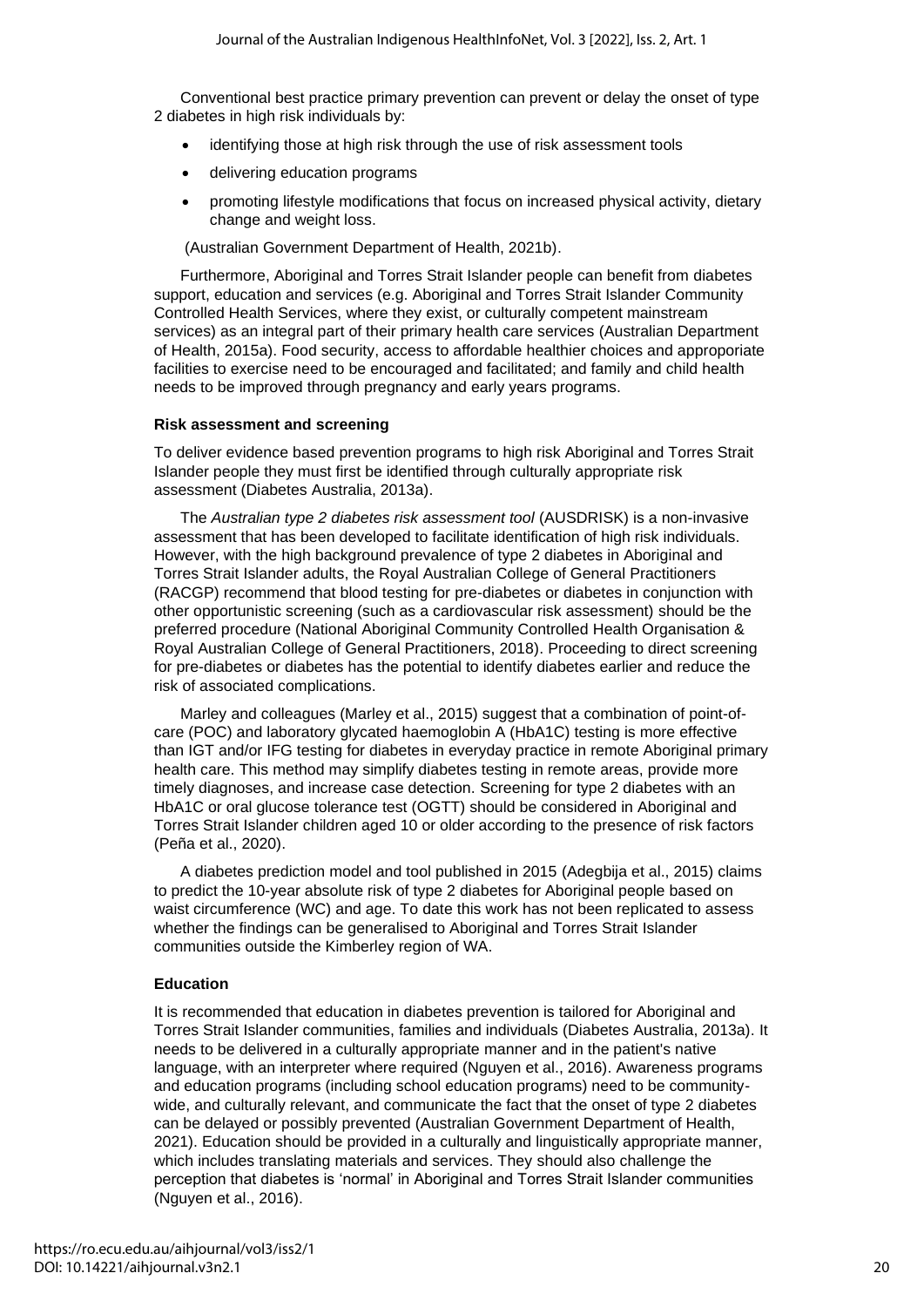Conventional best practice primary prevention can prevent or delay the onset of type 2 diabetes in high risk individuals by:

- identifying those at high risk through the use of risk assessment tools
- delivering education programs
- promoting lifestyle modifications that focus on increased physical activity, dietary change and weight loss.

(Australian Government Department of Health, 2021b).

Furthermore, Aboriginal and Torres Strait Islander people can benefit from diabetes support, education and services (e.g. Aboriginal and Torres Strait Islander Community Controlled Health Services, where they exist, or culturally competent mainstream services) as an integral part of their primary health care services (Australian Department of Health, 2015a). Food security, access to affordable healthier choices and appropoiate facilities to exercise need to be encouraged and facilitated; and family and child health needs to be improved through pregnancy and early years programs.

**Risk assessment and screening**

To deliver evidence based prevention programs to high risk Aboriginal and Torres Strait Islander people they must first be identified through culturally appropriate risk assessment (Diabetes Australia, 2013a).

The *Australian type 2 diabetes risk assessment tool* (AUSDRISK) is a non-invasive assessment that has been developed to facilitate identification of high risk individuals. However, with the high background prevalence of type 2 diabetes in Aboriginal and Torres Strait Islander adults, the Royal Australian College of General Practitioners (RACGP) recommend that blood testing for pre-diabetes or diabetes in conjunction with other opportunistic screening (such as a cardiovascular risk assessment) should be the preferred procedure (National Aboriginal Community Controlled Health Organisation & Royal Australian College of General Practitioners, 2018). Proceeding to direct screening for pre-diabetes or diabetes has the potential to identify diabetes earlier and reduce the risk of associated complications.

Marley and colleagues (Marley et al., 2015) suggest that a combination of point-of-care (POC) and laboratory glycated haemoglobin A (HbA1C) testing is more effective than IGT and/or IFG testing for diabetes in everyday practice in remote Aboriginal primary health care. This method may simplify diabetes testing in remote areas, provide more timely diagnoses, and increase case detection. Screening for type 2 diabetes with an HbA1C or oral glucose tolerance test (OGTT) should be considered in Aboriginal and Torres Strait Islander children aged 10 or older according to the presence of risk factors (Peña et al., 2020).

A diabetes prediction model and tool published in 2015 (Adegbija et al., 2015) claims to predict the 10-year absolute risk of type 2 diabetes for Aboriginal people based on waist circumference (WC) and age. To date this work has not been replicated to assess whether the findings can be generalised to Aboriginal and Torres Strait Islander communities outside the Kimberley region of WA.

**Education**

It is recommended that education in diabetes prevention is tailored for Aboriginal and Torres Strait Islander communities, families and individuals (Diabetes Australia, 2013a). It needs to be delivered in a culturally appropriate manner and in the patient's native language, with an interpreter where required (Nguyen et al., 2016). Awareness programs and education programs (including school education programs) need to be community-wide, and culturally relevant, and communicate the fact that the onset of type 2 diabetes can be delayed or possibly prevented (Australian Government Department of Health, 2021). Education should be provided in a culturally and linguistically appropriate manner, which includes translating materials and services. They should also challenge the perception that diabetes is 'normal' in Aboriginal and Torres Strait Islander communities (Nguyen et al., 2016).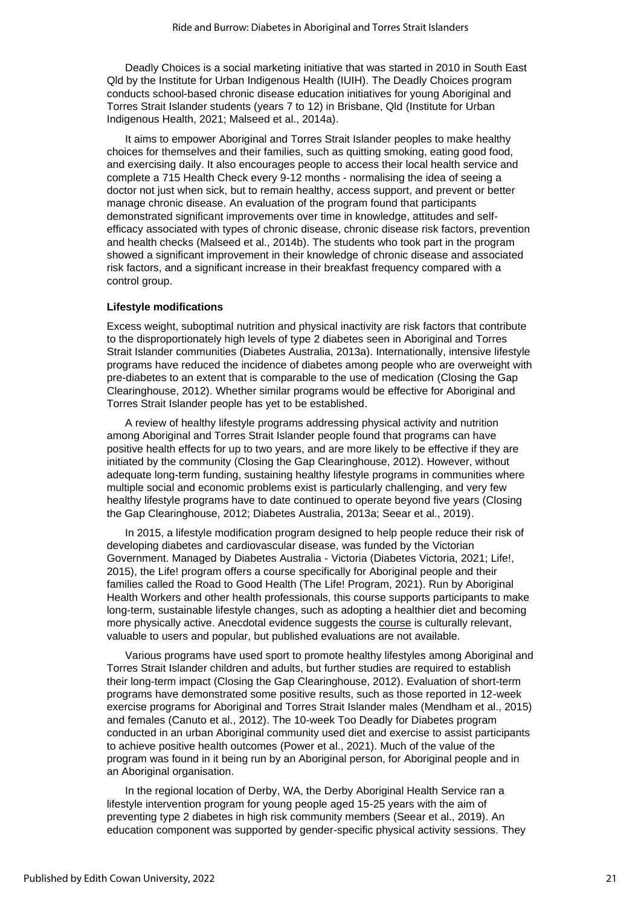Deadly Choices is a social marketing initiative that was started in 2010 in South East Qld by the Institute for Urban Indigenous Health (IUIH). The Deadly Choices program conducts school-based chronic disease education initiatives for young Aboriginal and Torres Strait Islander students (years 7 to 12) in Brisbane, Qld (Institute for Urban Indigenous Health, 2021; Malseed et al., 2014a).

It aims to empower Aboriginal and Torres Strait Islander peoples to make healthy choices for themselves and their families, such as quitting smoking, eating good food, and exercising daily. It also encourages people to access their local health service and complete a 715 Health Check every 9-12 months - normalising the idea of seeing a doctor not just when sick, but to remain healthy, access support, and prevent or better manage chronic disease. An evaluation of the program found that participants demonstrated significant improvements over time in knowledge, attitudes and self-efficacy associated with types of chronic disease, chronic disease risk factors, prevention and health checks (Malseed et al., 2014b). The students who took part in the program showed a significant improvement in their knowledge of chronic disease and associated risk factors, and a significant increase in their breakfast frequency compared with a control group.

**Lifestyle modifications**

Excess weight, suboptimal nutrition and physical inactivity are risk factors that contribute to the disproportionately high levels of type 2 diabetes seen in Aboriginal and Torres Strait Islander communities (Diabetes Australia, 2013a). Internationally, intensive lifestyle programs have reduced the incidence of diabetes among people who are overweight with pre-diabetes to an extent that is comparable to the use of medication (Closing the Gap Clearinghouse, 2012). Whether similar programs would be effective for Aboriginal and Torres Strait Islander people has yet to be established.

A review of healthy lifestyle programs addressing physical activity and nutrition among Aboriginal and Torres Strait Islander people found that programs can have positive health effects for up to two years, and are more likely to be effective if they are initiated by the community (Closing the Gap Clearinghouse, 2012). However, without adequate long-term funding, sustaining healthy lifestyle programs in communities where multiple social and economic problems exist is particularly challenging, and very few healthy lifestyle programs have to date continued to operate beyond five years (Closing the Gap Clearinghouse, 2012; Diabetes Australia, 2013a; Seear et al., 2019).

In 2015, a lifestyle modification program designed to help people reduce their risk of developing diabetes and cardiovascular disease, was funded by the Victorian Government. Managed by Diabetes Australia - Victoria (Diabetes Victoria, 2021; Life!, 2015), the Life! program offers a course specifically for Aboriginal people and their families called the Road to Good Health (The Life! Program, 2021). Run by Aboriginal Health Workers and other health professionals, this course supports participants to make long-term, sustainable lifestyle changes, such as adopting a healthier diet and becoming more physically active. Anecdotal evidence suggests the course is culturally relevant, valuable to users and popular, but published evaluations are not available.

Various programs have used sport to promote healthy lifestyles among Aboriginal and Torres Strait Islander children and adults, but further studies are required to establish their long-term impact (Closing the Gap Clearinghouse, 2012). Evaluation of short-term programs have demonstrated some positive results, such as those reported in 12-week exercise programs for Aboriginal and Torres Strait Islander males (Mendham et al., 2015) and females (Canuto et al., 2012). The 10-week Too Deadly for Diabetes program conducted in an urban Aboriginal community used diet and exercise to assist participants to achieve positive health outcomes (Power et al., 2021). Much of the value of the program was found in it being run by an Aboriginal person, for Aboriginal people and in an Aboriginal organisation.

In the regional location of Derby, WA, the Derby Aboriginal Health Service ran a lifestyle intervention program for young people aged 15-25 years with the aim of preventing type 2 diabetes in high risk community members (Seear et al., 2019). An education component was supported by gender-specific physical activity sessions. They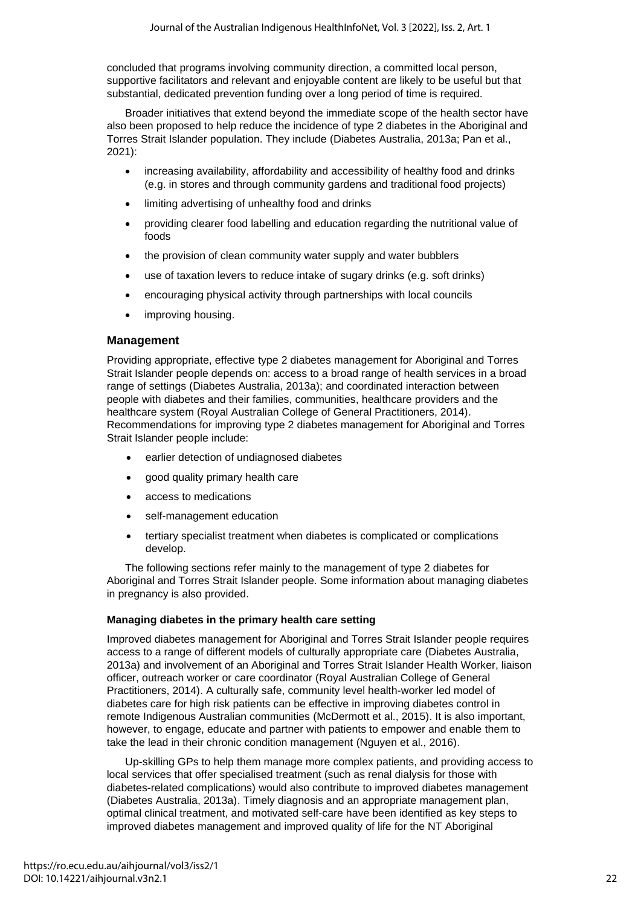concluded that programs involving community direction, a committed local person, supportive facilitators and relevant and enjoyable content are likely to be useful but that substantial, dedicated prevention funding over a long period of time is required.

Broader initiatives that extend beyond the immediate scope of the health sector have also been proposed to help reduce the incidence of type 2 diabetes in the Aboriginal and Torres Strait Islander population. They include (Diabetes Australia, 2013a; Pan et al., 2021):

- increasing availability, affordability and accessibility of healthy food and drinks (e.g. in stores and through community gardens and traditional food projects)
- limiting advertising of unhealthy food and drinks
- providing clearer food labelling and education regarding the nutritional value of foods
- the provision of clean community water supply and water bubblers
- use of taxation levers to reduce intake of sugary drinks (e.g. soft drinks)
- encouraging physical activity through partnerships with local councils
- improving housing.

## Management

Providing appropriate, effective type 2 diabetes management for Aboriginal and Torres Strait Islander people depends on: access to a broad range of health services in a broad range of settings (Diabetes Australia, 2013a); and coordinated interaction between people with diabetes and their families, communities, healthcare providers and the healthcare system (Royal Australian College of General Practitioners, 2014). Recommendations for improving type 2 diabetes management for Aboriginal and Torres Strait Islander people include:

- earlier detection of undiagnosed diabetes
- good quality primary health care
- access to medications
- self-management education
- tertiary specialist treatment when diabetes is complicated or complications develop.

The following sections refer mainly to the management of type 2 diabetes for Aboriginal and Torres Strait Islander people. Some information about managing diabetes in pregnancy is also provided.

### Managing diabetes in the primary health care setting

Improved diabetes management for Aboriginal and Torres Strait Islander people requires access to a range of different models of culturally appropriate care (Diabetes Australia, 2013a) and involvement of an Aboriginal and Torres Strait Islander Health Worker, liaison officer, outreach worker or care coordinator (Royal Australian College of General Practitioners, 2014). A culturally safe, community level health-worker led model of diabetes care for high risk patients can be effective in improving diabetes control in remote Indigenous Australian communities (McDermott et al., 2015). It is also important, however, to engage, educate and partner with patients to empower and enable them to take the lead in their chronic condition management (Nguyen et al., 2016).

Up-skilling GPs to help them manage more complex patients, and providing access to local services that offer specialised treatment (such as renal dialysis for those with diabetes-related complications) would also contribute to improved diabetes management (Diabetes Australia, 2013a). Timely diagnosis and an appropriate management plan, optimal clinical treatment, and motivated self-care have been identified as key steps to improved diabetes management and improved quality of life for the NT Aboriginal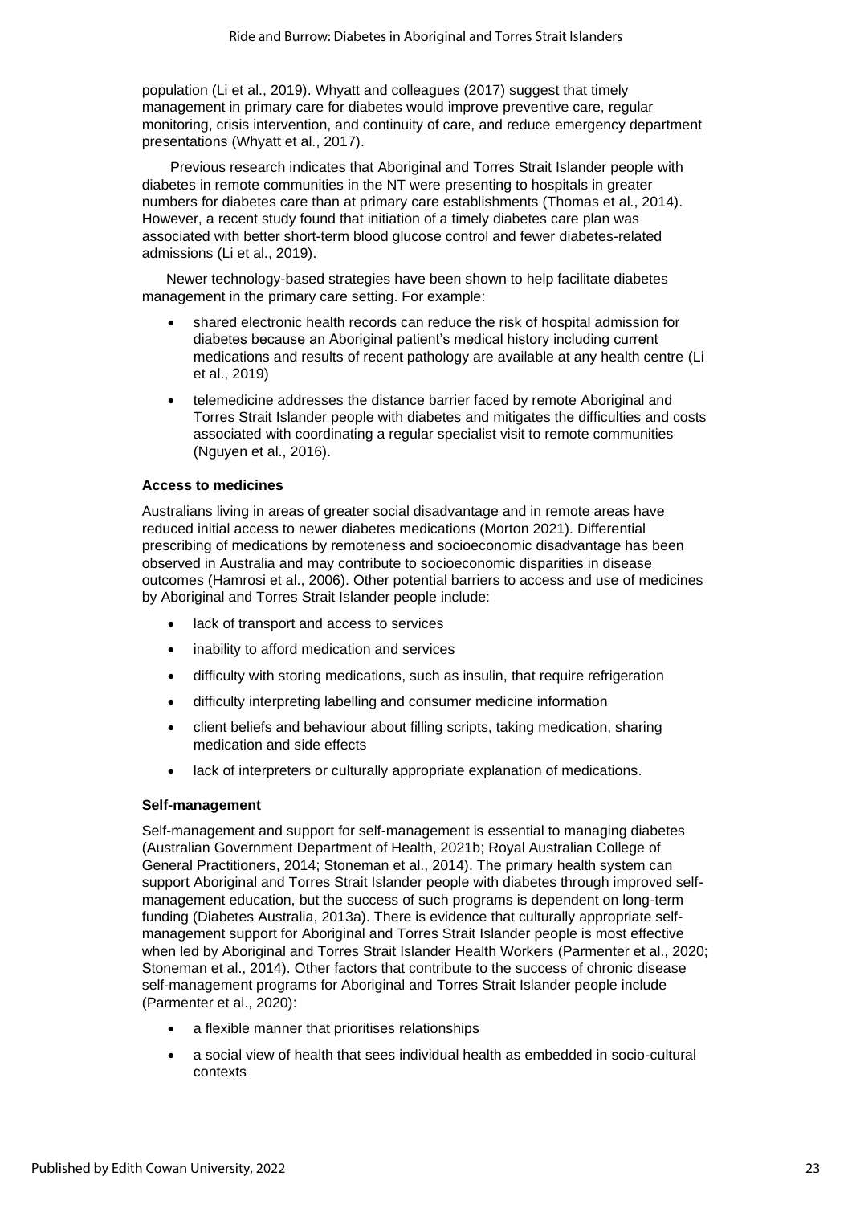population (Li et al., 2019). Whyatt and colleagues (2017) suggest that timely management in primary care for diabetes would improve preventive care, regular monitoring, crisis intervention, and continuity of care, and reduce emergency department presentations (Whyatt et al., 2017).

Previous research indicates that Aboriginal and Torres Strait Islander people with diabetes in remote communities in the NT were presenting to hospitals in greater numbers for diabetes care than at primary care establishments (Thomas et al., 2014). However, a recent study found that initiation of a timely diabetes care plan was associated with better short-term blood glucose control and fewer diabetes-related admissions (Li et al., 2019).

Newer technology-based strategies have been shown to help facilitate diabetes management in the primary care setting. For example:

- shared electronic health records can reduce the risk of hospital admission for diabetes because an Aboriginal patient's medical history including current medications and results of recent pathology are available at any health centre (Li et al., 2019)
- telemedicine addresses the distance barrier faced by remote Aboriginal and Torres Strait Islander people with diabetes and mitigates the difficulties and costs associated with coordinating a regular specialist visit to remote communities (Nguyen et al., 2016).

#### Access to medicines

Australians living in areas of greater social disadvantage and in remote areas have reduced initial access to newer diabetes medications (Morton 2021). Differential prescribing of medications by remoteness and socioeconomic disadvantage has been observed in Australia and may contribute to socioeconomic disparities in disease outcomes (Hamrosi et al., 2006). Other potential barriers to access and use of medicines by Aboriginal and Torres Strait Islander people include:

- lack of transport and access to services
- inability to afford medication and services
- difficulty with storing medications, such as insulin, that require refrigeration
- difficulty interpreting labelling and consumer medicine information
- client beliefs and behaviour about filling scripts, taking medication, sharing medication and side effects
- lack of interpreters or culturally appropriate explanation of medications.

#### Self-management

Self-management and support for self-management is essential to managing diabetes (Australian Government Department of Health, 2021b; Royal Australian College of General Practitioners, 2014; Stoneman et al., 2014). The primary health system can support Aboriginal and Torres Strait Islander people with diabetes through improved self-management education, but the success of such programs is dependent on long-term funding (Diabetes Australia, 2013a). There is evidence that culturally appropriate self-management support for Aboriginal and Torres Strait Islander people is most effective when led by Aboriginal and Torres Strait Islander Health Workers (Parmenter et al., 2020; Stoneman et al., 2014). Other factors that contribute to the success of chronic disease self-management programs for Aboriginal and Torres Strait Islander people include (Parmenter et al., 2020):

- a flexible manner that prioritises relationships
- a social view of health that sees individual health as embedded in socio-cultural contexts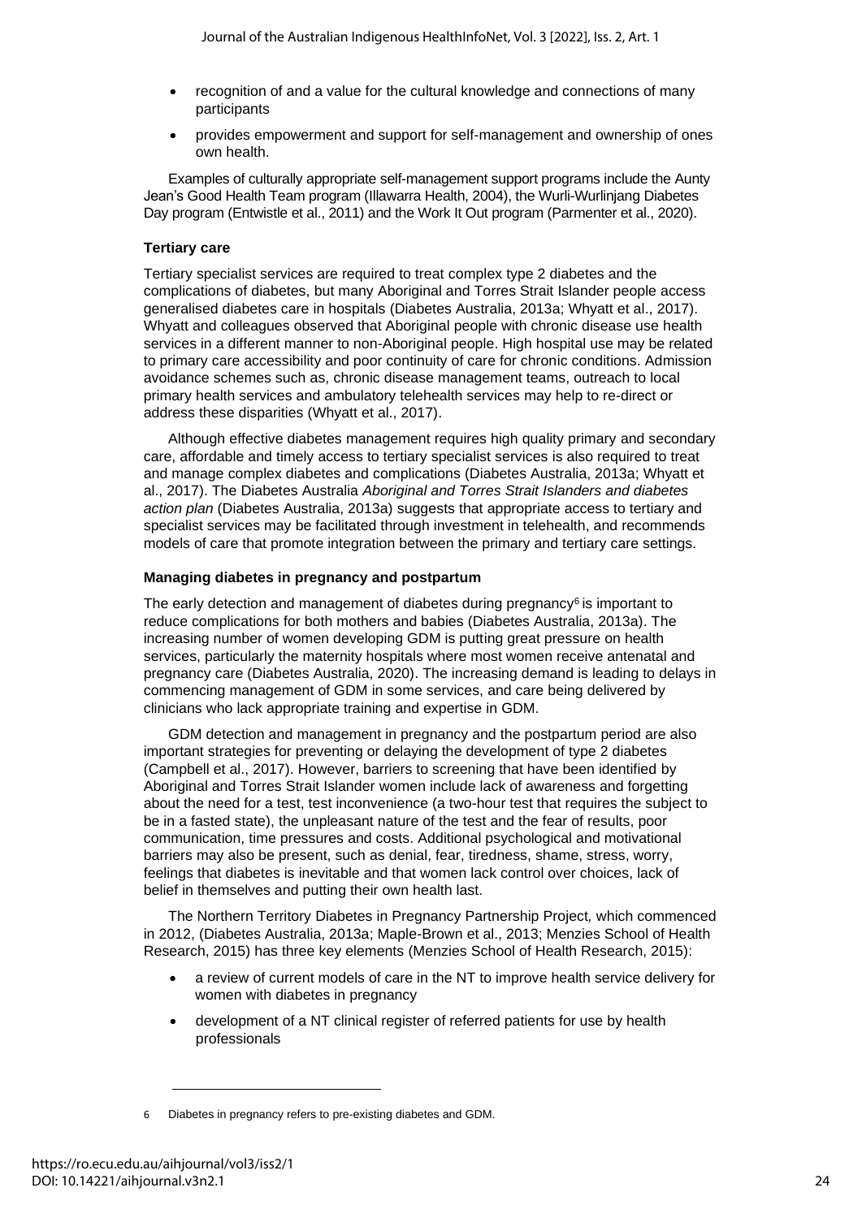- recognition of and a value for the cultural knowledge and connections of many participants
- provides empowerment and support for self-management and ownership of ones own health.

Examples of culturally appropriate self-management support programs include the Aunty Jean's Good Health Team program (Illawarra Health, 2004), the Wurli-Wurlinjang Diabetes Day program (Entwistle et al., 2011) and the Work It Out program (Parmenter et al., 2020).

### Tertiary care

Tertiary specialist services are required to treat complex type 2 diabetes and the complications of diabetes, but many Aboriginal and Torres Strait Islander people access generalised diabetes care in hospitals (Diabetes Australia, 2013a; Whyatt et al., 2017). Whyatt and colleagues observed that Aboriginal people with chronic disease use health services in a different manner to non-Aboriginal people. High hospital use may be related to primary care accessibility and poor continuity of care for chronic conditions. Admission avoidance schemes such as, chronic disease management teams, outreach to local primary health services and ambulatory telehealth services may help to re-direct or address these disparities (Whyatt et al., 2017).

Although effective diabetes management requires high quality primary and secondary care, affordable and timely access to tertiary specialist services is also required to treat and manage complex diabetes and complications (Diabetes Australia, 2013a; Whyatt et al., 2017). The Diabetes Australia *Aboriginal and Torres Strait Islanders and diabetes action plan* (Diabetes Australia, 2013a) suggests that appropriate access to tertiary and specialist services may be facilitated through investment in telehealth, and recommends models of care that promote integration between the primary and tertiary care settings.

### Managing diabetes in pregnancy and postpartum

The early detection and management of diabetes during pregnancy[6] is important to reduce complications for both mothers and babies (Diabetes Australia, 2013a). The increasing number of women developing GDM is putting great pressure on health services, particularly the maternity hospitals where most women receive antenatal and pregnancy care (Diabetes Australia, 2020). The increasing demand is leading to delays in commencing management of GDM in some services, and care being delivered by clinicians who lack appropriate training and expertise in GDM.

GDM detection and management in pregnancy and the postpartum period are also important strategies for preventing or delaying the development of type 2 diabetes (Campbell et al., 2017). However, barriers to screening that have been identified by Aboriginal and Torres Strait Islander women include lack of awareness and forgetting about the need for a test, test inconvenience (a two-hour test that requires the subject to be in a fasted state), the unpleasant nature of the test and the fear of results, poor communication, time pressures and costs. Additional psychological and motivational barriers may also be present, such as denial, fear, tiredness, shame, stress, worry, feelings that diabetes is inevitable and that women lack control over choices, lack of belief in themselves and putting their own health last.

The Northern Territory Diabetes in Pregnancy Partnership Project, which commenced in 2012, (Diabetes Australia, 2013a; Maple-Brown et al., 2013; Menzies School of Health Research, 2015) has three key elements (Menzies School of Health Research, 2015):

- a review of current models of care in the NT to improve health service delivery for women with diabetes in pregnancy
- development of a NT clinical register of referred patients for use by health professionals

[6] Diabetes in pregnancy refers to pre-existing diabetes and GDM.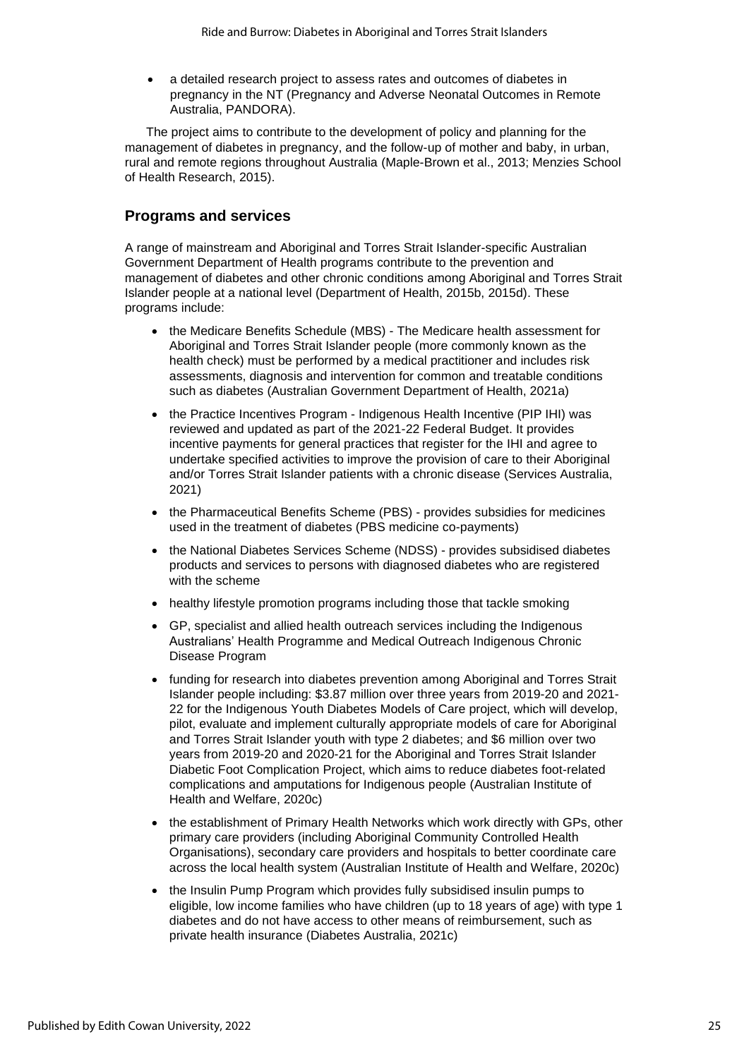- a detailed research project to assess rates and outcomes of diabetes in pregnancy in the NT (Pregnancy and Adverse Neonatal Outcomes in Remote Australia, PANDORA).

The project aims to contribute to the development of policy and planning for the management of diabetes in pregnancy, and the follow-up of mother and baby, in urban, rural and remote regions throughout Australia (Maple-Brown et al., 2013; Menzies School of Health Research, 2015).

## Programs and services

A range of mainstream and Aboriginal and Torres Strait Islander-specific Australian Government Department of Health programs contribute to the prevention and management of diabetes and other chronic conditions among Aboriginal and Torres Strait Islander people at a national level (Department of Health, 2015b, 2015d). These programs include:

- the Medicare Benefits Schedule (MBS) - The Medicare health assessment for Aboriginal and Torres Strait Islander people (more commonly known as the health check) must be performed by a medical practitioner and includes risk assessments, diagnosis and intervention for common and treatable conditions such as diabetes (Australian Government Department of Health, 2021a)
- the Practice Incentives Program - Indigenous Health Incentive (PIP IHI) was reviewed and updated as part of the 2021-22 Federal Budget. It provides incentive payments for general practices that register for the IHI and agree to undertake specified activities to improve the provision of care to their Aboriginal and/or Torres Strait Islander patients with a chronic disease (Services Australia, 2021)
- the Pharmaceutical Benefits Scheme (PBS) - provides subsidies for medicines used in the treatment of diabetes (PBS medicine co-payments)
- the National Diabetes Services Scheme (NDSS) - provides subsidised diabetes products and services to persons with diagnosed diabetes who are registered with the scheme
- healthy lifestyle promotion programs including those that tackle smoking
- GP, specialist and allied health outreach services including the Indigenous Australians' Health Programme and Medical Outreach Indigenous Chronic Disease Program
- funding for research into diabetes prevention among Aboriginal and Torres Strait Islander people including: $3.87 million over three years from 2019-20 and 2021-22 for the Indigenous Youth Diabetes Models of Care project, which will develop, pilot, evaluate and implement culturally appropriate models of care for Aboriginal and Torres Strait Islander youth with type 2 diabetes; and $6 million over two years from 2019-20 and 2020-21 for the Aboriginal and Torres Strait Islander Diabetic Foot Complication Project, which aims to reduce diabetes foot-related complications and amputations for Indigenous people (Australian Institute of Health and Welfare, 2020c)
- the establishment of Primary Health Networks which work directly with GPs, other primary care providers (including Aboriginal Community Controlled Health Organisations), secondary care providers and hospitals to better coordinate care across the local health system (Australian Institute of Health and Welfare, 2020c)
- the Insulin Pump Program which provides fully subsidised insulin pumps to eligible, low income families who have children (up to 18 years of age) with type 1 diabetes and do not have access to other means of reimbursement, such as private health insurance (Diabetes Australia, 2021c)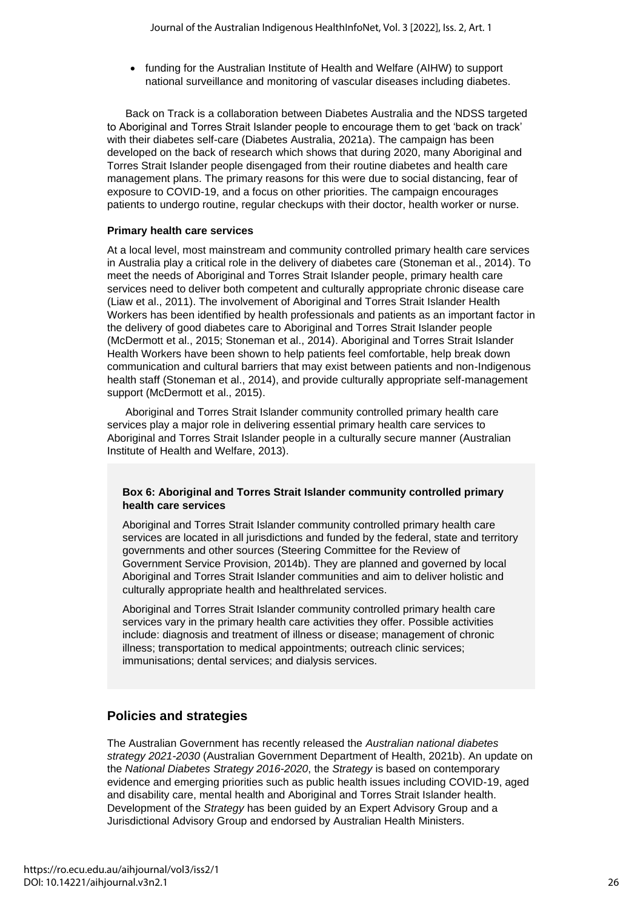- funding for the Australian Institute of Health and Welfare (AIHW) to support national surveillance and monitoring of vascular diseases including diabetes.

Back on Track is a collaboration between Diabetes Australia and the NDSS targeted to Aboriginal and Torres Strait Islander people to encourage them to get 'back on track' with their diabetes self-care (Diabetes Australia, 2021a). The campaign has been developed on the back of research which shows that during 2020, many Aboriginal and Torres Strait Islander people disengaged from their routine diabetes and health care management plans. The primary reasons for this were due to social distancing, fear of exposure to COVID-19, and a focus on other priorities. The campaign encourages patients to undergo routine, regular checkups with their doctor, health worker or nurse.

#### Primary health care services

At a local level, most mainstream and community controlled primary health care services in Australia play a critical role in the delivery of diabetes care (Stoneman et al., 2014). To meet the needs of Aboriginal and Torres Strait Islander people, primary health care services need to deliver both competent and culturally appropriate chronic disease care (Liaw et al., 2011). The involvement of Aboriginal and Torres Strait Islander Health Workers has been identified by health professionals and patients as an important factor in the delivery of good diabetes care to Aboriginal and Torres Strait Islander people (McDermott et al., 2015; Stoneman et al., 2014). Aboriginal and Torres Strait Islander Health Workers have been shown to help patients feel comfortable, help break down communication and cultural barriers that may exist between patients and non-Indigenous health staff (Stoneman et al., 2014), and provide culturally appropriate self-management support (McDermott et al., 2015).

Aboriginal and Torres Strait Islander community controlled primary health care services play a major role in delivering essential primary health care services to Aboriginal and Torres Strait Islander people in a culturally secure manner (Australian Institute of Health and Welfare, 2013).

> **Box 6: Aboriginal and Torres Strait Islander community controlled primary health care services**
>
> Aboriginal and Torres Strait Islander community controlled primary health care services are located in all jurisdictions and funded by the federal, state and territory governments and other sources (Steering Committee for the Review of Government Service Provision, 2014b). They are planned and governed by local Aboriginal and Torres Strait Islander communities and aim to deliver holistic and culturally appropriate health and healthrelated services.
>
> Aboriginal and Torres Strait Islander community controlled primary health care services vary in the primary health care activities they offer. Possible activities include: diagnosis and treatment of illness or disease; management of chronic illness; transportation to medical appointments; outreach clinic services; immunisations; dental services; and dialysis services.

## Policies and strategies

The Australian Government has recently released the *Australian national diabetes strategy 2021-2030* (Australian Government Department of Health, 2021b). An update on the *National Diabetes Strategy 2016-2020*, the *Strategy* is based on contemporary evidence and emerging priorities such as public health issues including COVID-19, aged and disability care, mental health and Aboriginal and Torres Strait Islander health. Development of the *Strategy* has been guided by an Expert Advisory Group and a Jurisdictional Advisory Group and endorsed by Australian Health Ministers.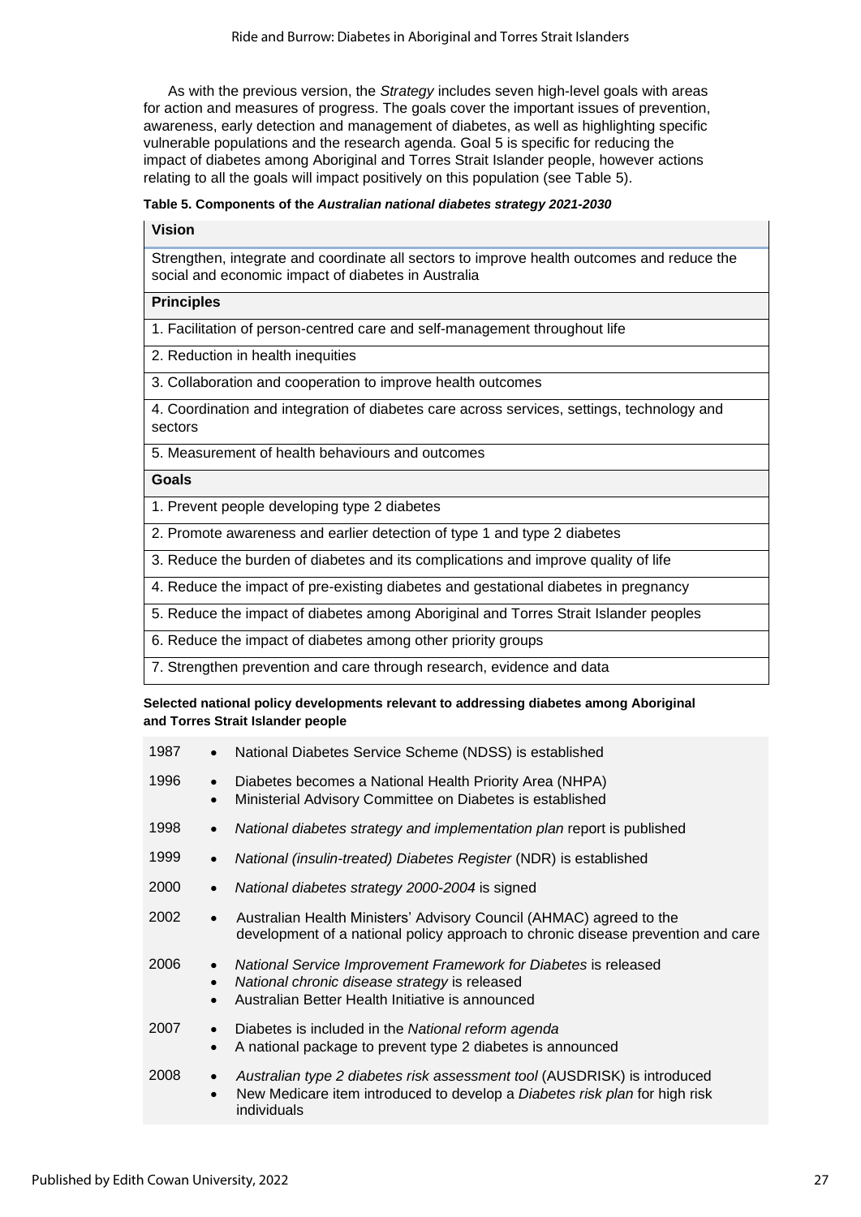As with the previous version, the *Strategy* includes seven high-level goals with areas for action and measures of progress. The goals cover the important issues of prevention, awareness, early detection and management of diabetes, as well as highlighting specific vulnerable populations and the research agenda. Goal 5 is specific for reducing the impact of diabetes among Aboriginal and Torres Strait Islander people, however actions relating to all the goals will impact positively on this population (see Table 5).

**Table 5. Components of the *Australian national diabetes strategy 2021-2030***

| **Vision** |
|---|
| Strengthen, integrate and coordinate all sectors to improve health outcomes and reduce the social and economic impact of diabetes in Australia |
| **Principles** |
| 1. Facilitation of person-centred care and self-management throughout life |
| 2. Reduction in health inequities |
| 3. Collaboration and cooperation to improve health outcomes |
| 4. Coordination and integration of diabetes care across services, settings, technology and sectors |
| 5. Measurement of health behaviours and outcomes |
| **Goals** |
| 1. Prevent people developing type 2 diabetes |
| 2. Promote awareness and earlier detection of type 1 and type 2 diabetes |
| 3. Reduce the burden of diabetes and its complications and improve quality of life |
| 4. Reduce the impact of pre-existing diabetes and gestational diabetes in pregnancy |
| 5. Reduce the impact of diabetes among Aboriginal and Torres Strait Islander peoples |
| 6. Reduce the impact of diabetes among other priority groups |
| 7. Strengthen prevention and care through research, evidence and data |

**Selected national policy developments relevant to addressing diabetes among Aboriginal and Torres Strait Islander people**

- **1987**
  - National Diabetes Service Scheme (NDSS) is established
- **1996**
  - Diabetes becomes a National Health Priority Area (NHPA)
  - Ministerial Advisory Committee on Diabetes is established
- **1998**
  - *National diabetes strategy and implementation plan* report is published
- **1999**
  - *National (insulin-treated) Diabetes Register* (NDR) is established
- **2000**
  - *National diabetes strategy 2000-2004* is signed
- **2002**
  - Australian Health Ministers' Advisory Council (AHMAC) agreed to the development of a national policy approach to chronic disease prevention and care
- **2006**
  - *National Service Improvement Framework for Diabetes* is released
  - *National chronic disease strategy* is released
  - Australian Better Health Initiative is announced
- **2007**
  - Diabetes is included in the *National reform agenda*
  - A national package to prevent type 2 diabetes is announced
- **2008**
  - *Australian type 2 diabetes risk assessment tool* (AUSDRISK) is introduced
  - New Medicare item introduced to develop a *Diabetes risk plan* for high risk individuals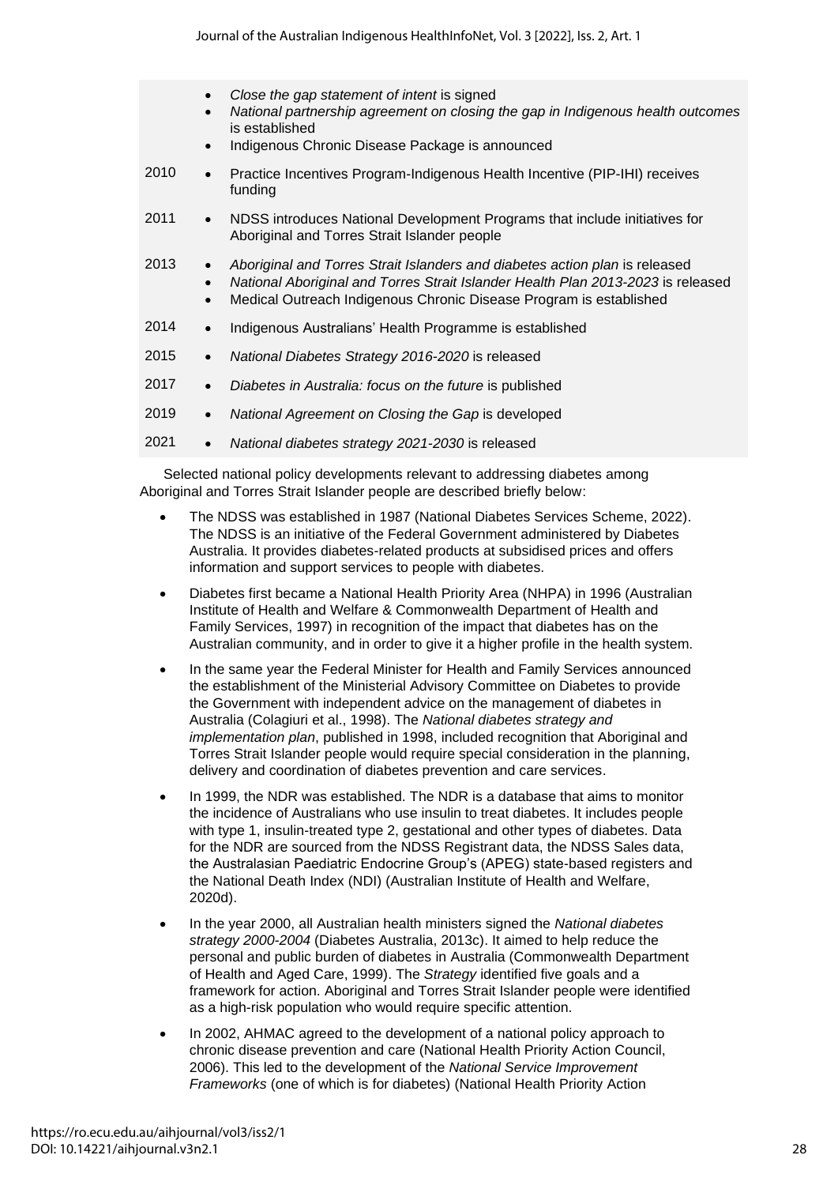| | |
|---|---|
| | - *Close the gap statement of intent* is signed<br>- *National partnership agreement on closing the gap in Indigenous health outcomes* is established<br>- Indigenous Chronic Disease Package is announced |
| 2010 | - Practice Incentives Program-Indigenous Health Incentive (PIP-IHI) receives funding |
| 2011 | - NDSS introduces National Development Programs that include initiatives for Aboriginal and Torres Strait Islander people |
| 2013 | - *Aboriginal and Torres Strait Islanders and diabetes action plan* is released<br>- *National Aboriginal and Torres Strait Islander Health Plan 2013-2023* is released<br>- Medical Outreach Indigenous Chronic Disease Program is established |
| 2014 | - Indigenous Australians' Health Programme is established |
| 2015 | - *National Diabetes Strategy 2016-2020* is released |
| 2017 | - *Diabetes in Australia: focus on the future* is published |
| 2019 | - *National Agreement on Closing the Gap* is developed |
| 2021 | - *National diabetes strategy 2021-2030* is released |

Selected national policy developments relevant to addressing diabetes among Aboriginal and Torres Strait Islander people are described briefly below:

- The NDSS was established in 1987 (National Diabetes Services Scheme, 2022). The NDSS is an initiative of the Federal Government administered by Diabetes Australia. It provides diabetes-related products at subsidised prices and offers information and support services to people with diabetes.
- Diabetes first became a National Health Priority Area (NHPA) in 1996 (Australian Institute of Health and Welfare & Commonwealth Department of Health and Family Services, 1997) in recognition of the impact that diabetes has on the Australian community, and in order to give it a higher profile in the health system.
- In the same year the Federal Minister for Health and Family Services announced the establishment of the Ministerial Advisory Committee on Diabetes to provide the Government with independent advice on the management of diabetes in Australia (Colagiuri et al., 1998). The *National diabetes strategy and implementation plan*, published in 1998, included recognition that Aboriginal and Torres Strait Islander people would require special consideration in the planning, delivery and coordination of diabetes prevention and care services.
- In 1999, the NDR was established. The NDR is a database that aims to monitor the incidence of Australians who use insulin to treat diabetes. It includes people with type 1, insulin-treated type 2, gestational and other types of diabetes. Data for the NDR are sourced from the NDSS Registrant data, the NDSS Sales data, the Australasian Paediatric Endocrine Group's (APEG) state-based registers and the National Death Index (NDI) (Australian Institute of Health and Welfare, 2020d).
- In the year 2000, all Australian health ministers signed the *National diabetes strategy 2000-2004* (Diabetes Australia, 2013c). It aimed to help reduce the personal and public burden of diabetes in Australia (Commonwealth Department of Health and Aged Care, 1999). The *Strategy* identified five goals and a framework for action. Aboriginal and Torres Strait Islander people were identified as a high-risk population who would require specific attention.
- In 2002, AHMAC agreed to the development of a national policy approach to chronic disease prevention and care (National Health Priority Action Council, 2006). This led to the development of the *National Service Improvement Frameworks* (one of which is for diabetes) (National Health Priority Action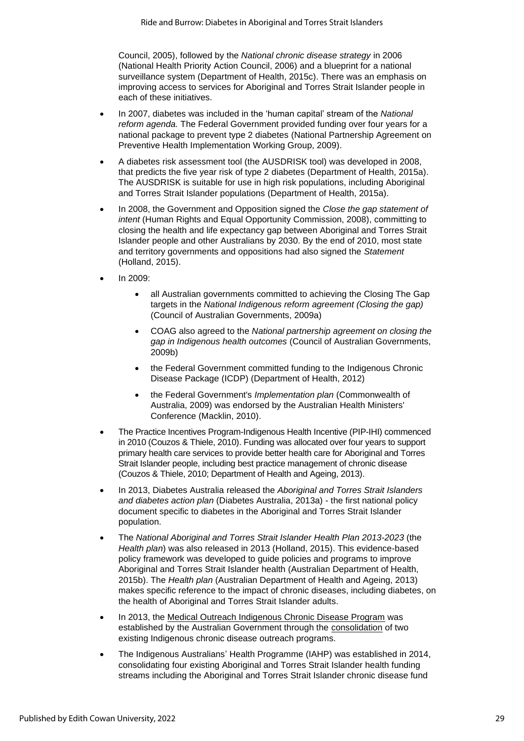Council, 2005), followed by the *National chronic disease strategy* in 2006 (National Health Priority Action Council, 2006) and a blueprint for a national surveillance system (Department of Health, 2015c). There was an emphasis on improving access to services for Aboriginal and Torres Strait Islander people in each of these initiatives.

- In 2007, diabetes was included in the 'human capital' stream of the *National reform agenda.* The Federal Government provided funding over four years for a national package to prevent type 2 diabetes (National Partnership Agreement on Preventive Health Implementation Working Group, 2009).
- A diabetes risk assessment tool (the AUSDRISK tool) was developed in 2008, that predicts the five year risk of type 2 diabetes (Department of Health, 2015a). The AUSDRISK is suitable for use in high risk populations, including Aboriginal and Torres Strait Islander populations (Department of Health, 2015a).
- In 2008, the Government and Opposition signed the *Close the gap statement of intent* (Human Rights and Equal Opportunity Commission, 2008), committing to closing the health and life expectancy gap between Aboriginal and Torres Strait Islander people and other Australians by 2030. By the end of 2010, most state and territory governments and oppositions had also signed the *Statement* (Holland, 2015).
- In 2009:
    - all Australian governments committed to achieving the Closing The Gap targets in the *National Indigenous reform agreement (Closing the gap)* (Council of Australian Governments, 2009a)
    - COAG also agreed to the *National partnership agreement on closing the gap in Indigenous health outcomes* (Council of Australian Governments, 2009b)
    - the Federal Government committed funding to the Indigenous Chronic Disease Package (ICDP) (Department of Health, 2012)
    - the Federal Government's *Implementation plan* (Commonwealth of Australia, 2009) was endorsed by the Australian Health Ministers' Conference (Macklin, 2010).
- The Practice Incentives Program-Indigenous Health Incentive (PIP-IHI) commenced in 2010 (Couzos & Thiele, 2010). Funding was allocated over four years to support primary health care services to provide better health care for Aboriginal and Torres Strait Islander people, including best practice management of chronic disease (Couzos & Thiele, 2010; Department of Health and Ageing, 2013).
- In 2013, Diabetes Australia released the *Aboriginal and Torres Strait Islanders and diabetes action plan* (Diabetes Australia, 2013a) - the first national policy document specific to diabetes in the Aboriginal and Torres Strait Islander population.
- The *National Aboriginal and Torres Strait Islander Health Plan 2013-2023* (the *Health plan*) was also released in 2013 (Holland, 2015). This evidence-based policy framework was developed to guide policies and programs to improve Aboriginal and Torres Strait Islander health (Australian Department of Health, 2015b). The *Health plan* (Australian Department of Health and Ageing, 2013) makes specific reference to the impact of chronic diseases, including diabetes, on the health of Aboriginal and Torres Strait Islander adults.
- In 2013, the Medical Outreach Indigenous Chronic Disease Program was established by the Australian Government through the consolidation of two existing Indigenous chronic disease outreach programs.
- The Indigenous Australians' Health Programme (IAHP) was established in 2014, consolidating four existing Aboriginal and Torres Strait Islander health funding streams including the Aboriginal and Torres Strait Islander chronic disease fund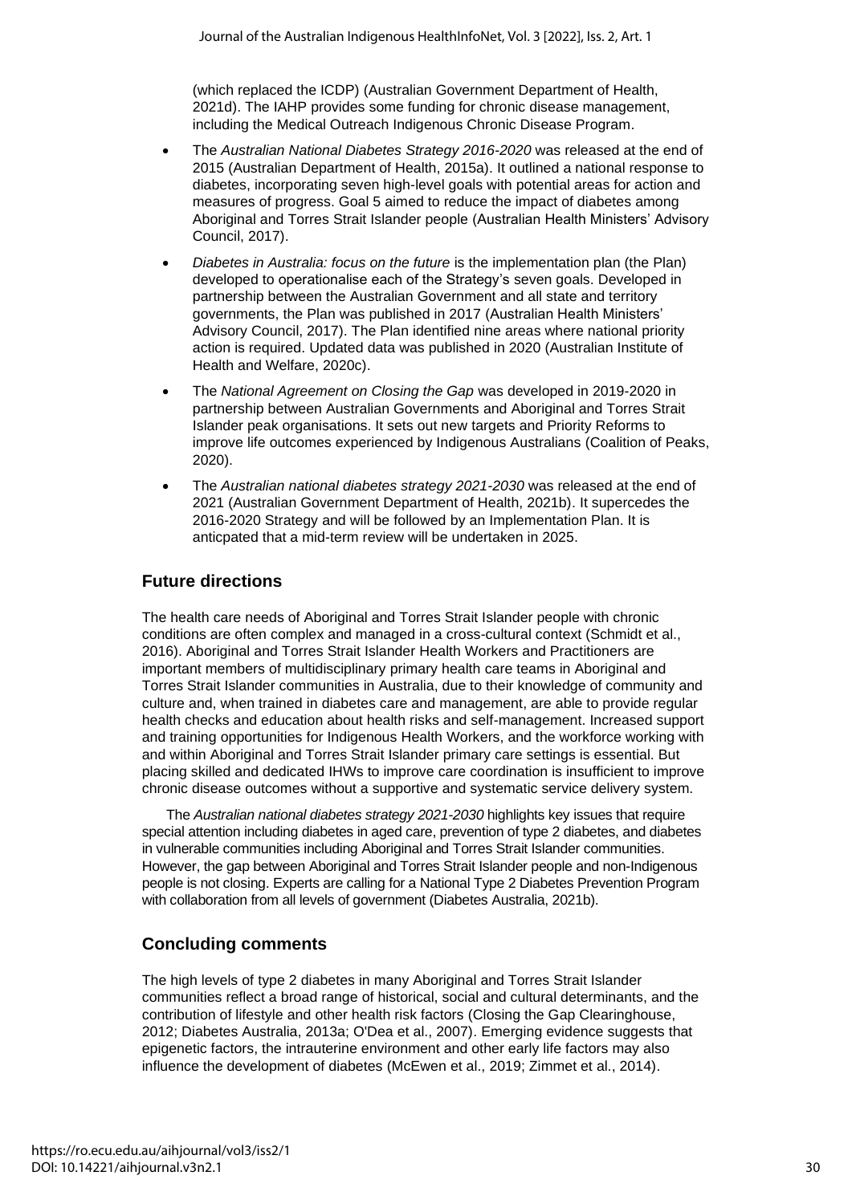(which replaced the ICDP) (Australian Government Department of Health, 2021d). The IAHP provides some funding for chronic disease management, including the Medical Outreach Indigenous Chronic Disease Program.

- The *Australian National Diabetes Strategy 2016-2020* was released at the end of 2015 (Australian Department of Health, 2015a). It outlined a national response to diabetes, incorporating seven high-level goals with potential areas for action and measures of progress. Goal 5 aimed to reduce the impact of diabetes among Aboriginal and Torres Strait Islander people (Australian Health Ministers' Advisory Council, 2017).
- *Diabetes in Australia: focus on the future* is the implementation plan (the Plan) developed to operationalise each of the Strategy's seven goals. Developed in partnership between the Australian Government and all state and territory governments, the Plan was published in 2017 (Australian Health Ministers' Advisory Council, 2017). The Plan identified nine areas where national priority action is required. Updated data was published in 2020 (Australian Institute of Health and Welfare, 2020c).
- The *National Agreement on Closing the Gap* was developed in 2019-2020 in partnership between Australian Governments and Aboriginal and Torres Strait Islander peak organisations. It sets out new targets and Priority Reforms to improve life outcomes experienced by Indigenous Australians (Coalition of Peaks, 2020).
- The *Australian national diabetes strategy 2021-2030* was released at the end of 2021 (Australian Government Department of Health, 2021b). It supercedes the 2016-2020 Strategy and will be followed by an Implementation Plan. It is anticpated that a mid-term review will be undertaken in 2025.

## Future directions

The health care needs of Aboriginal and Torres Strait Islander people with chronic conditions are often complex and managed in a cross-cultural context (Schmidt et al., 2016). Aboriginal and Torres Strait Islander Health Workers and Practitioners are important members of multidisciplinary primary health care teams in Aboriginal and Torres Strait Islander communities in Australia, due to their knowledge of community and culture and, when trained in diabetes care and management, are able to provide regular health checks and education about health risks and self-management. Increased support and training opportunities for Indigenous Health Workers, and the workforce working with and within Aboriginal and Torres Strait Islander primary care settings is essential. But placing skilled and dedicated IHWs to improve care coordination is insufficient to improve chronic disease outcomes without a supportive and systematic service delivery system.

The *Australian national diabetes strategy 2021-2030* highlights key issues that require special attention including diabetes in aged care, prevention of type 2 diabetes, and diabetes in vulnerable communities including Aboriginal and Torres Strait Islander communities. However, the gap between Aboriginal and Torres Strait Islander people and non-Indigenous people is not closing. Experts are calling for a National Type 2 Diabetes Prevention Program with collaboration from all levels of government (Diabetes Australia, 2021b).

## Concluding comments

The high levels of type 2 diabetes in many Aboriginal and Torres Strait Islander communities reflect a broad range of historical, social and cultural determinants, and the contribution of lifestyle and other health risk factors (Closing the Gap Clearinghouse, 2012; Diabetes Australia, 2013a; O'Dea et al., 2007). Emerging evidence suggests that epigenetic factors, the intrauterine environment and other early life factors may also influence the development of diabetes (McEwen et al., 2019; Zimmet et al., 2014).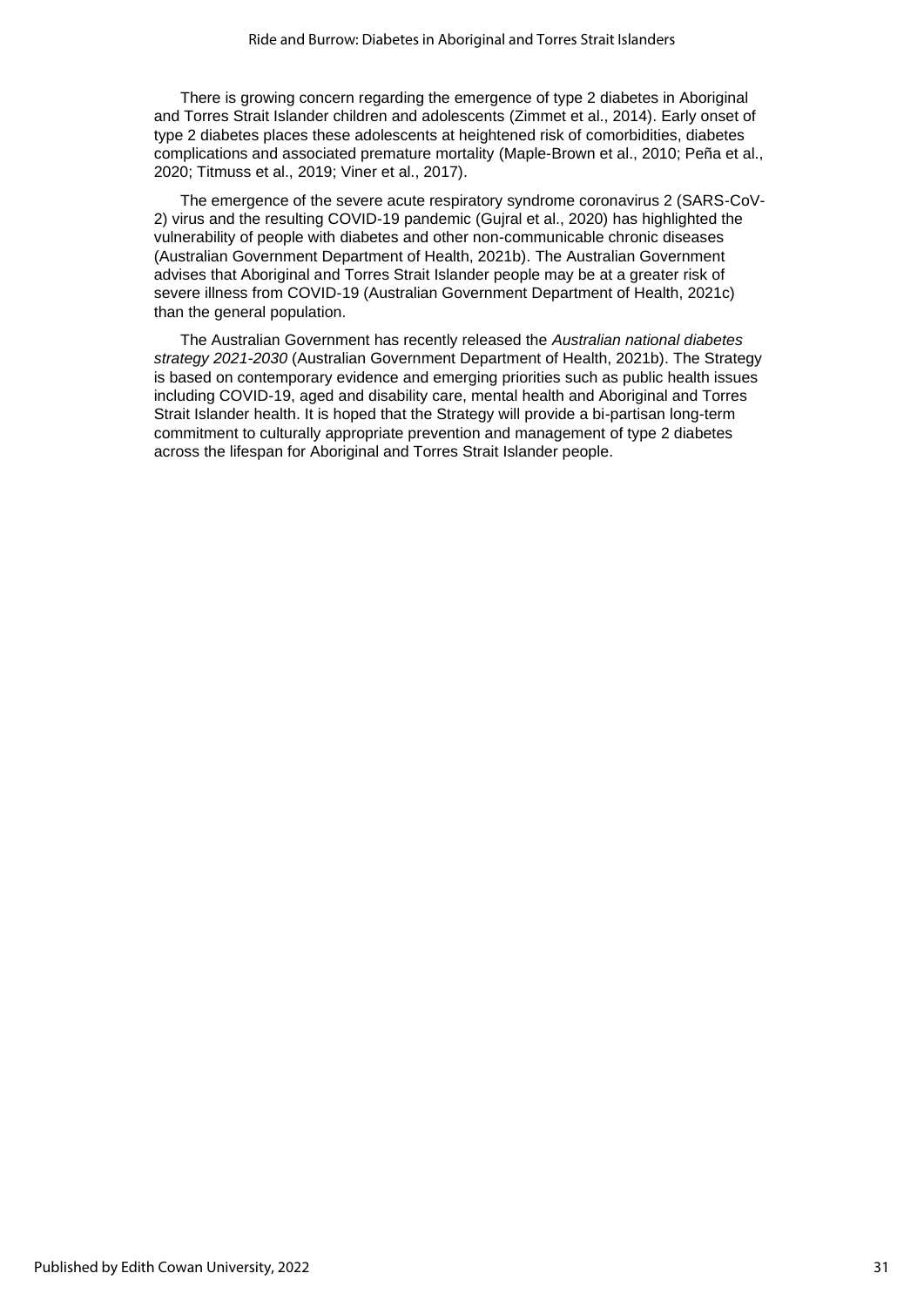There is growing concern regarding the emergence of type 2 diabetes in Aboriginal and Torres Strait Islander children and adolescents (Zimmet et al., 2014). Early onset of type 2 diabetes places these adolescents at heightened risk of comorbidities, diabetes complications and associated premature mortality (Maple-Brown et al., 2010; Peña et al., 2020; Titmuss et al., 2019; Viner et al., 2017).

The emergence of the severe acute respiratory syndrome coronavirus 2 (SARS-CoV-2) virus and the resulting COVID-19 pandemic (Gujral et al., 2020) has highlighted the vulnerability of people with diabetes and other non-communicable chronic diseases (Australian Government Department of Health, 2021b). The Australian Government advises that Aboriginal and Torres Strait Islander people may be at a greater risk of severe illness from COVID-19 (Australian Government Department of Health, 2021c) than the general population.

The Australian Government has recently released the *Australian national diabetes strategy 2021-2030* (Australian Government Department of Health, 2021b). The Strategy is based on contemporary evidence and emerging priorities such as public health issues including COVID-19, aged and disability care, mental health and Aboriginal and Torres Strait Islander health. It is hoped that the Strategy will provide a bi-partisan long-term commitment to culturally appropriate prevention and management of type 2 diabetes across the lifespan for Aboriginal and Torres Strait Islander people.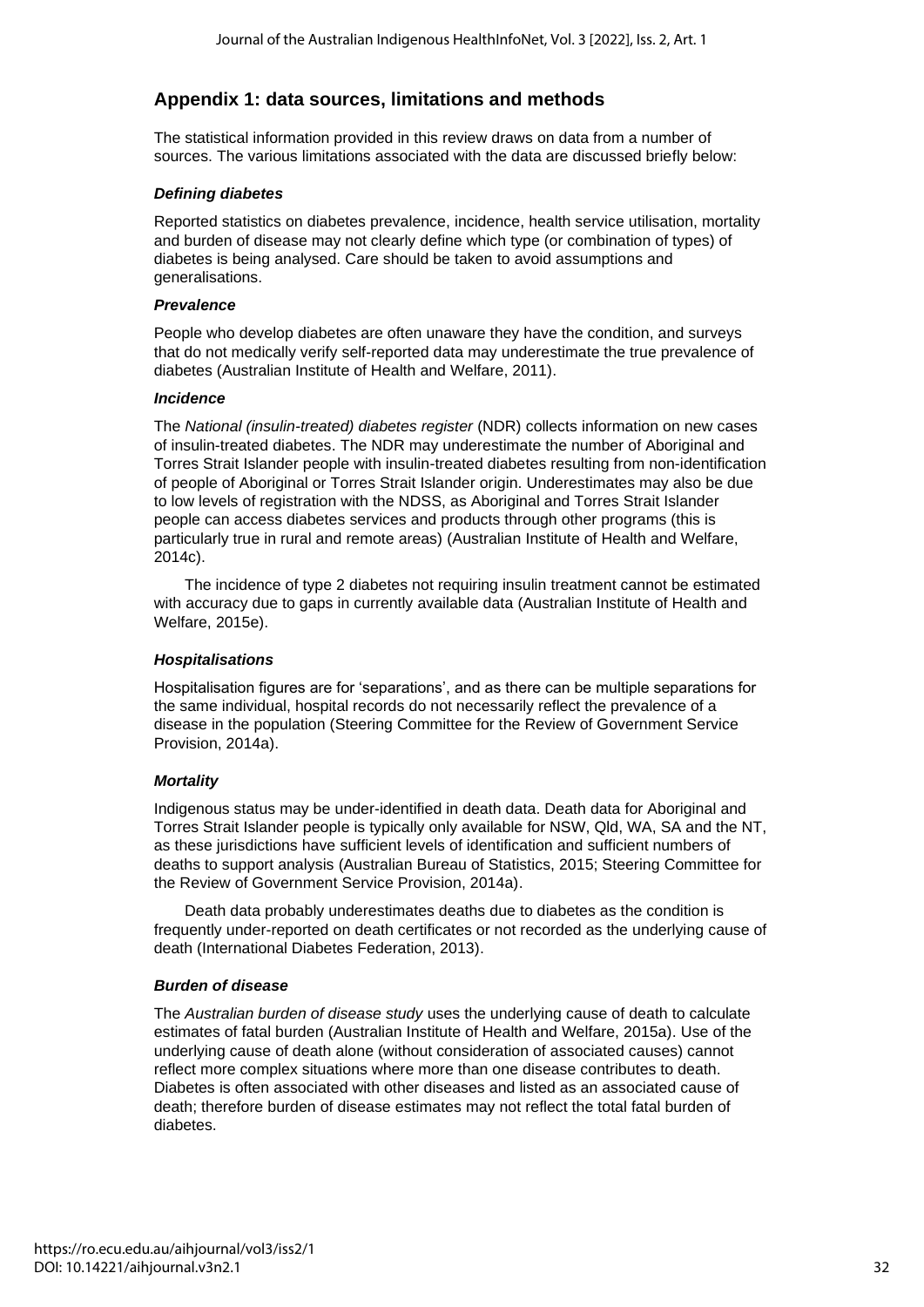## Appendix 1: data sources, limitations and methods

The statistical information provided in this review draws on data from a number of sources. The various limitations associated with the data are discussed briefly below:

### *Defining diabetes*

Reported statistics on diabetes prevalence, incidence, health service utilisation, mortality and burden of disease may not clearly define which type (or combination of types) of diabetes is being analysed. Care should be taken to avoid assumptions and generalisations.

### *Prevalence*

People who develop diabetes are often unaware they have the condition, and surveys that do not medically verify self-reported data may underestimate the true prevalence of diabetes (Australian Institute of Health and Welfare, 2011).

### *Incidence*

The *National (insulin-treated) diabetes register* (NDR) collects information on new cases of insulin-treated diabetes. The NDR may underestimate the number of Aboriginal and Torres Strait Islander people with insulin-treated diabetes resulting from non-identification of people of Aboriginal or Torres Strait Islander origin. Underestimates may also be due to low levels of registration with the NDSS, as Aboriginal and Torres Strait Islander people can access diabetes services and products through other programs (this is particularly true in rural and remote areas) (Australian Institute of Health and Welfare, 2014c).

The incidence of type 2 diabetes not requiring insulin treatment cannot be estimated with accuracy due to gaps in currently available data (Australian Institute of Health and Welfare, 2015e).

### *Hospitalisations*

Hospitalisation figures are for 'separations', and as there can be multiple separations for the same individual, hospital records do not necessarily reflect the prevalence of a disease in the population (Steering Committee for the Review of Government Service Provision, 2014a).

### *Mortality*

Indigenous status may be under-identified in death data. Death data for Aboriginal and Torres Strait Islander people is typically only available for NSW, Qld, WA, SA and the NT, as these jurisdictions have sufficient levels of identification and sufficient numbers of deaths to support analysis (Australian Bureau of Statistics, 2015; Steering Committee for the Review of Government Service Provision, 2014a).

Death data probably underestimates deaths due to diabetes as the condition is frequently under-reported on death certificates or not recorded as the underlying cause of death (International Diabetes Federation, 2013).

### *Burden of disease*

The *Australian burden of disease study* uses the underlying cause of death to calculate estimates of fatal burden (Australian Institute of Health and Welfare, 2015a). Use of the underlying cause of death alone (without consideration of associated causes) cannot reflect more complex situations where more than one disease contributes to death. Diabetes is often associated with other diseases and listed as an associated cause of death; therefore burden of disease estimates may not reflect the total fatal burden of diabetes.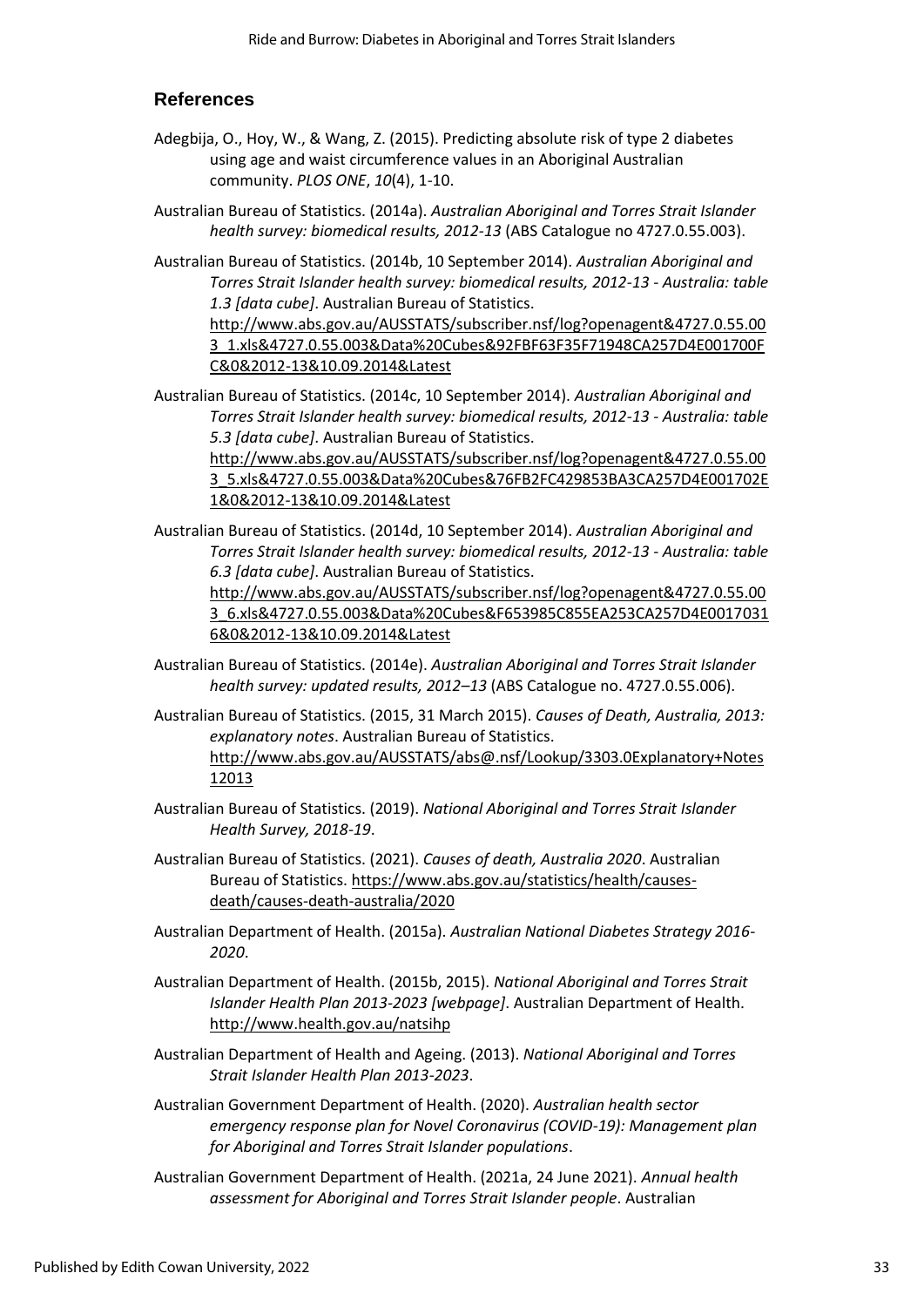## References

Adegbija, O., Hoy, W., & Wang, Z. (2015). Predicting absolute risk of type 2 diabetes using age and waist circumference values in an Aboriginal Australian community. *PLOS ONE*, *10*(4), 1-10.

Australian Bureau of Statistics. (2014a). *Australian Aboriginal and Torres Strait Islander health survey: biomedical results, 2012-13* (ABS Catalogue no 4727.0.55.003).

Australian Bureau of Statistics. (2014b, 10 September 2014). *Australian Aboriginal and Torres Strait Islander health survey: biomedical results, 2012-13 - Australia: table 1.3 [data cube]*. Australian Bureau of Statistics. http://www.abs.gov.au/AUSSTATS/subscriber.nsf/log?openagent&4727.0.55.003_1.xls&4727.0.55.003&Data%20Cubes&92FBF63F35F71948CA257D4E001700FC&0&2012-13&10.09.2014&Latest

Australian Bureau of Statistics. (2014c, 10 September 2014). *Australian Aboriginal and Torres Strait Islander health survey: biomedical results, 2012-13 - Australia: table 5.3 [data cube]*. Australian Bureau of Statistics. http://www.abs.gov.au/AUSSTATS/subscriber.nsf/log?openagent&4727.0.55.003_5.xls&4727.0.55.003&Data%20Cubes&76FB2FC429853BA3CA257D4E001702E1&0&2012-13&10.09.2014&Latest

Australian Bureau of Statistics. (2014d, 10 September 2014). *Australian Aboriginal and Torres Strait Islander health survey: biomedical results, 2012-13 - Australia: table 6.3 [data cube]*. Australian Bureau of Statistics. http://www.abs.gov.au/AUSSTATS/subscriber.nsf/log?openagent&4727.0.55.003_6.xls&4727.0.55.003&Data%20Cubes&F653985C855EA253CA257D4E00170316&0&2012-13&10.09.2014&Latest

Australian Bureau of Statistics. (2014e). *Australian Aboriginal and Torres Strait Islander health survey: updated results, 2012–13* (ABS Catalogue no. 4727.0.55.006).

Australian Bureau of Statistics. (2015, 31 March 2015). *Causes of Death, Australia, 2013: explanatory notes*. Australian Bureau of Statistics. http://www.abs.gov.au/AUSSTATS/abs@.nsf/Lookup/3303.0Explanatory+Notes12013

Australian Bureau of Statistics. (2019). *National Aboriginal and Torres Strait Islander Health Survey, 2018-19*.

Australian Bureau of Statistics. (2021). *Causes of death, Australia 2020*. Australian Bureau of Statistics. https://www.abs.gov.au/statistics/health/causes-death/causes-death-australia/2020

Australian Department of Health. (2015a). *Australian National Diabetes Strategy 2016-2020*.

Australian Department of Health. (2015b, 2015). *National Aboriginal and Torres Strait Islander Health Plan 2013-2023 [webpage]*. Australian Department of Health. http://www.health.gov.au/natsihp

Australian Department of Health and Ageing. (2013). *National Aboriginal and Torres Strait Islander Health Plan 2013-2023*.

Australian Government Department of Health. (2020). *Australian health sector emergency response plan for Novel Coronavirus (COVID-19): Management plan for Aboriginal and Torres Strait Islander populations*.

Australian Government Department of Health. (2021a, 24 June 2021). *Annual health assessment for Aboriginal and Torres Strait Islander people*. Australian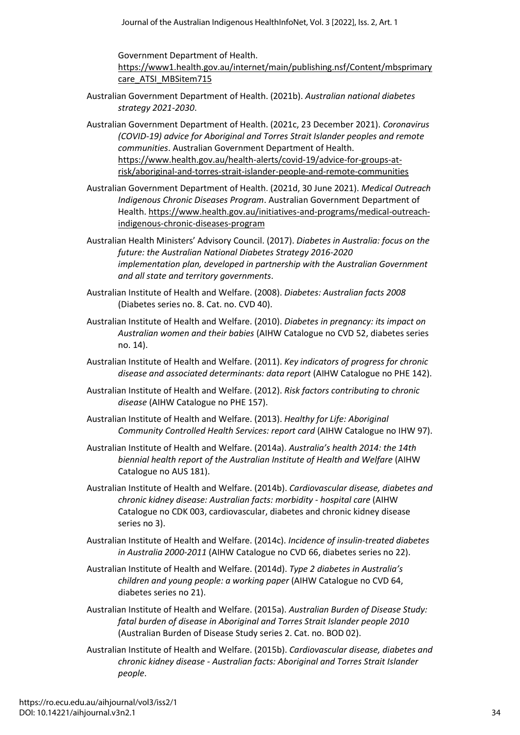Government Department of Health. https://www1.health.gov.au/internet/main/publishing.nsf/Content/mbsprimarycare_ATSI_MBSitem715

Australian Government Department of Health. (2021b). *Australian national diabetes strategy 2021-2030*.

Australian Government Department of Health. (2021c, 23 December 2021). *Coronavirus (COVID-19) advice for Aboriginal and Torres Strait Islander peoples and remote communities*. Australian Government Department of Health. https://www.health.gov.au/health-alerts/covid-19/advice-for-groups-at-risk/aboriginal-and-torres-strait-islander-people-and-remote-communities

Australian Government Department of Health. (2021d, 30 June 2021). *Medical Outreach Indigenous Chronic Diseases Program*. Australian Government Department of Health. https://www.health.gov.au/initiatives-and-programs/medical-outreach-indigenous-chronic-diseases-program

Australian Health Ministers' Advisory Council. (2017). *Diabetes in Australia: focus on the future: the Australian National Diabetes Strategy 2016-2020 implementation plan, developed in partnership with the Australian Government and all state and territory governments*.

Australian Institute of Health and Welfare. (2008). *Diabetes: Australian facts 2008* (Diabetes series no. 8. Cat. no. CVD 40).

Australian Institute of Health and Welfare. (2010). *Diabetes in pregnancy: its impact on Australian women and their babies* (AIHW Catalogue no CVD 52, diabetes series no. 14).

Australian Institute of Health and Welfare. (2011). *Key indicators of progress for chronic disease and associated determinants: data report* (AIHW Catalogue no PHE 142).

Australian Institute of Health and Welfare. (2012). *Risk factors contributing to chronic disease* (AIHW Catalogue no PHE 157).

Australian Institute of Health and Welfare. (2013). *Healthy for Life: Aboriginal Community Controlled Health Services: report card* (AIHW Catalogue no IHW 97).

Australian Institute of Health and Welfare. (2014a). *Australia's health 2014: the 14th biennial health report of the Australian Institute of Health and Welfare* (AIHW Catalogue no AUS 181).

Australian Institute of Health and Welfare. (2014b). *Cardiovascular disease, diabetes and chronic kidney disease: Australian facts: morbidity - hospital care* (AIHW Catalogue no CDK 003, cardiovascular, diabetes and chronic kidney disease series no 3).

Australian Institute of Health and Welfare. (2014c). *Incidence of insulin-treated diabetes in Australia 2000-2011* (AIHW Catalogue no CVD 66, diabetes series no 22).

Australian Institute of Health and Welfare. (2014d). *Type 2 diabetes in Australia's children and young people: a working paper* (AIHW Catalogue no CVD 64, diabetes series no 21).

Australian Institute of Health and Welfare. (2015a). *Australian Burden of Disease Study: fatal burden of disease in Aboriginal and Torres Strait Islander people 2010* (Australian Burden of Disease Study series 2. Cat. no. BOD 02).

Australian Institute of Health and Welfare. (2015b). *Cardiovascular disease, diabetes and chronic kidney disease - Australian facts: Aboriginal and Torres Strait Islander people*.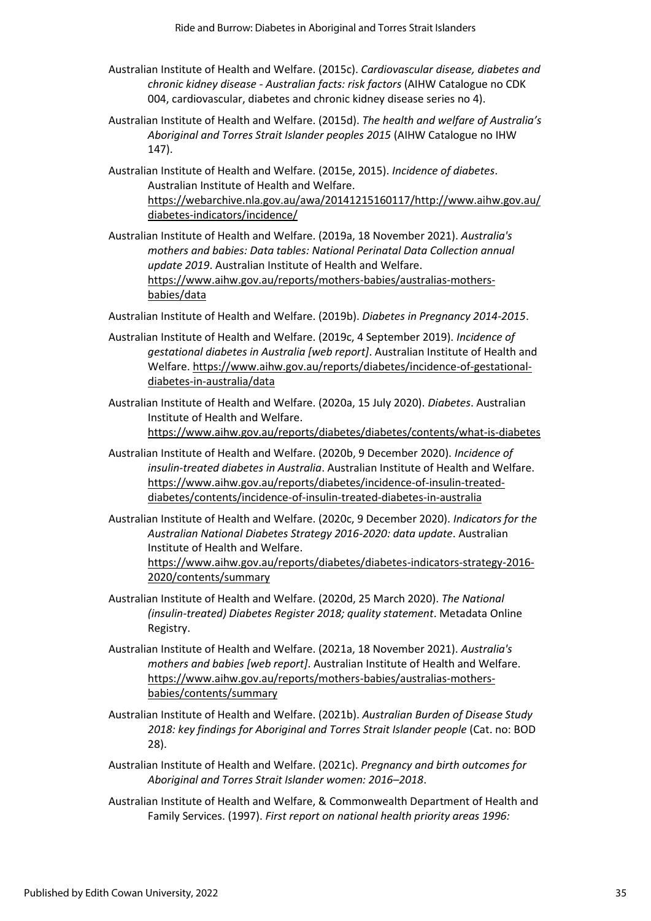Australian Institute of Health and Welfare. (2015c). *Cardiovascular disease, diabetes and chronic kidney disease - Australian facts: risk factors* (AIHW Catalogue no CDK 004, cardiovascular, diabetes and chronic kidney disease series no 4).

Australian Institute of Health and Welfare. (2015d). *The health and welfare of Australia's Aboriginal and Torres Strait Islander peoples 2015* (AIHW Catalogue no IHW 147).

Australian Institute of Health and Welfare. (2015e, 2015). *Incidence of diabetes*. Australian Institute of Health and Welfare. https://webarchive.nla.gov.au/awa/20141215160117/http://www.aihw.gov.au/diabetes-indicators/incidence/

Australian Institute of Health and Welfare. (2019a, 18 November 2021). *Australia's mothers and babies: Data tables: National Perinatal Data Collection annual update 2019*. Australian Institute of Health and Welfare. https://www.aihw.gov.au/reports/mothers-babies/australias-mothers-babies/data

Australian Institute of Health and Welfare. (2019b). *Diabetes in Pregnancy 2014-2015*.

Australian Institute of Health and Welfare. (2019c, 4 September 2019). *Incidence of gestational diabetes in Australia [web report]*. Australian Institute of Health and Welfare. https://www.aihw.gov.au/reports/diabetes/incidence-of-gestational-diabetes-in-australia/data

Australian Institute of Health and Welfare. (2020a, 15 July 2020). *Diabetes*. Australian Institute of Health and Welfare. https://www.aihw.gov.au/reports/diabetes/diabetes/contents/what-is-diabetes

Australian Institute of Health and Welfare. (2020b, 9 December 2020). *Incidence of insulin-treated diabetes in Australia*. Australian Institute of Health and Welfare. https://www.aihw.gov.au/reports/diabetes/incidence-of-insulin-treated-diabetes/contents/incidence-of-insulin-treated-diabetes-in-australia

Australian Institute of Health and Welfare. (2020c, 9 December 2020). *Indicators for the Australian National Diabetes Strategy 2016-2020: data update*. Australian Institute of Health and Welfare. https://www.aihw.gov.au/reports/diabetes/diabetes-indicators-strategy-2016-2020/contents/summary

Australian Institute of Health and Welfare. (2020d, 25 March 2020). *The National (insulin-treated) Diabetes Register 2018; quality statement*. Metadata Online Registry.

Australian Institute of Health and Welfare. (2021a, 18 November 2021). *Australia's mothers and babies [web report]*. Australian Institute of Health and Welfare. https://www.aihw.gov.au/reports/mothers-babies/australias-mothers-babies/contents/summary

Australian Institute of Health and Welfare. (2021b). *Australian Burden of Disease Study 2018: key findings for Aboriginal and Torres Strait Islander people* (Cat. no: BOD 28).

Australian Institute of Health and Welfare. (2021c). *Pregnancy and birth outcomes for Aboriginal and Torres Strait Islander women: 2016–2018*.

Australian Institute of Health and Welfare, & Commonwealth Department of Health and Family Services. (1997). *First report on national health priority areas 1996:*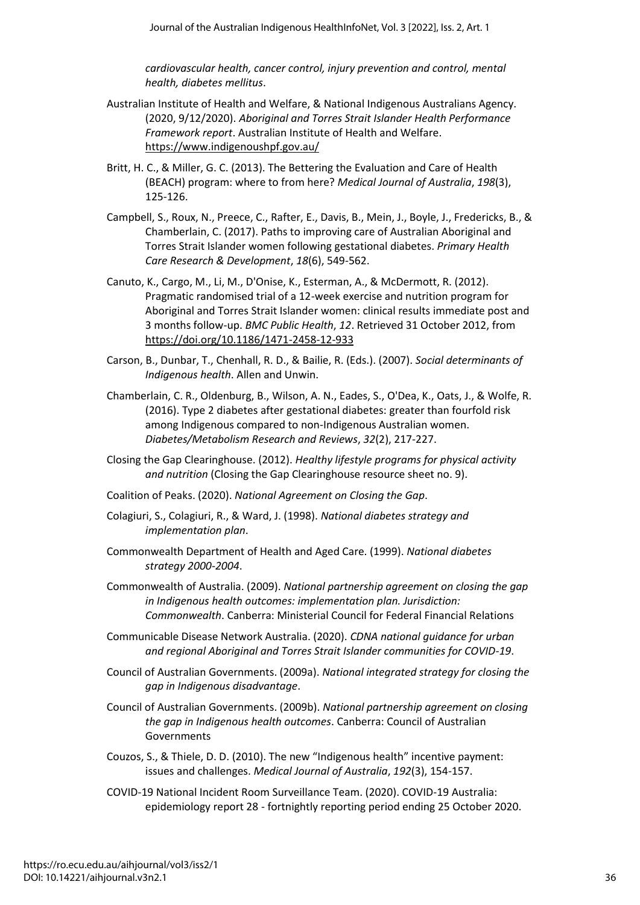*cardiovascular health, cancer control, injury prevention and control, mental health, diabetes mellitus*.

Australian Institute of Health and Welfare, & National Indigenous Australians Agency. (2020, 9/12/2020). *Aboriginal and Torres Strait Islander Health Performance Framework report*. Australian Institute of Health and Welfare. https://www.indigenoushpf.gov.au/

Britt, H. C., & Miller, G. C. (2013). The Bettering the Evaluation and Care of Health (BEACH) program: where to from here? *Medical Journal of Australia*, *198*(3), 125-126.

Campbell, S., Roux, N., Preece, C., Rafter, E., Davis, B., Mein, J., Boyle, J., Fredericks, B., & Chamberlain, C. (2017). Paths to improving care of Australian Aboriginal and Torres Strait Islander women following gestational diabetes. *Primary Health Care Research & Development*, *18*(6), 549-562.

Canuto, K., Cargo, M., Li, M., D'Onise, K., Esterman, A., & McDermott, R. (2012). Pragmatic randomised trial of a 12-week exercise and nutrition program for Aboriginal and Torres Strait Islander women: clinical results immediate post and 3 months follow-up. *BMC Public Health*, *12*. Retrieved 31 October 2012, from https://doi.org/10.1186/1471-2458-12-933

Carson, B., Dunbar, T., Chenhall, R. D., & Bailie, R. (Eds.). (2007). *Social determinants of Indigenous health*. Allen and Unwin.

Chamberlain, C. R., Oldenburg, B., Wilson, A. N., Eades, S., O'Dea, K., Oats, J., & Wolfe, R. (2016). Type 2 diabetes after gestational diabetes: greater than fourfold risk among Indigenous compared to non-Indigenous Australian women. *Diabetes/Metabolism Research and Reviews*, *32*(2), 217-227.

Closing the Gap Clearinghouse. (2012). *Healthy lifestyle programs for physical activity and nutrition* (Closing the Gap Clearinghouse resource sheet no. 9).

Coalition of Peaks. (2020). *National Agreement on Closing the Gap*.

Colagiuri, S., Colagiuri, R., & Ward, J. (1998). *National diabetes strategy and implementation plan*.

Commonwealth Department of Health and Aged Care. (1999). *National diabetes strategy 2000-2004*.

Commonwealth of Australia. (2009). *National partnership agreement on closing the gap in Indigenous health outcomes: implementation plan. Jurisdiction: Commonwealth*. Canberra: Ministerial Council for Federal Financial Relations

Communicable Disease Network Australia. (2020). *CDNA national guidance for urban and regional Aboriginal and Torres Strait Islander communities for COVID-19*.

Council of Australian Governments. (2009a). *National integrated strategy for closing the gap in Indigenous disadvantage*.

Council of Australian Governments. (2009b). *National partnership agreement on closing the gap in Indigenous health outcomes*. Canberra: Council of Australian Governments

Couzos, S., & Thiele, D. D. (2010). The new "Indigenous health" incentive payment: issues and challenges. *Medical Journal of Australia*, *192*(3), 154-157.

COVID-19 National Incident Room Surveillance Team. (2020). COVID-19 Australia: epidemiology report 28 - fortnightly reporting period ending 25 October 2020.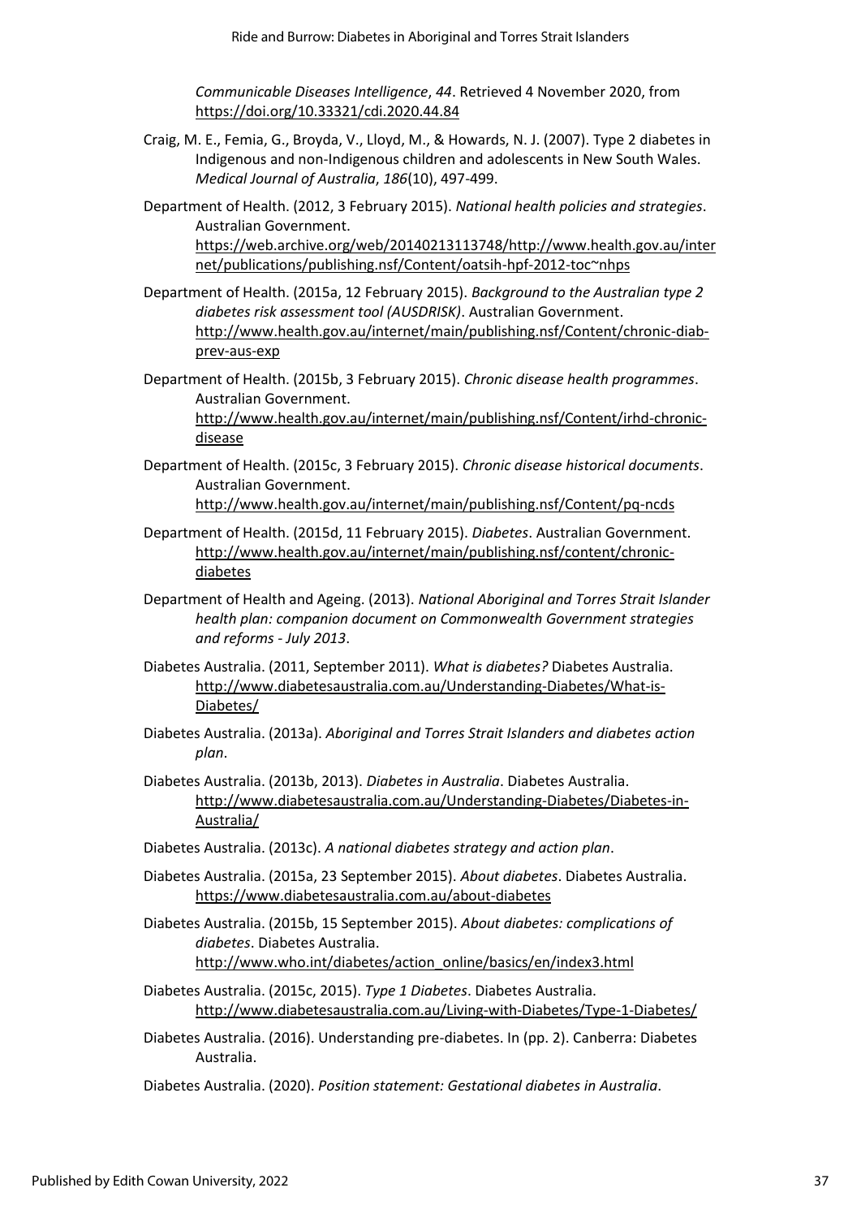*Communicable Diseases Intelligence*, *44*. Retrieved 4 November 2020, from https://doi.org/10.33321/cdi.2020.44.84

Craig, M. E., Femia, G., Broyda, V., Lloyd, M., & Howards, N. J. (2007). Type 2 diabetes in Indigenous and non-Indigenous children and adolescents in New South Wales. *Medical Journal of Australia*, *186*(10), 497-499.

Department of Health. (2012, 3 February 2015). *National health policies and strategies*. Australian Government. https://web.archive.org/web/20140213113748/http://www.health.gov.au/internet/publications/publishing.nsf/Content/oatsih-hpf-2012-toc~nhps

Department of Health. (2015a, 12 February 2015). *Background to the Australian type 2 diabetes risk assessment tool (AUSDRISK)*. Australian Government. http://www.health.gov.au/internet/main/publishing.nsf/Content/chronic-diab-prev-aus-exp

Department of Health. (2015b, 3 February 2015). *Chronic disease health programmes*. Australian Government. http://www.health.gov.au/internet/main/publishing.nsf/Content/irhd-chronic-disease

Department of Health. (2015c, 3 February 2015). *Chronic disease historical documents*. Australian Government. http://www.health.gov.au/internet/main/publishing.nsf/Content/pq-ncds

Department of Health. (2015d, 11 February 2015). *Diabetes*. Australian Government. http://www.health.gov.au/internet/main/publishing.nsf/content/chronic-diabetes

Department of Health and Ageing. (2013). *National Aboriginal and Torres Strait Islander health plan: companion document on Commonwealth Government strategies and reforms - July 2013*.

Diabetes Australia. (2011, September 2011). *What is diabetes?* Diabetes Australia. http://www.diabetesaustralia.com.au/Understanding-Diabetes/What-is-Diabetes/

Diabetes Australia. (2013a). *Aboriginal and Torres Strait Islanders and diabetes action plan*.

Diabetes Australia. (2013b, 2013). *Diabetes in Australia*. Diabetes Australia. http://www.diabetesaustralia.com.au/Understanding-Diabetes/Diabetes-in-Australia/

Diabetes Australia. (2013c). *A national diabetes strategy and action plan*.

Diabetes Australia. (2015a, 23 September 2015). *About diabetes*. Diabetes Australia. https://www.diabetesaustralia.com.au/about-diabetes

Diabetes Australia. (2015b, 15 September 2015). *About diabetes: complications of diabetes*. Diabetes Australia. http://www.who.int/diabetes/action_online/basics/en/index3.html

Diabetes Australia. (2015c, 2015). *Type 1 Diabetes*. Diabetes Australia. http://www.diabetesaustralia.com.au/Living-with-Diabetes/Type-1-Diabetes/

Diabetes Australia. (2016). Understanding pre-diabetes. In (pp. 2). Canberra: Diabetes Australia.

Diabetes Australia. (2020). *Position statement: Gestational diabetes in Australia*.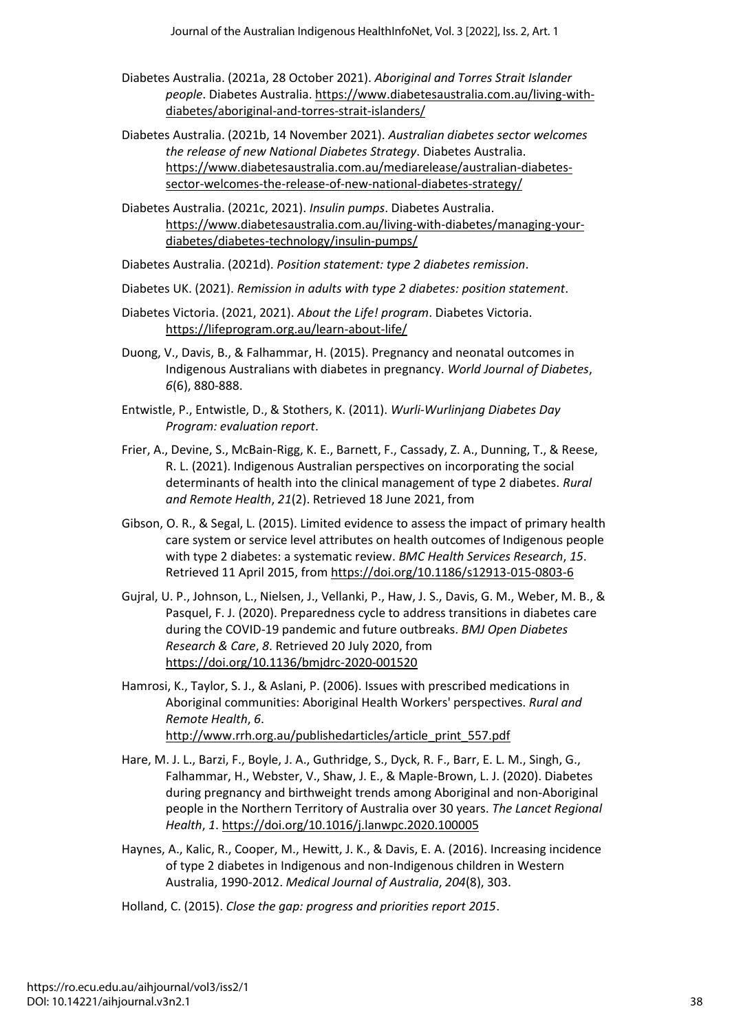Diabetes Australia. (2021a, 28 October 2021). *Aboriginal and Torres Strait Islander people*. Diabetes Australia. https://www.diabetesaustralia.com.au/living-with-diabetes/aboriginal-and-torres-strait-islanders/

Diabetes Australia. (2021b, 14 November 2021). *Australian diabetes sector welcomes the release of new National Diabetes Strategy*. Diabetes Australia. https://www.diabetesaustralia.com.au/mediarelease/australian-diabetes-sector-welcomes-the-release-of-new-national-diabetes-strategy/

Diabetes Australia. (2021c, 2021). *Insulin pumps*. Diabetes Australia. https://www.diabetesaustralia.com.au/living-with-diabetes/managing-your-diabetes/diabetes-technology/insulin-pumps/

Diabetes Australia. (2021d). *Position statement: type 2 diabetes remission*.

Diabetes UK. (2021). *Remission in adults with type 2 diabetes: position statement*.

Diabetes Victoria. (2021, 2021). *About the Life! program*. Diabetes Victoria. https://lifeprogram.org.au/learn-about-life/

Duong, V., Davis, B., & Falhammar, H. (2015). Pregnancy and neonatal outcomes in Indigenous Australians with diabetes in pregnancy. *World Journal of Diabetes*, *6*(6), 880-888.

Entwistle, P., Entwistle, D., & Stothers, K. (2011). *Wurli-Wurlinjang Diabetes Day Program: evaluation report*.

Frier, A., Devine, S., McBain-Rigg, K. E., Barnett, F., Cassady, Z. A., Dunning, T., & Reese, R. L. (2021). Indigenous Australian perspectives on incorporating the social determinants of health into the clinical management of type 2 diabetes. *Rural and Remote Health*, *21*(2). Retrieved 18 June 2021, from

Gibson, O. R., & Segal, L. (2015). Limited evidence to assess the impact of primary health care system or service level attributes on health outcomes of Indigenous people with type 2 diabetes: a systematic review. *BMC Health Services Research*, *15*. Retrieved 11 April 2015, from https://doi.org/10.1186/s12913-015-0803-6

Gujral, U. P., Johnson, L., Nielsen, J., Vellanki, P., Haw, J. S., Davis, G. M., Weber, M. B., & Pasquel, F. J. (2020). Preparedness cycle to address transitions in diabetes care during the COVID-19 pandemic and future outbreaks. *BMJ Open Diabetes Research & Care*, *8*. Retrieved 20 July 2020, from https://doi.org/10.1136/bmjdrc-2020-001520

Hamrosi, K., Taylor, S. J., & Aslani, P. (2006). Issues with prescribed medications in Aboriginal communities: Aboriginal Health Workers' perspectives. *Rural and Remote Health*, *6*. http://www.rrh.org.au/publishedarticles/article_print_557.pdf

Hare, M. J. L., Barzi, F., Boyle, J. A., Guthridge, S., Dyck, R. F., Barr, E. L. M., Singh, G., Falhammar, H., Webster, V., Shaw, J. E., & Maple-Brown, L. J. (2020). Diabetes during pregnancy and birthweight trends among Aboriginal and non-Aboriginal people in the Northern Territory of Australia over 30 years. *The Lancet Regional Health*, *1*. https://doi.org/10.1016/j.lanwpc.2020.100005

Haynes, A., Kalic, R., Cooper, M., Hewitt, J. K., & Davis, E. A. (2016). Increasing incidence of type 2 diabetes in Indigenous and non-Indigenous children in Western Australia, 1990-2012. *Medical Journal of Australia*, *204*(8), 303.

Holland, C. (2015). *Close the gap: progress and priorities report 2015*.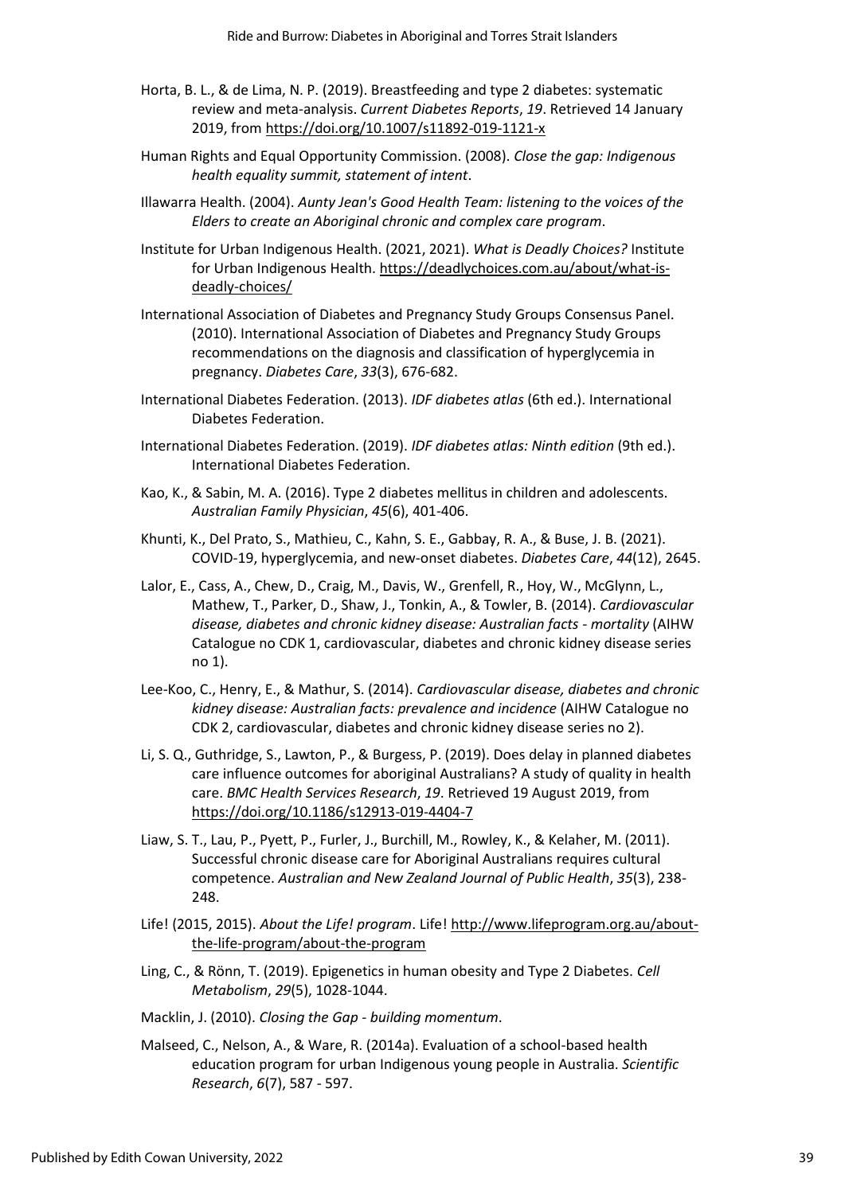Horta, B. L., & de Lima, N. P. (2019). Breastfeeding and type 2 diabetes: systematic review and meta-analysis. *Current Diabetes Reports*, *19*. Retrieved 14 January 2019, from https://doi.org/10.1007/s11892-019-1121-x

Human Rights and Equal Opportunity Commission. (2008). *Close the gap: Indigenous health equality summit, statement of intent*.

Illawarra Health. (2004). *Aunty Jean's Good Health Team: listening to the voices of the Elders to create an Aboriginal chronic and complex care program*.

Institute for Urban Indigenous Health. (2021, 2021). *What is Deadly Choices?* Institute for Urban Indigenous Health. https://deadlychoices.com.au/about/what-is-deadly-choices/

International Association of Diabetes and Pregnancy Study Groups Consensus Panel. (2010). International Association of Diabetes and Pregnancy Study Groups recommendations on the diagnosis and classification of hyperglycemia in pregnancy. *Diabetes Care*, *33*(3), 676-682.

International Diabetes Federation. (2013). *IDF diabetes atlas* (6th ed.). International Diabetes Federation.

International Diabetes Federation. (2019). *IDF diabetes atlas: Ninth edition* (9th ed.). International Diabetes Federation.

Kao, K., & Sabin, M. A. (2016). Type 2 diabetes mellitus in children and adolescents. *Australian Family Physician*, *45*(6), 401-406.

Khunti, K., Del Prato, S., Mathieu, C., Kahn, S. E., Gabbay, R. A., & Buse, J. B. (2021). COVID-19, hyperglycemia, and new-onset diabetes. *Diabetes Care*, *44*(12), 2645.

Lalor, E., Cass, A., Chew, D., Craig, M., Davis, W., Grenfell, R., Hoy, W., McGlynn, L., Mathew, T., Parker, D., Shaw, J., Tonkin, A., & Towler, B. (2014). *Cardiovascular disease, diabetes and chronic kidney disease: Australian facts - mortality* (AIHW Catalogue no CDK 1, cardiovascular, diabetes and chronic kidney disease series no 1).

Lee-Koo, C., Henry, E., & Mathur, S. (2014). *Cardiovascular disease, diabetes and chronic kidney disease: Australian facts: prevalence and incidence* (AIHW Catalogue no CDK 2, cardiovascular, diabetes and chronic kidney disease series no 2).

Li, S. Q., Guthridge, S., Lawton, P., & Burgess, P. (2019). Does delay in planned diabetes care influence outcomes for aboriginal Australians? A study of quality in health care. *BMC Health Services Research*, *19*. Retrieved 19 August 2019, from https://doi.org/10.1186/s12913-019-4404-7

Liaw, S. T., Lau, P., Pyett, P., Furler, J., Burchill, M., Rowley, K., & Kelaher, M. (2011). Successful chronic disease care for Aboriginal Australians requires cultural competence. *Australian and New Zealand Journal of Public Health*, *35*(3), 238-248.

Life! (2015, 2015). *About the Life! program*. Life! http://www.lifeprogram.org.au/about-the-life-program/about-the-program

Ling, C., & Rönn, T. (2019). Epigenetics in human obesity and Type 2 Diabetes. *Cell Metabolism*, *29*(5), 1028-1044.

Macklin, J. (2010). *Closing the Gap - building momentum*.

Malseed, C., Nelson, A., & Ware, R. (2014a). Evaluation of a school-based health education program for urban Indigenous young people in Australia. *Scientific Research*, *6*(7), 587 - 597.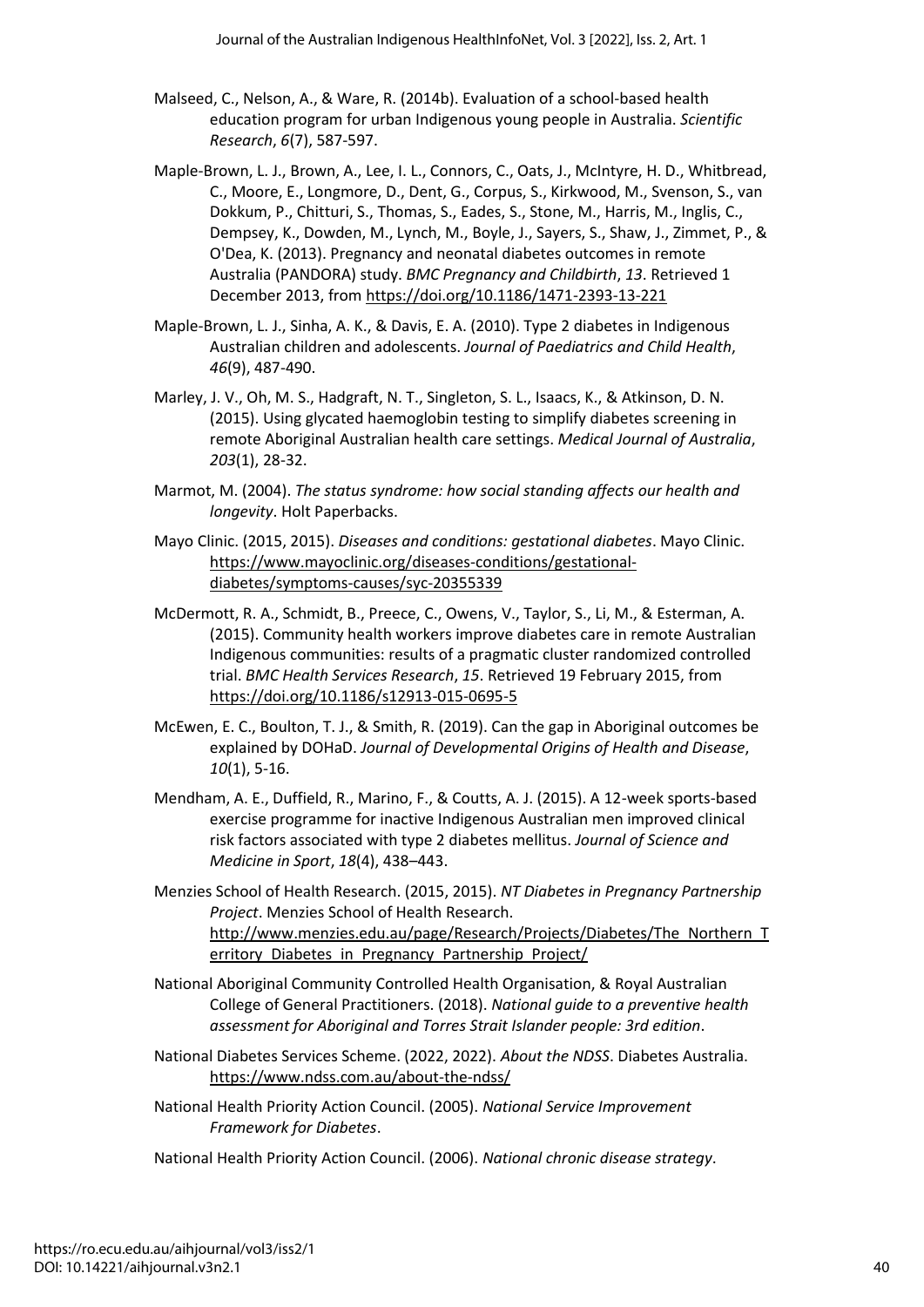Malseed, C., Nelson, A., & Ware, R. (2014b). Evaluation of a school-based health education program for urban Indigenous young people in Australia. *Scientific Research*, *6*(7), 587-597.

Maple-Brown, L. J., Brown, A., Lee, I. L., Connors, C., Oats, J., McIntyre, H. D., Whitbread, C., Moore, E., Longmore, D., Dent, G., Corpus, S., Kirkwood, M., Svenson, S., van Dokkum, P., Chitturi, S., Thomas, S., Eades, S., Stone, M., Harris, M., Inglis, C., Dempsey, K., Dowden, M., Lynch, M., Boyle, J., Sayers, S., Shaw, J., Zimmet, P., & O'Dea, K. (2013). Pregnancy and neonatal diabetes outcomes in remote Australia (PANDORA) study. *BMC Pregnancy and Childbirth*, *13*. Retrieved 1 December 2013, from https://doi.org/10.1186/1471-2393-13-221

Maple-Brown, L. J., Sinha, A. K., & Davis, E. A. (2010). Type 2 diabetes in Indigenous Australian children and adolescents. *Journal of Paediatrics and Child Health*, *46*(9), 487-490.

Marley, J. V., Oh, M. S., Hadgraft, N. T., Singleton, S. L., Isaacs, K., & Atkinson, D. N. (2015). Using glycated haemoglobin testing to simplify diabetes screening in remote Aboriginal Australian health care settings. *Medical Journal of Australia*, *203*(1), 28-32.

Marmot, M. (2004). *The status syndrome: how social standing affects our health and longevity*. Holt Paperbacks.

Mayo Clinic. (2015, 2015). *Diseases and conditions: gestational diabetes*. Mayo Clinic. https://www.mayoclinic.org/diseases-conditions/gestational-diabetes/symptoms-causes/syc-20355339

McDermott, R. A., Schmidt, B., Preece, C., Owens, V., Taylor, S., Li, M., & Esterman, A. (2015). Community health workers improve diabetes care in remote Australian Indigenous communities: results of a pragmatic cluster randomized controlled trial. *BMC Health Services Research*, *15*. Retrieved 19 February 2015, from https://doi.org/10.1186/s12913-015-0695-5

McEwen, E. C., Boulton, T. J., & Smith, R. (2019). Can the gap in Aboriginal outcomes be explained by DOHaD. *Journal of Developmental Origins of Health and Disease*, *10*(1), 5-16.

Mendham, A. E., Duffield, R., Marino, F., & Coutts, A. J. (2015). A 12-week sports-based exercise programme for inactive Indigenous Australian men improved clinical risk factors associated with type 2 diabetes mellitus. *Journal of Science and Medicine in Sport*, *18*(4), 438–443.

Menzies School of Health Research. (2015, 2015). *NT Diabetes in Pregnancy Partnership Project*. Menzies School of Health Research. http://www.menzies.edu.au/page/Research/Projects/Diabetes/The_Northern_Territory_Diabetes_in_Pregnancy_Partnership_Project/

National Aboriginal Community Controlled Health Organisation, & Royal Australian College of General Practitioners. (2018). *National guide to a preventive health assessment for Aboriginal and Torres Strait Islander people: 3rd edition*.

National Diabetes Services Scheme. (2022, 2022). *About the NDSS*. Diabetes Australia. https://www.ndss.com.au/about-the-ndss/

National Health Priority Action Council. (2005). *National Service Improvement Framework for Diabetes*.

National Health Priority Action Council. (2006). *National chronic disease strategy*.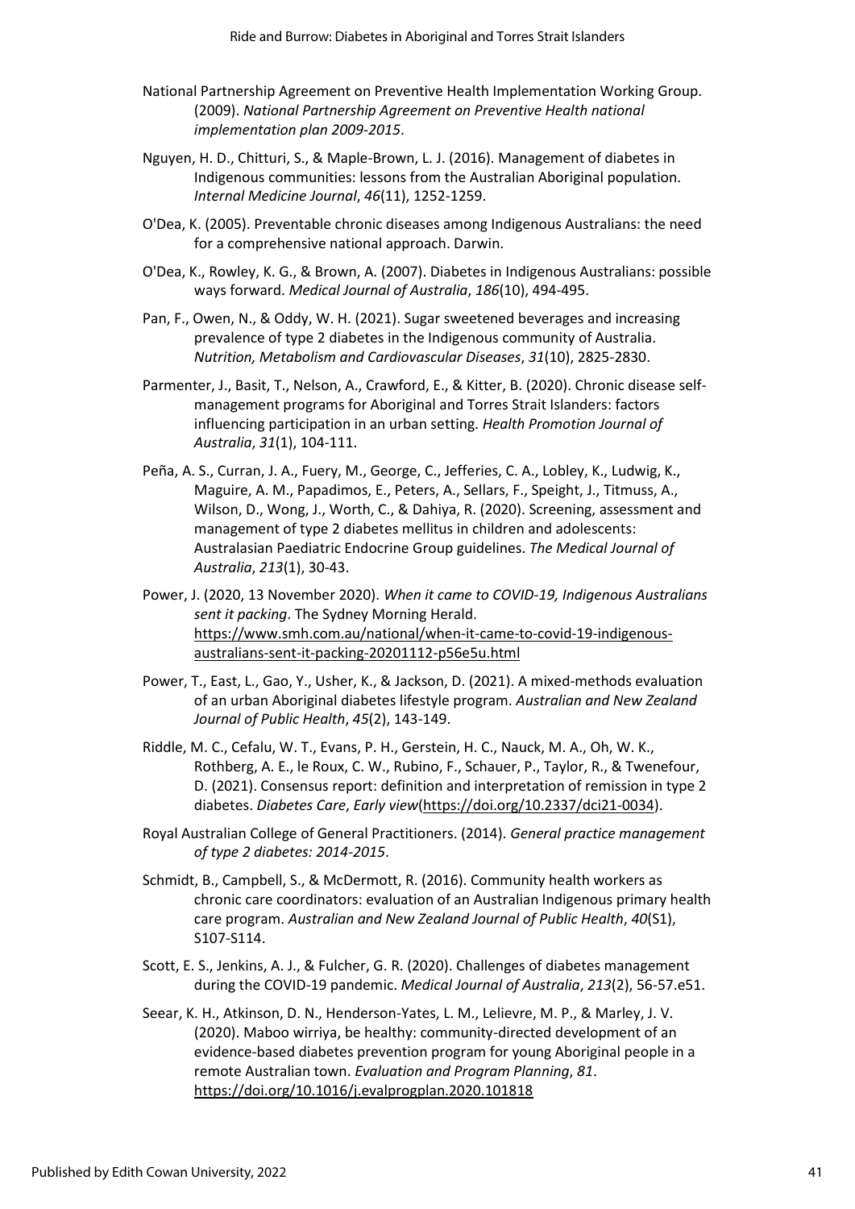National Partnership Agreement on Preventive Health Implementation Working Group. (2009). *National Partnership Agreement on Preventive Health national implementation plan 2009-2015*.

Nguyen, H. D., Chitturi, S., & Maple-Brown, L. J. (2016). Management of diabetes in Indigenous communities: lessons from the Australian Aboriginal population. *Internal Medicine Journal*, *46*(11), 1252-1259.

O'Dea, K. (2005). Preventable chronic diseases among Indigenous Australians: the need for a comprehensive national approach. Darwin.

O'Dea, K., Rowley, K. G., & Brown, A. (2007). Diabetes in Indigenous Australians: possible ways forward. *Medical Journal of Australia*, *186*(10), 494-495.

Pan, F., Owen, N., & Oddy, W. H. (2021). Sugar sweetened beverages and increasing prevalence of type 2 diabetes in the Indigenous community of Australia. *Nutrition, Metabolism and Cardiovascular Diseases*, *31*(10), 2825-2830.

Parmenter, J., Basit, T., Nelson, A., Crawford, E., & Kitter, B. (2020). Chronic disease self-management programs for Aboriginal and Torres Strait Islanders: factors influencing participation in an urban setting. *Health Promotion Journal of Australia*, *31*(1), 104-111.

Peña, A. S., Curran, J. A., Fuery, M., George, C., Jefferies, C. A., Lobley, K., Ludwig, K., Maguire, A. M., Papadimos, E., Peters, A., Sellars, F., Speight, J., Titmuss, A., Wilson, D., Wong, J., Worth, C., & Dahiya, R. (2020). Screening, assessment and management of type 2 diabetes mellitus in children and adolescents: Australasian Paediatric Endocrine Group guidelines. *The Medical Journal of Australia*, *213*(1), 30-43.

Power, J. (2020, 13 November 2020). *When it came to COVID-19, Indigenous Australians sent it packing*. The Sydney Morning Herald. https://www.smh.com.au/national/when-it-came-to-covid-19-indigenous-australians-sent-it-packing-20201112-p56e5u.html

Power, T., East, L., Gao, Y., Usher, K., & Jackson, D. (2021). A mixed-methods evaluation of an urban Aboriginal diabetes lifestyle program. *Australian and New Zealand Journal of Public Health*, *45*(2), 143-149.

Riddle, M. C., Cefalu, W. T., Evans, P. H., Gerstein, H. C., Nauck, M. A., Oh, W. K., Rothberg, A. E., le Roux, C. W., Rubino, F., Schauer, P., Taylor, R., & Twenefour, D. (2021). Consensus report: definition and interpretation of remission in type 2 diabetes. *Diabetes Care*, *Early view*(https://doi.org/10.2337/dci21-0034).

Royal Australian College of General Practitioners. (2014). *General practice management of type 2 diabetes: 2014-2015*.

Schmidt, B., Campbell, S., & McDermott, R. (2016). Community health workers as chronic care coordinators: evaluation of an Australian Indigenous primary health care program. *Australian and New Zealand Journal of Public Health*, *40*(S1), S107-S114.

Scott, E. S., Jenkins, A. J., & Fulcher, G. R. (2020). Challenges of diabetes management during the COVID-19 pandemic. *Medical Journal of Australia*, *213*(2), 56-57.e51.

Seear, K. H., Atkinson, D. N., Henderson-Yates, L. M., Lelievre, M. P., & Marley, J. V. (2020). Maboo wirriya, be healthy: community-directed development of an evidence-based diabetes prevention program for young Aboriginal people in a remote Australian town. *Evaluation and Program Planning*, *81*. https://doi.org/10.1016/j.evalprogplan.2020.101818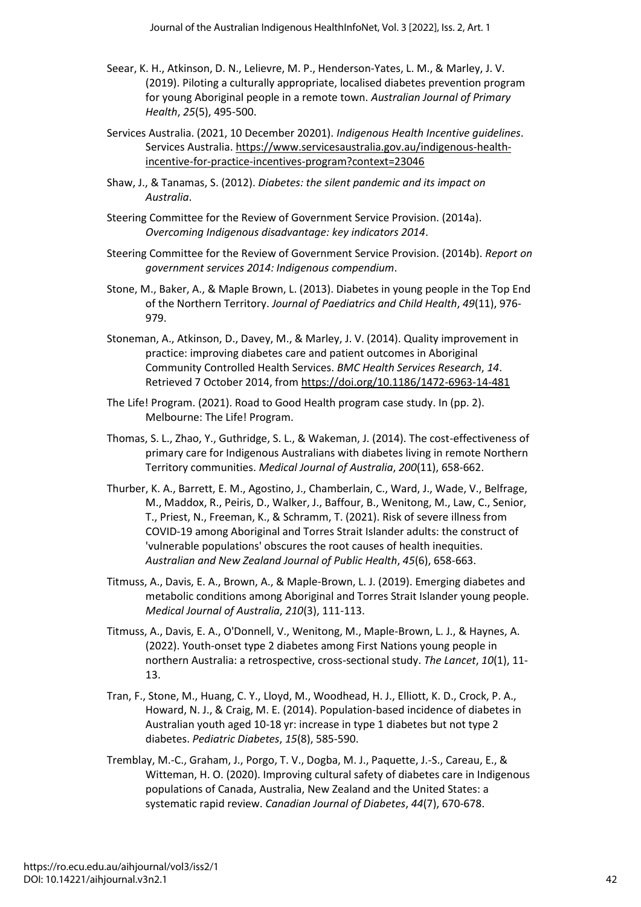Seear, K. H., Atkinson, D. N., Lelievre, M. P., Henderson-Yates, L. M., & Marley, J. V. (2019). Piloting a culturally appropriate, localised diabetes prevention program for young Aboriginal people in a remote town. *Australian Journal of Primary Health*, *25*(5), 495-500.

Services Australia. (2021, 10 December 20201). *Indigenous Health Incentive guidelines*. Services Australia. https://www.servicesaustralia.gov.au/indigenous-health-incentive-for-practice-incentives-program?context=23046

Shaw, J., & Tanamas, S. (2012). *Diabetes: the silent pandemic and its impact on Australia*.

Steering Committee for the Review of Government Service Provision. (2014a). *Overcoming Indigenous disadvantage: key indicators 2014*.

Steering Committee for the Review of Government Service Provision. (2014b). *Report on government services 2014: Indigenous compendium*.

Stone, M., Baker, A., & Maple Brown, L. (2013). Diabetes in young people in the Top End of the Northern Territory. *Journal of Paediatrics and Child Health*, *49*(11), 976-979.

Stoneman, A., Atkinson, D., Davey, M., & Marley, J. V. (2014). Quality improvement in practice: improving diabetes care and patient outcomes in Aboriginal Community Controlled Health Services. *BMC Health Services Research*, *14*. Retrieved 7 October 2014, from https://doi.org/10.1186/1472-6963-14-481

The Life! Program. (2021). Road to Good Health program case study. In (pp. 2). Melbourne: The Life! Program.

Thomas, S. L., Zhao, Y., Guthridge, S. L., & Wakeman, J. (2014). The cost-effectiveness of primary care for Indigenous Australians with diabetes living in remote Northern Territory communities. *Medical Journal of Australia*, *200*(11), 658-662.

Thurber, K. A., Barrett, E. M., Agostino, J., Chamberlain, C., Ward, J., Wade, V., Belfrage, M., Maddox, R., Peiris, D., Walker, J., Baffour, B., Wenitong, M., Law, C., Senior, T., Priest, N., Freeman, K., & Schramm, T. (2021). Risk of severe illness from COVID-19 among Aboriginal and Torres Strait Islander adults: the construct of 'vulnerable populations' obscures the root causes of health inequities. *Australian and New Zealand Journal of Public Health*, *45*(6), 658-663.

Titmuss, A., Davis, E. A., Brown, A., & Maple-Brown, L. J. (2019). Emerging diabetes and metabolic conditions among Aboriginal and Torres Strait Islander young people. *Medical Journal of Australia*, *210*(3), 111-113.

Titmuss, A., Davis, E. A., O'Donnell, V., Wenitong, M., Maple-Brown, L. J., & Haynes, A. (2022). Youth-onset type 2 diabetes among First Nations young people in northern Australia: a retrospective, cross-sectional study. *The Lancet*, *10*(1), 11-13.

Tran, F., Stone, M., Huang, C. Y., Lloyd, M., Woodhead, H. J., Elliott, K. D., Crock, P. A., Howard, N. J., & Craig, M. E. (2014). Population-based incidence of diabetes in Australian youth aged 10-18 yr: increase in type 1 diabetes but not type 2 diabetes. *Pediatric Diabetes*, *15*(8), 585-590.

Tremblay, M.-C., Graham, J., Porgo, T. V., Dogba, M. J., Paquette, J.-S., Careau, E., & Witteman, H. O. (2020). Improving cultural safety of diabetes care in Indigenous populations of Canada, Australia, New Zealand and the United States: a systematic rapid review. *Canadian Journal of Diabetes*, *44*(7), 670-678.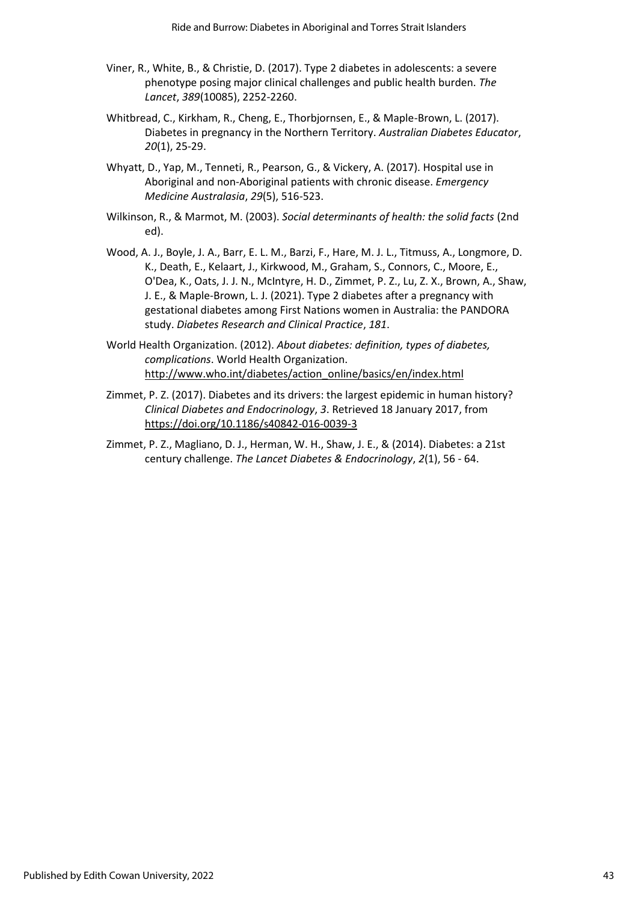Viner, R., White, B., & Christie, D. (2017). Type 2 diabetes in adolescents: a severe phenotype posing major clinical challenges and public health burden. *The Lancet*, *389*(10085), 2252-2260.

Whitbread, C., Kirkham, R., Cheng, E., Thorbjornsen, E., & Maple-Brown, L. (2017). Diabetes in pregnancy in the Northern Territory. *Australian Diabetes Educator*, *20*(1), 25-29.

Whyatt, D., Yap, M., Tenneti, R., Pearson, G., & Vickery, A. (2017). Hospital use in Aboriginal and non-Aboriginal patients with chronic disease. *Emergency Medicine Australasia*, *29*(5), 516-523.

Wilkinson, R., & Marmot, M. (2003). *Social determinants of health: the solid facts* (2nd ed).

Wood, A. J., Boyle, J. A., Barr, E. L. M., Barzi, F., Hare, M. J. L., Titmuss, A., Longmore, D. K., Death, E., Kelaart, J., Kirkwood, M., Graham, S., Connors, C., Moore, E., O'Dea, K., Oats, J. J. N., McIntyre, H. D., Zimmet, P. Z., Lu, Z. X., Brown, A., Shaw, J. E., & Maple-Brown, L. J. (2021). Type 2 diabetes after a pregnancy with gestational diabetes among First Nations women in Australia: the PANDORA study. *Diabetes Research and Clinical Practice*, *181*.

World Health Organization. (2012). *About diabetes: definition, types of diabetes, complications*. World Health Organization. http://www.who.int/diabetes/action_online/basics/en/index.html

Zimmet, P. Z. (2017). Diabetes and its drivers: the largest epidemic in human history? *Clinical Diabetes and Endocrinology*, *3*. Retrieved 18 January 2017, from https://doi.org/10.1186/s40842-016-0039-3

Zimmet, P. Z., Magliano, D. J., Herman, W. H., Shaw, J. E., & (2014). Diabetes: a 21st century challenge. *The Lancet Diabetes & Endocrinology*, *2*(1), 56 - 64.